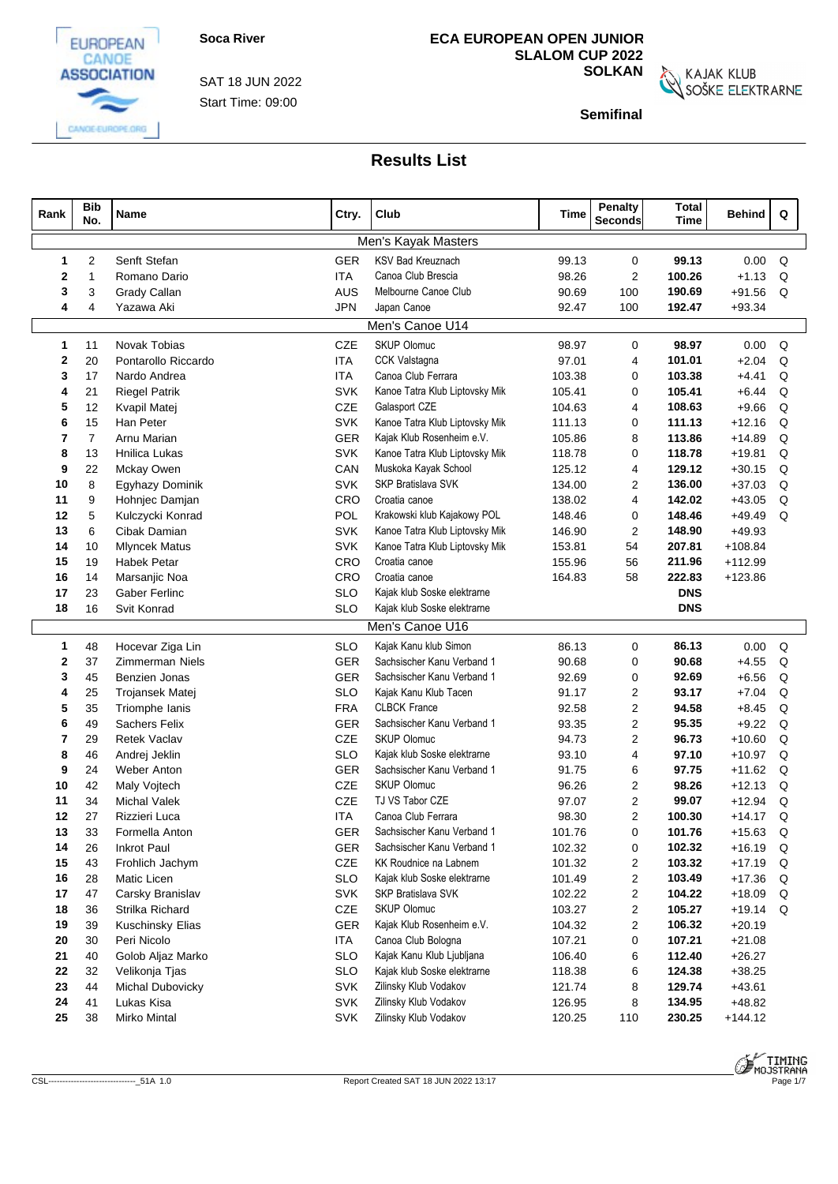Soca River

SAT 18 JUN 2022

Start Time: 09:00

**ECA EUROPEAN OPEN JUNIOR SLALOM CUP 2022 SOLKAN**

**Semifinal**

## Results List

| Rank | Bib No. | Name | Ctry. | Club | Time | Penalty Seconds | Total Time | Behind | Q |
|---|---|---|---|---|---|---|---|---|---|
| | | | | **Men's Kayak Masters** | | | | | |
| 1 | 2 | Senft Stefan | GER | KSV Bad Kreuznach | 99.13 | 0 | **99.13** | 0.00 | Q |
| 2 | 1 | Romano Dario | ITA | Canoa Club Brescia | 98.26 | 2 | **100.26** | +1.13 | Q |
| 3 | 3 | Grady Callan | AUS | Melbourne Canoe Club | 90.69 | 100 | **190.69** | +91.56 | Q |
| 4 | 4 | Yazawa Aki | JPN | Japan Canoe | 92.47 | 100 | **192.47** | +93.34 | |
| | | | | **Men's Canoe U14** | | | | | |
| 1 | 11 | Novak Tobias | CZE | SKUP Olomuc | 98.97 | 0 | **98.97** | 0.00 | Q |
| 2 | 20 | Pontarollo Riccardo | ITA | CCK Valstagna | 97.01 | 4 | **101.01** | +2.04 | Q |
| 3 | 17 | Nardo Andrea | ITA | Canoa Club Ferrara | 103.38 | 0 | **103.38** | +4.41 | Q |
| 4 | 21 | Riegel Patrik | SVK | Kanoe Tatra Klub Liptovsky Mik | 105.41 | 0 | **105.41** | +6.44 | Q |
| 5 | 12 | Kvapil Matej | CZE | Galasport CZE | 104.63 | 4 | **108.63** | +9.66 | Q |
| 6 | 15 | Han Peter | SVK | Kanoe Tatra Klub Liptovsky Mik | 111.13 | 0 | **111.13** | +12.16 | Q |
| 7 | 7 | Arnu Marian | GER | Kajak Klub Rosenheim e.V. | 105.86 | 8 | **113.86** | +14.89 | Q |
| 8 | 13 | Hnilica Lukas | SVK | Kanoe Tatra Klub Liptovsky Mik | 118.78 | 0 | **118.78** | +19.81 | Q |
| 9 | 22 | Mckay Owen | CAN | Muskoka Kayak School | 125.12 | 4 | **129.12** | +30.15 | Q |
| 10 | 8 | Egyhazy Dominik | SVK | SKP Bratislava SVK | 134.00 | 2 | **136.00** | +37.03 | Q |
| 11 | 9 | Hohnjec Damjan | CRO | Croatia canoe | 138.02 | 4 | **142.02** | +43.05 | Q |
| 12 | 5 | Kulczycki Konrad | POL | Krakowski klub Kajakowy POL | 148.46 | 0 | **148.46** | +49.49 | Q |
| 13 | 6 | Cibak Damian | SVK | Kanoe Tatra Klub Liptovsky Mik | 146.90 | 2 | **148.90** | +49.93 | |
| 14 | 10 | Mlyncek Matus | SVK | Kanoe Tatra Klub Liptovsky Mik | 153.81 | 54 | **207.81** | +108.84 | |
| 15 | 19 | Habek Petar | CRO | Croatia canoe | 155.96 | 56 | **211.96** | +112.99 | |
| 16 | 14 | Marsanjic Noa | CRO | Croatia canoe | 164.83 | 58 | **222.83** | +123.86 | |
| 17 | 23 | Gaber Ferlinc | SLO | Kajak klub Soske elektrarne | | | **DNS** | | |
| 18 | 16 | Svit Konrad | SLO | Kajak klub Soske elektrarne | | | **DNS** | | |
| | | | | **Men's Canoe U16** | | | | | |
| 1 | 48 | Hocevar Ziga Lin | SLO | Kajak Kanu klub Simon | 86.13 | 0 | **86.13** | 0.00 | Q |
| 2 | 37 | Zimmerman Niels | GER | Sachsischer Kanu Verband 1 | 90.68 | 0 | **90.68** | +4.55 | Q |
| 3 | 45 | Benzien Jonas | GER | Sachsischer Kanu Verband 1 | 92.69 | 0 | **92.69** | +6.56 | Q |
| 4 | 25 | Trojansek Matej | SLO | Kajak Kanu Klub Tacen | 91.17 | 2 | **93.17** | +7.04 | Q |
| 5 | 35 | Triomphe Ianis | FRA | CLBCK France | 92.58 | 2 | **94.58** | +8.45 | Q |
| 6 | 49 | Sachers Felix | GER | Sachsischer Kanu Verband 1 | 93.35 | 2 | **95.35** | +9.22 | Q |
| 7 | 29 | Retek Vaclav | CZE | SKUP Olomuc | 94.73 | 2 | **96.73** | +10.60 | Q |
| 8 | 46 | Andrej Jeklin | SLO | Kajak klub Soske elektrarne | 93.10 | 4 | **97.10** | +10.97 | Q |
| 9 | 24 | Weber Anton | GER | Sachsischer Kanu Verband 1 | 91.75 | 6 | **97.75** | +11.62 | Q |
| 10 | 42 | Maly Vojtech | CZE | SKUP Olomuc | 96.26 | 2 | **98.26** | +12.13 | Q |
| 11 | 34 | Michal Valek | CZE | TJ VS Tabor CZE | 97.07 | 2 | **99.07** | +12.94 | Q |
| 12 | 27 | Rizzieri Luca | ITA | Canoa Club Ferrara | 98.30 | 2 | **100.30** | +14.17 | Q |
| 13 | 33 | Formella Anton | GER | Sachsischer Kanu Verband 1 | 101.76 | 0 | **101.76** | +15.63 | Q |
| 14 | 26 | Inkrot Paul | GER | Sachsischer Kanu Verband 1 | 102.32 | 0 | **102.32** | +16.19 | Q |
| 15 | 43 | Frohlich Jachym | CZE | KK Roudnice na Labnem | 101.32 | 2 | **103.32** | +17.19 | Q |
| 16 | 28 | Matic Licen | SLO | Kajak klub Soske elektrarne | 101.49 | 2 | **103.49** | +17.36 | Q |
| 17 | 47 | Carsky Branislav | SVK | SKP Bratislava SVK | 102.22 | 2 | **104.22** | +18.09 | Q |
| 18 | 36 | Strilka Richard | CZE | SKUP Olomuc | 103.27 | 2 | **105.27** | +19.14 | Q |
| 19 | 39 | Kuschinsky Elias | GER | Kajak Klub Rosenheim e.V. | 104.32 | 2 | **106.32** | +20.19 | |
| 20 | 30 | Peri Nicolo | ITA | Canoa Club Bologna | 107.21 | 0 | **107.21** | +21.08 | |
| 21 | 40 | Golob Aljaz Marko | SLO | Kajak Kanu Klub Ljubljana | 106.40 | 6 | **112.40** | +26.27 | |
| 22 | 32 | Velikonja Tjas | SLO | Kajak klub Soske elektrarne | 118.38 | 6 | **124.38** | +38.25 | |
| 23 | 44 | Michal Dubovicky | SVK | Zilinsky Klub Vodakov | 121.74 | 8 | **129.74** | +43.61 | |
| 24 | 41 | Lukas Kisa | SVK | Zilinsky Klub Vodakov | 126.95 | 8 | **134.95** | +48.82 | |
| 25 | 38 | Mirko Mintal | SVK | Zilinsky Klub Vodakov | 120.25 | 110 | **230.25** | +144.12 | |

CSL--------------------------------_51A 1.0 Report Created SAT 18 JUN 2022 13:17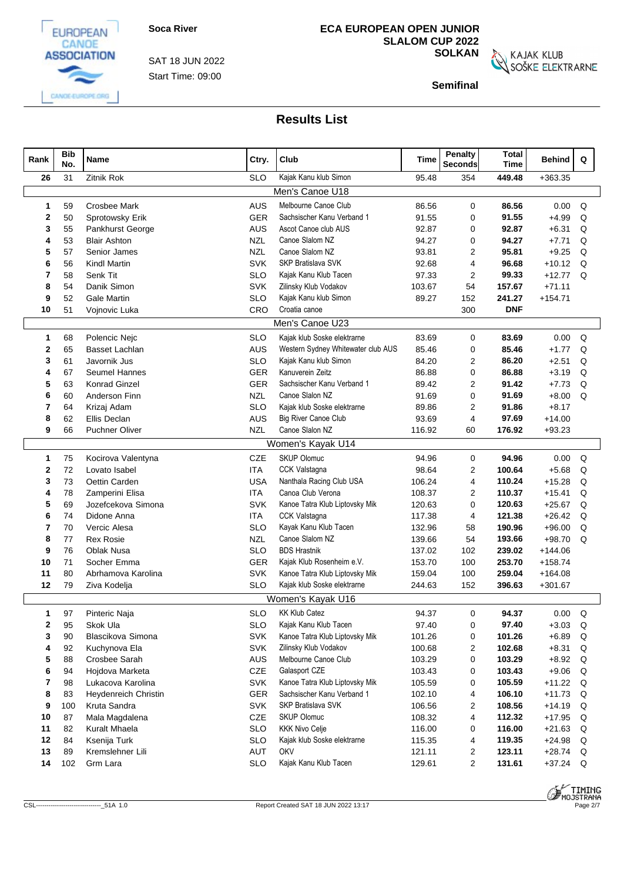Soca River

SAT 18 JUN 2022

Start Time: 09:00

**ECA EUROPEAN OPEN JUNIOR SLALOM CUP 2022**

**SOLKAN**

**Semifinal**

## Results List

| Rank | Bib No. | Name | Ctry. | Club | Time | Penalty Seconds | Total Time | Behind | Q |
|---|---|---|---|---|---|---|---|---|---|
| 26 | 31 | Zitnik Rok | SLO | Kajak Kanu klub Simon | 95.48 | 354 | 449.48 | +363.35 | |
| | | **Men's Canoe U18** | | | | | | | |
| 1 | 59 | Crosbee Mark | AUS | Melbourne Canoe Club | 86.56 | 0 | 86.56 | 0.00 | Q |
| 2 | 50 | Sprotowsky Erik | GER | Sachsischer Kanu Verband 1 | 91.55 | 0 | 91.55 | +4.99 | Q |
| 3 | 55 | Pankhurst George | AUS | Ascot Canoe club AUS | 92.87 | 0 | 92.87 | +6.31 | Q |
| 4 | 53 | Blair Ashton | NZL | Canoe Slalom NZ | 94.27 | 0 | 94.27 | +7.71 | Q |
| 5 | 57 | Senior James | NZL | Canoe Slalom NZ | 93.81 | 2 | 95.81 | +9.25 | Q |
| 6 | 56 | Kindl Martin | SVK | SKP Bratislava SVK | 92.68 | 4 | 96.68 | +10.12 | Q |
| 7 | 58 | Senk Tit | SLO | Kajak Kanu Klub Tacen | 97.33 | 2 | 99.33 | +12.77 | Q |
| 8 | 54 | Danik Simon | SVK | Zilinsky Klub Vodakov | 103.67 | 54 | 157.67 | +71.11 | |
| 9 | 52 | Gale Martin | SLO | Kajak Kanu klub Simon | 89.27 | 152 | 241.27 | +154.71 | |
| 10 | 51 | Vojnovic Luka | CRO | Croatia canoe | | 300 | DNF | | |
| | | **Men's Canoe U23** | | | | | | | |
| 1 | 68 | Polencic Nejc | SLO | Kajak klub Soske elektrarne | 83.69 | 0 | 83.69 | 0.00 | Q |
| 2 | 65 | Basset Lachlan | AUS | Western Sydney Whitewater club AUS | 85.46 | 0 | 85.46 | +1.77 | Q |
| 3 | 61 | Javornik Jus | SLO | Kajak Kanu klub Simon | 84.20 | 2 | 86.20 | +2.51 | Q |
| 4 | 67 | Seumel Hannes | GER | Kanuverein Zeitz | 86.88 | 0 | 86.88 | +3.19 | Q |
| 5 | 63 | Konrad Ginzel | GER | Sachsischer Kanu Verband 1 | 89.42 | 2 | 91.42 | +7.73 | Q |
| 6 | 60 | Anderson Finn | NZL | Canoe Slalon NZ | 91.69 | 0 | 91.69 | +8.00 | Q |
| 7 | 64 | Krizaj Adam | SLO | Kajak klub Soske elektrarne | 89.86 | 2 | 91.86 | +8.17 | |
| 8 | 62 | Ellis Declan | AUS | Big River Canoe Club | 93.69 | 4 | 97.69 | +14.00 | |
| 9 | 66 | Puchner Oliver | NZL | Canoe Slalon NZ | 116.92 | 60 | 176.92 | +93.23 | |
| | | **Women's Kayak U14** | | | | | | | |
| 1 | 75 | Kocirova Valentyna | CZE | SKUP Olomuc | 94.96 | 0 | 94.96 | 0.00 | Q |
| 2 | 72 | Lovato Isabel | ITA | CCK Valstagna | 98.64 | 2 | 100.64 | +5.68 | Q |
| 3 | 73 | Oettin Carden | USA | Nanthala Racing Club USA | 106.24 | 4 | 110.24 | +15.28 | Q |
| 4 | 78 | Zamperini Elisa | ITA | Canoa Club Verona | 108.37 | 2 | 110.37 | +15.41 | Q |
| 5 | 69 | Jozefcekova Simona | SVK | Kanoe Tatra Klub Liptovsky Mik | 120.63 | 0 | 120.63 | +25.67 | Q |
| 6 | 74 | Didone Anna | ITA | CCK Valstagna | 117.38 | 4 | 121.38 | +26.42 | Q |
| 7 | 70 | Vercic Alesa | SLO | Kayak Kanu Klub Tacen | 132.96 | 58 | 190.96 | +96.00 | Q |
| 8 | 77 | Rex Rosie | NZL | Canoe Slalom NZ | 139.66 | 54 | 193.66 | +98.70 | Q |
| 9 | 76 | Oblak Nusa | SLO | BDS Hrastnik | 137.02 | 102 | 239.02 | +144.06 | |
| 10 | 71 | Socher Emma | GER | Kajak Klub Rosenheim e.V. | 153.70 | 100 | 253.70 | +158.74 | |
| 11 | 80 | Abrhamova Karolina | SVK | Kanoe Tatra Klub Liptovsky Mik | 159.04 | 100 | 259.04 | +164.08 | |
| 12 | 79 | Ziva Kodelja | SLO | Kajak klub Soske elektrarne | 244.63 | 152 | 396.63 | +301.67 | |
| | | **Women's Kayak U16** | | | | | | | |
| 1 | 97 | Pinteric Naja | SLO | KK Klub Catez | 94.37 | 0 | 94.37 | 0.00 | Q |
| 2 | 95 | Skok Ula | SLO | Kajak Kanu Klub Tacen | 97.40 | 0 | 97.40 | +3.03 | Q |
| 3 | 90 | Blascikova Simona | SVK | Kanoe Tatra Klub Liptovsky Mik | 101.26 | 0 | 101.26 | +6.89 | Q |
| 4 | 92 | Kuchynova Ela | SVK | Zilinsky Klub Vodakov | 100.68 | 2 | 102.68 | +8.31 | Q |
| 5 | 88 | Crosbee Sarah | AUS | Melbourne Canoe Club | 103.29 | 0 | 103.29 | +8.92 | Q |
| 6 | 94 | Hojdova Marketa | CZE | Galasport CZE | 103.43 | 0 | 103.43 | +9.06 | Q |
| 7 | 98 | Lukacova Karolina | SVK | Kanoe Tatra Klub Liptovsky Mik | 105.59 | 0 | 105.59 | +11.22 | Q |
| 8 | 83 | Heydenreich Christin | GER | Sachsischer Kanu Verband 1 | 102.10 | 4 | 106.10 | +11.73 | Q |
| 9 | 100 | Kruta Sandra | SVK | SKP Bratislava SVK | 106.56 | 2 | 108.56 | +14.19 | Q |
| 10 | 87 | Mala Magdalena | CZE | SKUP Olomuc | 108.32 | 4 | 112.32 | +17.95 | Q |
| 11 | 82 | Kuralt Mhaela | SLO | KKK Nivo Celje | 116.00 | 0 | 116.00 | +21.63 | Q |
| 12 | 84 | Ksenija Turk | SLO | Kajak klub Soske elektrarne | 115.35 | 4 | 119.35 | +24.98 | Q |
| 13 | 89 | Kremslehner Lili | AUT | OKV | 121.11 | 2 | 123.11 | +28.74 | Q |
| 14 | 102 | Grm Lara | SLO | Kajak Kanu Klub Tacen | 129.61 | 2 | 131.61 | +37.24 | Q |

CSL--------------------------------_51A 1.0

Report Created SAT 18 JUN 2022 13:17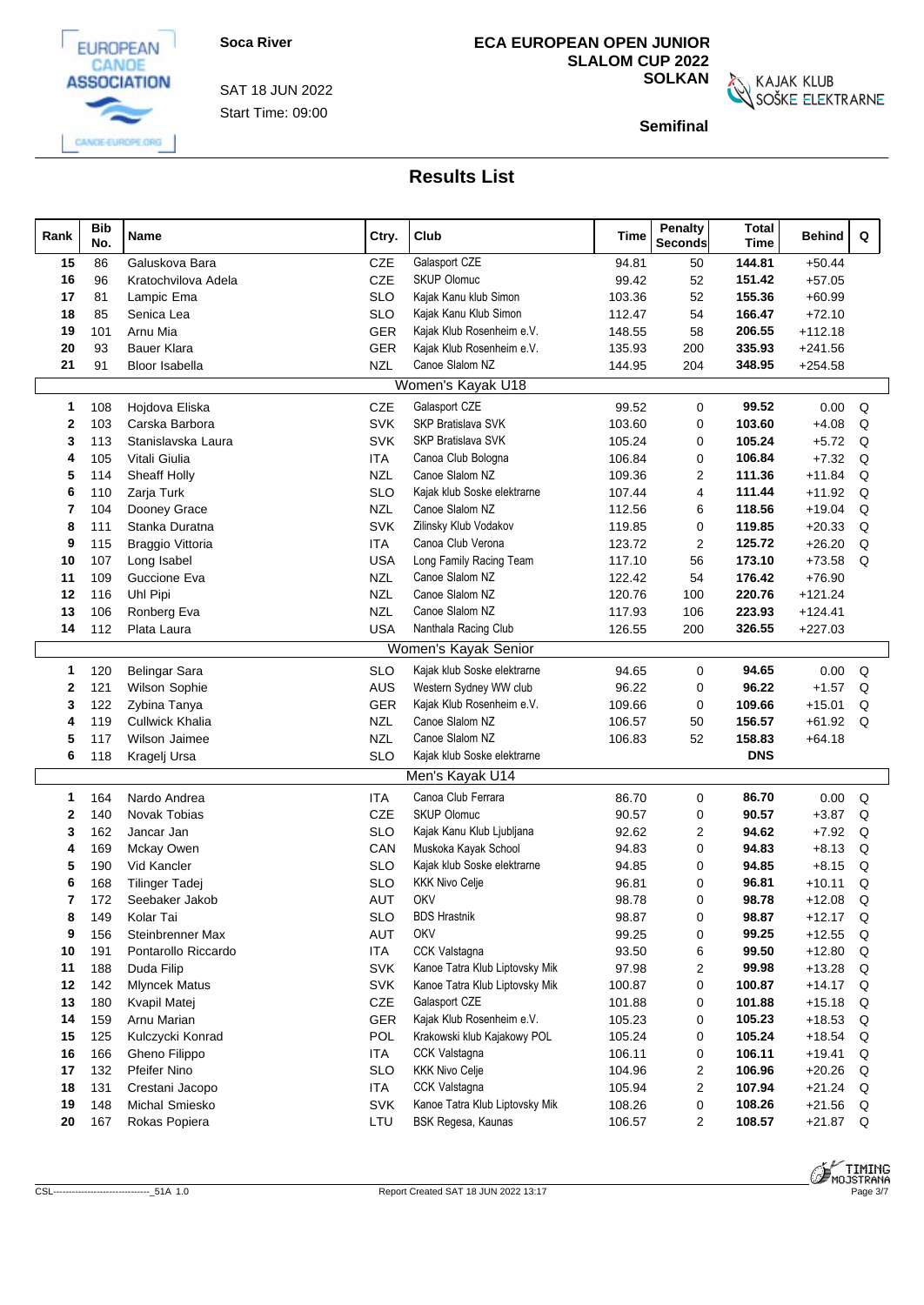Soca River

SAT 18 JUN 2022

Start Time: 09:00

# ECA EUROPEAN OPEN JUNIOR SLALOM CUP 2022

**SOLKAN**

**Semifinal**

## Results List

| Rank | Bib No. | Name | Ctry. | Club | Time | Penalty Seconds | Total Time | Behind | Q |
|---|---|---|---|---|---|---|---|---|---|
| 15 | 86 | Galuskova Bara | CZE | Galasport CZE | 94.81 | 50 | **144.81** | +50.44 | |
| 16 | 96 | Kratochvilova Adela | CZE | SKUP Olomuc | 99.42 | 52 | **151.42** | +57.05 | |
| 17 | 81 | Lampic Ema | SLO | Kajak Kanu klub Simon | 103.36 | 52 | **155.36** | +60.99 | |
| 18 | 85 | Senica Lea | SLO | Kajak Kanu Klub Simon | 112.47 | 54 | **166.47** | +72.10 | |
| 19 | 101 | Arnu Mia | GER | Kajak Klub Rosenheim e.V. | 148.55 | 58 | **206.55** | +112.18 | |
| 20 | 93 | Bauer Klara | GER | Kajak Klub Rosenheim e.V. | 135.93 | 200 | **335.93** | +241.56 | |
| 21 | 91 | Bloor Isabella | NZL | Canoe Slalom NZ | 144.95 | 204 | **348.95** | +254.58 | |
| | | **Women's Kayak U18** | | | | | | | |
| 1 | 108 | Hojdova Eliska | CZE | Galasport CZE | 99.52 | 0 | **99.52** | 0.00 | Q |
| 2 | 103 | Carska Barbora | SVK | SKP Bratislava SVK | 103.60 | 0 | **103.60** | +4.08 | Q |
| 3 | 113 | Stanislavska Laura | SVK | SKP Bratislava SVK | 105.24 | 0 | **105.24** | +5.72 | Q |
| 4 | 105 | Vitali Giulia | ITA | Canoa Club Bologna | 106.84 | 0 | **106.84** | +7.32 | Q |
| 5 | 114 | Sheaff Holly | NZL | Canoe Slalom NZ | 109.36 | 2 | **111.36** | +11.84 | Q |
| 6 | 110 | Zarja Turk | SLO | Kajak klub Soske elektrarne | 107.44 | 4 | **111.44** | +11.92 | Q |
| 7 | 104 | Dooney Grace | NZL | Canoe Slalom NZ | 112.56 | 6 | **118.56** | +19.04 | Q |
| 8 | 111 | Stanka Duratna | SVK | Zilinsky Klub Vodakov | 119.85 | 0 | **119.85** | +20.33 | Q |
| 9 | 115 | Braggio Vittoria | ITA | Canoa Club Verona | 123.72 | 2 | **125.72** | +26.20 | Q |
| 10 | 107 | Long Isabel | USA | Long Family Racing Team | 117.10 | 56 | **173.10** | +73.58 | Q |
| 11 | 109 | Guccione Eva | NZL | Canoe Slalom NZ | 122.42 | 54 | **176.42** | +76.90 | |
| 12 | 116 | Uhl Pipi | NZL | Canoe Slalom NZ | 120.76 | 100 | **220.76** | +121.24 | |
| 13 | 106 | Ronberg Eva | NZL | Canoe Slalom NZ | 117.93 | 106 | **223.93** | +124.41 | |
| 14 | 112 | Plata Laura | USA | Nanthala Racing Club | 126.55 | 200 | **326.55** | +227.03 | |
| | | **Women's Kayak Senior** | | | | | | | |
| 1 | 120 | Belingar Sara | SLO | Kajak klub Soske elektrarne | 94.65 | 0 | **94.65** | 0.00 | Q |
| 2 | 121 | Wilson Sophie | AUS | Western Sydney WW club | 96.22 | 0 | **96.22** | +1.57 | Q |
| 3 | 122 | Zybina Tanya | GER | Kajak Klub Rosenheim e.V. | 109.66 | 0 | **109.66** | +15.01 | Q |
| 4 | 119 | Cullwick Khalia | NZL | Canoe Slalom NZ | 106.57 | 50 | **156.57** | +61.92 | Q |
| 5 | 117 | Wilson Jaimee | NZL | Canoe Slalom NZ | 106.83 | 52 | **158.83** | +64.18 | |
| 6 | 118 | Kragelj Ursa | SLO | Kajak klub Soske elektrarne | | | **DNS** | | |
| | | **Men's Kayak U14** | | | | | | | |
| 1 | 164 | Nardo Andrea | ITA | Canoa Club Ferrara | 86.70 | 0 | **86.70** | 0.00 | Q |
| 2 | 140 | Novak Tobias | CZE | SKUP Olomuc | 90.57 | 0 | **90.57** | +3.87 | Q |
| 3 | 162 | Jancar Jan | SLO | Kajak Kanu Klub Ljubljana | 92.62 | 2 | **94.62** | +7.92 | Q |
| 4 | 169 | Mckay Owen | CAN | Muskoka Kayak School | 94.83 | 0 | **94.83** | +8.13 | Q |
| 5 | 190 | Vid Kancler | SLO | Kajak klub Soske elektrarne | 94.85 | 0 | **94.85** | +8.15 | Q |
| 6 | 168 | Tilinger Tadej | SLO | KKK Nivo Celje | 96.81 | 0 | **96.81** | +10.11 | Q |
| 7 | 172 | Seebaker Jakob | AUT | OKV | 98.78 | 0 | **98.78** | +12.08 | Q |
| 8 | 149 | Kolar Tai | SLO | BDS Hrastnik | 98.87 | 0 | **98.87** | +12.17 | Q |
| 9 | 156 | Steinbrenner Max | AUT | OKV | 99.25 | 0 | **99.25** | +12.55 | Q |
| 10 | 191 | Pontarollo Riccardo | ITA | CCK Valstagna | 93.50 | 6 | **99.50** | +12.80 | Q |
| 11 | 188 | Duda Filip | SVK | Kanoe Tatra Klub Liptovsky Mik | 97.98 | 2 | **99.98** | +13.28 | Q |
| 12 | 142 | Mlyncek Matus | SVK | Kanoe Tatra Klub Liptovsky Mik | 100.87 | 0 | **100.87** | +14.17 | Q |
| 13 | 180 | Kvapil Matej | CZE | Galasport CZE | 101.88 | 0 | **101.88** | +15.18 | Q |
| 14 | 159 | Arnu Marian | GER | Kajak Klub Rosenheim e.V. | 105.23 | 0 | **105.23** | +18.53 | Q |
| 15 | 125 | Kulczycki Konrad | POL | Krakowski klub Kajakowy POL | 105.24 | 0 | **105.24** | +18.54 | Q |
| 16 | 166 | Gheno Filippo | ITA | CCK Valstagna | 106.11 | 0 | **106.11** | +19.41 | Q |
| 17 | 132 | Pfeifer Nino | SLO | KKK Nivo Celje | 104.96 | 2 | **106.96** | +20.26 | Q |
| 18 | 131 | Crestani Jacopo | ITA | CCK Valstagna | 105.94 | 2 | **107.94** | +21.24 | Q |
| 19 | 148 | Michal Smiesko | SVK | Kanoe Tatra Klub Liptovsky Mik | 108.26 | 0 | **108.26** | +21.56 | Q |
| 20 | 167 | Rokas Popiera | LTU | BSK Regesa, Kaunas | 106.57 | 2 | **108.57** | +21.87 | Q |

CSL--------------------------------_51A 1.0

Report Created SAT 18 JUN 2022 13:17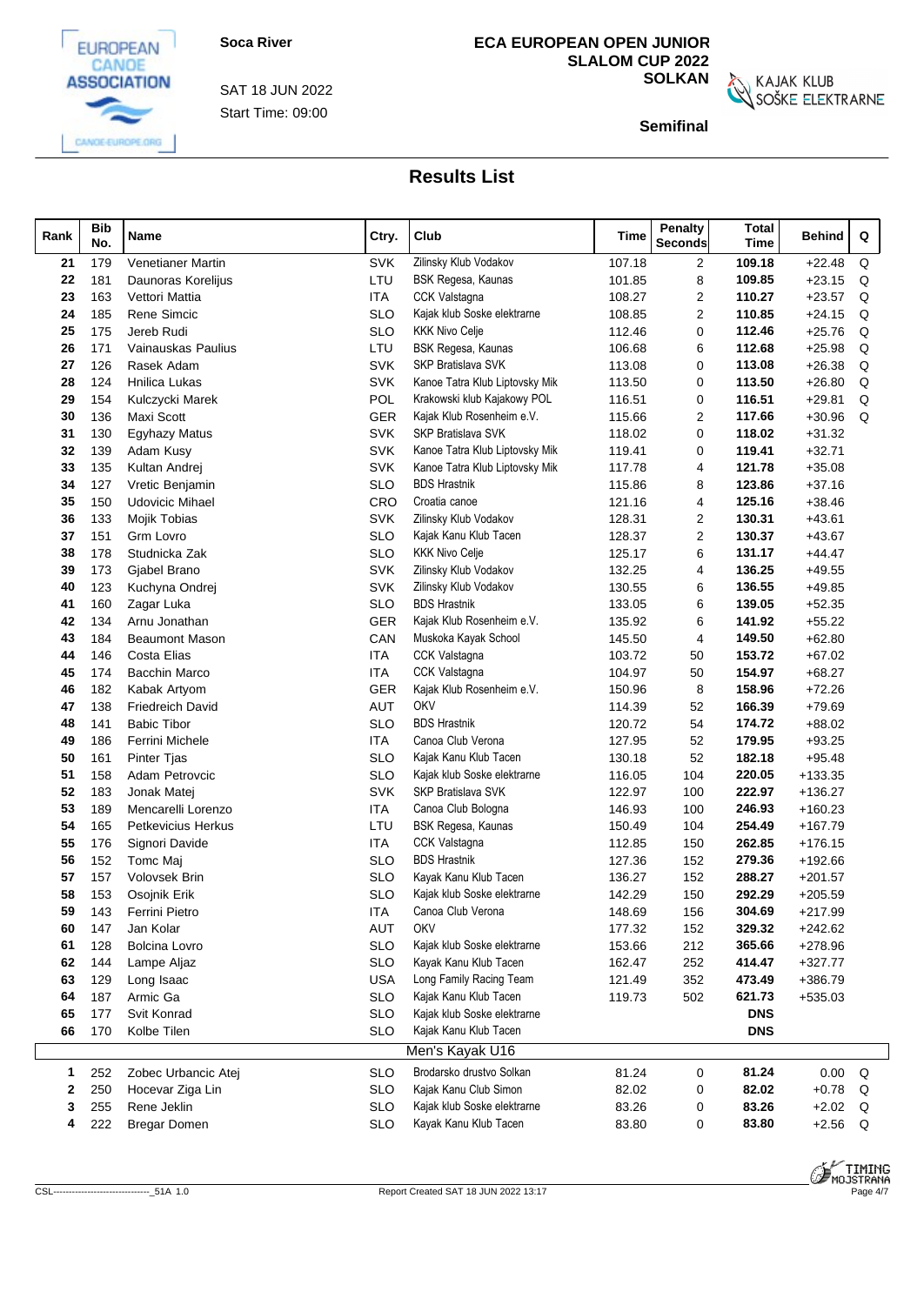Soca River

SAT 18 JUN 2022

Start Time: 09:00

**ECA EUROPEAN OPEN JUNIOR SLALOM CUP 2022**
**SOLKAN**

**Semifinal**

## Results List

| Rank | Bib No. | Name | Ctry. | Club | Time | Penalty Seconds | Total Time | Behind | Q |
|---|---|---|---|---|---|---|---|---|---|
| 21 | 179 | Venetianer Martin | SVK | Zilinsky Klub Vodakov | 107.18 | 2 | **109.18** | +22.48 | Q |
| 22 | 181 | Daunoras Korelijus | LTU | BSK Regesa, Kaunas | 101.85 | 8 | **109.85** | +23.15 | Q |
| 23 | 163 | Vettori Mattia | ITA | CCK Valstagna | 108.27 | 2 | **110.27** | +23.57 | Q |
| 24 | 185 | Rene Simcic | SLO | Kajak klub Soske elektrarne | 108.85 | 2 | **110.85** | +24.15 | Q |
| 25 | 175 | Jereb Rudi | SLO | KKK Nivo Celje | 112.46 | 0 | **112.46** | +25.76 | Q |
| 26 | 171 | Vainauskas Paulius | LTU | BSK Regesa, Kaunas | 106.68 | 6 | **112.68** | +25.98 | Q |
| 27 | 126 | Rasek Adam | SVK | SKP Bratislava SVK | 113.08 | 0 | **113.08** | +26.38 | Q |
| 28 | 124 | Hnilica Lukas | SVK | Kanoe Tatra Klub Liptovsky Mik | 113.50 | 0 | **113.50** | +26.80 | Q |
| 29 | 154 | Kulczycki Marek | POL | Krakowski klub Kajakowy POL | 116.51 | 0 | **116.51** | +29.81 | Q |
| 30 | 136 | Maxi Scott | GER | Kajak Klub Rosenheim e.V. | 115.66 | 2 | **117.66** | +30.96 | Q |
| 31 | 130 | Egyhazy Matus | SVK | SKP Bratislava SVK | 118.02 | 0 | **118.02** | +31.32 | |
| 32 | 139 | Adam Kusy | SVK | Kanoe Tatra Klub Liptovsky Mik | 119.41 | 0 | **119.41** | +32.71 | |
| 33 | 135 | Kultan Andrej | SVK | Kanoe Tatra Klub Liptovsky Mik | 117.78 | 4 | **121.78** | +35.08 | |
| 34 | 127 | Vretic Benjamin | SLO | BDS Hrastnik | 115.86 | 8 | **123.86** | +37.16 | |
| 35 | 150 | Udovicic Mihael | CRO | Croatia canoe | 121.16 | 4 | **125.16** | +38.46 | |
| 36 | 133 | Mojik Tobias | SVK | Zilinsky Klub Vodakov | 128.31 | 2 | **130.31** | +43.61 | |
| 37 | 151 | Grm Lovro | SLO | Kajak Kanu Klub Tacen | 128.37 | 2 | **130.37** | +43.67 | |
| 38 | 178 | Studnicka Zak | SLO | KKK Nivo Celje | 125.17 | 6 | **131.17** | +44.47 | |
| 39 | 173 | Gjabel Brano | SVK | Zilinsky Klub Vodakov | 132.25 | 4 | **136.25** | +49.55 | |
| 40 | 123 | Kuchyna Ondrej | SVK | Zilinsky Klub Vodakov | 130.55 | 6 | **136.55** | +49.85 | |
| 41 | 160 | Zagar Luka | SLO | BDS Hrastnik | 133.05 | 6 | **139.05** | +52.35 | |
| 42 | 134 | Arnu Jonathan | GER | Kajak Klub Rosenheim e.V. | 135.92 | 6 | **141.92** | +55.22 | |
| 43 | 184 | Beaumont Mason | CAN | Muskoka Kayak School | 145.50 | 4 | **149.50** | +62.80 | |
| 44 | 146 | Costa Elias | ITA | CCK Valstagna | 103.72 | 50 | **153.72** | +67.02 | |
| 45 | 174 | Bacchin Marco | ITA | CCK Valstagna | 104.97 | 50 | **154.97** | +68.27 | |
| 46 | 182 | Kabak Artyom | GER | Kajak Klub Rosenheim e.V. | 150.96 | 8 | **158.96** | +72.26 | |
| 47 | 138 | Friedreich David | AUT | OKV | 114.39 | 52 | **166.39** | +79.69 | |
| 48 | 141 | Babic Tibor | SLO | BDS Hrastnik | 120.72 | 54 | **174.72** | +88.02 | |
| 49 | 186 | Ferrini Michele | ITA | Canoa Club Verona | 127.95 | 52 | **179.95** | +93.25 | |
| 50 | 161 | Pinter Tjas | SLO | Kajak Kanu Klub Tacen | 130.18 | 52 | **182.18** | +95.48 | |
| 51 | 158 | Adam Petrovcic | SLO | Kajak klub Soske elektrarne | 116.05 | 104 | **220.05** | +133.35 | |
| 52 | 183 | Jonak Matej | SVK | SKP Bratislava SVK | 122.97 | 100 | **222.97** | +136.27 | |
| 53 | 189 | Mencarelli Lorenzo | ITA | Canoa Club Bologna | 146.93 | 100 | **246.93** | +160.23 | |
| 54 | 165 | Petkevicius Herkus | LTU | BSK Regesa, Kaunas | 150.49 | 104 | **254.49** | +167.79 | |
| 55 | 176 | Signori Davide | ITA | CCK Valstagna | 112.85 | 150 | **262.85** | +176.15 | |
| 56 | 152 | Tomc Maj | SLO | BDS Hrastnik | 127.36 | 152 | **279.36** | +192.66 | |
| 57 | 157 | Volovsek Brin | SLO | Kayak Kanu Klub Tacen | 136.27 | 152 | **288.27** | +201.57 | |
| 58 | 153 | Osojnik Erik | SLO | Kajak klub Soske elektrarne | 142.29 | 150 | **292.29** | +205.59 | |
| 59 | 143 | Ferrini Pietro | ITA | Canoa Club Verona | 148.69 | 156 | **304.69** | +217.99 | |
| 60 | 147 | Jan Kolar | AUT | OKV | 177.32 | 152 | **329.32** | +242.62 | |
| 61 | 128 | Bolcina Lovro | SLO | Kajak klub Soske elektrarne | 153.66 | 212 | **365.66** | +278.96 | |
| 62 | 144 | Lampe Aljaz | SLO | Kayak Kanu Klub Tacen | 162.47 | 252 | **414.47** | +327.77 | |
| 63 | 129 | Long Isaac | USA | Long Family Racing Team | 121.49 | 352 | **473.49** | +386.79 | |
| 64 | 187 | Armic Ga | SLO | Kajak Kanu Klub Tacen | 119.73 | 502 | **621.73** | +535.03 | |
| 65 | 177 | Svit Konrad | SLO | Kajak klub Soske elektrarne | | | **DNS** | | |
| 66 | 170 | Kolbe Tilen | SLO | Kajak Kanu Klub Tacen | | | **DNS** | | |
| | | | | Men's Kayak U16 | | | | | |
| 1 | 252 | Zobec Urbancic Atej | SLO | Brodarsko drustvo Solkan | 81.24 | 0 | **81.24** | 0.00 | Q |
| 2 | 250 | Hocevar Ziga Lin | SLO | Kajak Kanu Club Simon | 82.02 | 0 | **82.02** | +0.78 | Q |
| 3 | 255 | Rene Jeklin | SLO | Kajak klub Soske elektrarne | 83.26 | 0 | **83.26** | +2.02 | Q |
| 4 | 222 | Bregar Domen | SLO | Kayak Kanu Klub Tacen | 83.80 | 0 | **83.80** | +2.56 | Q |

CSL--------------------------------_51A 1.0 Report Created SAT 18 JUN 2022 13:17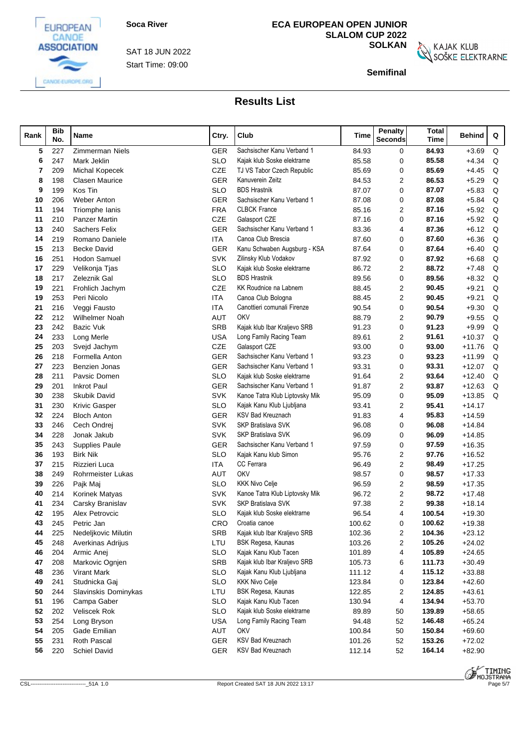Soca River

SAT 18 JUN 2022

Start Time: 09:00

**ECA EUROPEAN OPEN JUNIOR SLALOM CUP 2022**

**SOLKAN**

KAJAK KLUB SOŠKE ELEKTRARNE

**Semifinal**

## Results List

| Rank | Bib No. | Name | Ctry. | Club | Time | Penalty Seconds | Total Time | Behind | Q |
|---|---|---|---|---|---|---|---|---|---|
| 5 | 227 | Zimmerman Niels | GER | Sachsischer Kanu Verband 1 | 84.93 | 0 | **84.93** | +3.69 | Q |
| 6 | 247 | Mark Jeklin | SLO | Kajak klub Soske elektrarne | 85.58 | 0 | **85.58** | +4.34 | Q |
| 7 | 209 | Michal Kopecek | CZE | TJ VS Tabor Czech Republic | 85.69 | 0 | **85.69** | +4.45 | Q |
| 8 | 198 | Clasen Maurice | GER | Kanuverein Zeitz | 84.53 | 2 | **86.53** | +5.29 | Q |
| 9 | 199 | Kos Tin | SLO | BDS Hrastnik | 87.07 | 0 | **87.07** | +5.83 | Q |
| 10 | 206 | Weber Anton | GER | Sachsischer Kanu Verband 1 | 87.08 | 0 | **87.08** | +5.84 | Q |
| 11 | 194 | Triomphe Ianis | FRA | CLBCK France | 85.16 | 2 | **87.16** | +5.92 | Q |
| 11 | 210 | Panzer Martin | CZE | Galasport CZE | 87.16 | 0 | **87.16** | +5.92 | Q |
| 13 | 240 | Sachers Felix | GER | Sachsischer Kanu Verband 1 | 83.36 | 4 | **87.36** | +6.12 | Q |
| 14 | 219 | Romano Daniele | ITA | Canoa Club Brescia | 87.60 | 0 | **87.60** | +6.36 | Q |
| 15 | 213 | Becke David | GER | Kanu Schwaben Augsburg - KSA | 87.64 | 0 | **87.64** | +6.40 | Q |
| 16 | 251 | Hodon Samuel | SVK | Zilinsky Klub Vodakov | 87.92 | 0 | **87.92** | +6.68 | Q |
| 17 | 229 | Velikonja Tjas | SLO | Kajak klub Soske elektrarne | 86.72 | 2 | **88.72** | +7.48 | Q |
| 18 | 217 | Zeleznik Gal | SLO | BDS Hrastnik | 89.56 | 0 | **89.56** | +8.32 | Q |
| 19 | 221 | Frohlich Jachym | CZE | KK Roudnice na Labnem | 88.45 | 2 | **90.45** | +9.21 | Q |
| 19 | 253 | Peri Nicolo | ITA | Canoa Club Bologna | 88.45 | 2 | **90.45** | +9.21 | Q |
| 21 | 216 | Veggi Fausto | ITA | Canottieri comunali Firenze | 90.54 | 0 | **90.54** | +9.30 | Q |
| 22 | 212 | Wilhelmer Noah | AUT | OKV | 88.79 | 2 | **90.79** | +9.55 | Q |
| 23 | 242 | Bazic Vuk | SRB | Kajak klub Ibar Kraljevo SRB | 91.23 | 0 | **91.23** | +9.99 | Q |
| 24 | 233 | Long Merle | USA | Long Family Racing Team | 89.61 | 2 | **91.61** | +10.37 | Q |
| 25 | 203 | Svejd Jachym | CZE | Galasport CZE | 93.00 | 0 | **93.00** | +11.76 | Q |
| 26 | 218 | Formella Anton | GER | Sachsischer Kanu Verband 1 | 93.23 | 0 | **93.23** | +11.99 | Q |
| 27 | 223 | Benzien Jonas | GER | Sachsischer Kanu Verband 1 | 93.31 | 0 | **93.31** | +12.07 | Q |
| 28 | 211 | Pavsic Domen | SLO | Kajak klub Soske elektrarne | 91.64 | 2 | **93.64** | +12.40 | Q |
| 29 | 201 | Inkrot Paul | GER | Sachsischer Kanu Verband 1 | 91.87 | 2 | **93.87** | +12.63 | Q |
| 30 | 238 | Skubik David | SVK | Kanoe Tatra Klub Liptovsky Mik | 95.09 | 0 | **95.09** | +13.85 | Q |
| 31 | 230 | Krivic Gasper | SLO | Kajak Kanu Klub Ljubljana | 93.41 | 2 | **95.41** | +14.17 | |
| 32 | 224 | Bloch Anton | GER | KSV Bad Kreuznach | 91.83 | 4 | **95.83** | +14.59 | |
| 33 | 246 | Cech Ondrej | SVK | SKP Bratislava SVK | 96.08 | 0 | **96.08** | +14.84 | |
| 34 | 228 | Jonak Jakub | SVK | SKP Bratislava SVK | 96.09 | 0 | **96.09** | +14.85 | |
| 35 | 243 | Supplies Paule | GER | Sachsischer Kanu Verband 1 | 97.59 | 0 | **97.59** | +16.35 | |
| 36 | 193 | Birk Nik | SLO | Kajak Kanu klub Simon | 95.76 | 2 | **97.76** | +16.52 | |
| 37 | 215 | Rizzieri Luca | ITA | CC Ferrara | 96.49 | 2 | **98.49** | +17.25 | |
| 38 | 249 | Rohrmeister Lukas | AUT | OKV | 98.57 | 0 | **98.57** | +17.33 | |
| 39 | 226 | Pajk Maj | SLO | KKK Nivo Celje | 96.59 | 2 | **98.59** | +17.35 | |
| 40 | 214 | Korinek Matyas | SVK | Kanoe Tatra Klub Liptovsky Mik | 96.72 | 2 | **98.72** | +17.48 | |
| 41 | 234 | Carsky Branislav | SVK | SKP Bratislava SVK | 97.38 | 2 | **99.38** | +18.14 | |
| 42 | 195 | Alex Petrovcic | SLO | Kajak klub Soske elektrarne | 96.54 | 4 | **100.54** | +19.30 | |
| 43 | 245 | Petric Jan | CRO | Croatia canoe | 100.62 | 0 | **100.62** | +19.38 | |
| 44 | 225 | Nedeljkovic Milutin | SRB | Kajak klub Ibar Kraljevo SRB | 102.36 | 2 | **104.36** | +23.12 | |
| 45 | 248 | Averkinas Adrijus | LTU | BSK Regesa, Kaunas | 103.26 | 2 | **105.26** | +24.02 | |
| 46 | 204 | Armic Anej | SLO | Kajak Kanu Klub Tacen | 101.89 | 4 | **105.89** | +24.65 | |
| 47 | 208 | Markovic Ognjen | SRB | Kajak klub Ibar Kraljevo SRB | 105.73 | 6 | **111.73** | +30.49 | |
| 48 | 236 | Virant Mark | SLO | Kajak Kanu Klub Ljubljana | 111.12 | 4 | **115.12** | +33.88 | |
| 49 | 241 | Studnicka Gaj | SLO | KKK Nivo Celje | 123.84 | 0 | **123.84** | +42.60 | |
| 50 | 244 | Slavinskis Dominykas | LTU | BSK Regesa, Kaunas | 122.85 | 2 | **124.85** | +43.61 | |
| 51 | 196 | Campa Gaber | SLO | Kajak Kanu Klub Tacen | 130.94 | 4 | **134.94** | +53.70 | |
| 52 | 202 | Veliscek Rok | SLO | Kajak klub Soske elektrarne | 89.89 | 50 | **139.89** | +58.65 | |
| 53 | 254 | Long Bryson | USA | Long Family Racing Team | 94.48 | 52 | **146.48** | +65.24 | |
| 54 | 205 | Gade Emilian | AUT | OKV | 100.84 | 50 | **150.84** | +69.60 | |
| 55 | 231 | Roth Pascal | GER | KSV Bad Kreuznach | 101.26 | 52 | **153.26** | +72.02 | |
| 56 | 220 | Schiel David | GER | KSV Bad Kreuznach | 112.14 | 52 | **164.14** | +82.90 | |

Report Created SAT 18 JUN 2022 13:17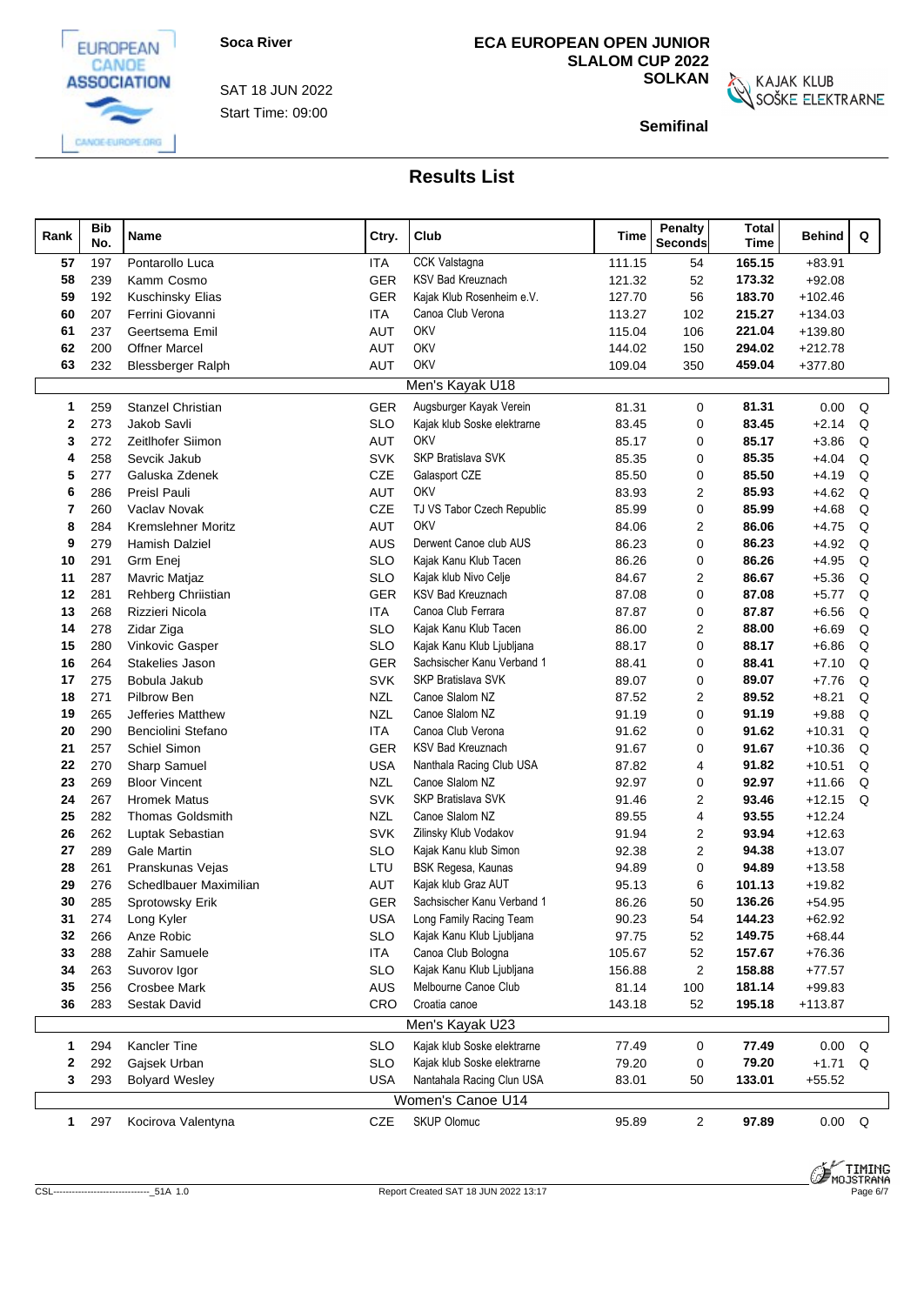Soca River

SAT 18 JUN 2022

Start Time: 09:00

**ECA EUROPEAN OPEN JUNIOR SLALOM CUP 2022 SOLKAN**

**Semifinal**

## Results List

| Rank | Bib No. | Name | Ctry. | Club | Time | Penalty Seconds | Total Time | Behind | Q |
|---|---|---|---|---|---|---|---|---|---|
| 57 | 197 | Pontarollo Luca | ITA | CCK Valstagna | 111.15 | 54 | 165.15 | +83.91 | |
| 58 | 239 | Kamm Cosmo | GER | KSV Bad Kreuznach | 121.32 | 52 | 173.32 | +92.08 | |
| 59 | 192 | Kuschinsky Elias | GER | Kajak Klub Rosenheim e.V. | 127.70 | 56 | 183.70 | +102.46 | |
| 60 | 207 | Ferrini Giovanni | ITA | Canoa Club Verona | 113.27 | 102 | 215.27 | +134.03 | |
| 61 | 237 | Geertsema Emil | AUT | OKV | 115.04 | 106 | 221.04 | +139.80 | |
| 62 | 200 | Offner Marcel | AUT | OKV | 144.02 | 150 | 294.02 | +212.78 | |
| 63 | 232 | Blessberger Ralph | AUT | OKV | 109.04 | 350 | 459.04 | +377.80 | |
| | | **Men's Kayak U18** | | | | | | | |
| 1 | 259 | Stanzel Christian | GER | Augsburger Kayak Verein | 81.31 | 0 | 81.31 | 0.00 | Q |
| 2 | 273 | Jakob Savli | SLO | Kajak klub Soske elektrarne | 83.45 | 0 | 83.45 | +2.14 | Q |
| 3 | 272 | Zeitlhofer Siimon | AUT | OKV | 85.17 | 0 | 85.17 | +3.86 | Q |
| 4 | 258 | Sevcik Jakub | SVK | SKP Bratislava SVK | 85.35 | 0 | 85.35 | +4.04 | Q |
| 5 | 277 | Galuska Zdenek | CZE | Galasport CZE | 85.50 | 0 | 85.50 | +4.19 | Q |
| 6 | 286 | Preisl Pauli | AUT | OKV | 83.93 | 2 | 85.93 | +4.62 | Q |
| 7 | 260 | Vaclav Novak | CZE | TJ VS Tabor Czech Republic | 85.99 | 0 | 85.99 | +4.68 | Q |
| 8 | 284 | Kremslehner Moritz | AUT | OKV | 84.06 | 2 | 86.06 | +4.75 | Q |
| 9 | 279 | Hamish Dalziel | AUS | Derwent Canoe club AUS | 86.23 | 0 | 86.23 | +4.92 | Q |
| 10 | 291 | Grm Enej | SLO | Kajak Kanu Klub Tacen | 86.26 | 0 | 86.26 | +4.95 | Q |
| 11 | 287 | Mavric Matjaz | SLO | Kajak klub Nivo Celje | 84.67 | 2 | 86.67 | +5.36 | Q |
| 12 | 281 | Rehberg Chriistian | GER | KSV Bad Kreuznach | 87.08 | 0 | 87.08 | +5.77 | Q |
| 13 | 268 | Rizzieri Nicola | ITA | Canoa Club Ferrara | 87.87 | 0 | 87.87 | +6.56 | Q |
| 14 | 278 | Zidar Ziga | SLO | Kajak Kanu Klub Tacen | 86.00 | 2 | 88.00 | +6.69 | Q |
| 15 | 280 | Vinkovic Gasper | SLO | Kajak Kanu Klub Ljubljana | 88.17 | 0 | 88.17 | +6.86 | Q |
| 16 | 264 | Stakelies Jason | GER | Sachsischer Kanu Verband 1 | 88.41 | 0 | 88.41 | +7.10 | Q |
| 17 | 275 | Bobula Jakub | SVK | SKP Bratislava SVK | 89.07 | 0 | 89.07 | +7.76 | Q |
| 18 | 271 | Pilbrow Ben | NZL | Canoe Slalom NZ | 87.52 | 2 | 89.52 | +8.21 | Q |
| 19 | 265 | Jefferies Matthew | NZL | Canoe Slalom NZ | 91.19 | 0 | 91.19 | +9.88 | Q |
| 20 | 290 | Benciolini Stefano | ITA | Canoa Club Verona | 91.62 | 0 | 91.62 | +10.31 | Q |
| 21 | 257 | Schiel Simon | GER | KSV Bad Kreuznach | 91.67 | 0 | 91.67 | +10.36 | Q |
| 22 | 270 | Sharp Samuel | USA | Nanthala Racing Club USA | 87.82 | 4 | 91.82 | +10.51 | Q |
| 23 | 269 | Bloor Vincent | NZL | Canoe Slalom NZ | 92.97 | 0 | 92.97 | +11.66 | Q |
| 24 | 267 | Hromek Matus | SVK | SKP Bratislava SVK | 91.46 | 2 | 93.46 | +12.15 | Q |
| 25 | 282 | Thomas Goldsmith | NZL | Canoe Slalom NZ | 89.55 | 4 | 93.55 | +12.24 | |
| 26 | 262 | Luptak Sebastian | SVK | Zilinsky Klub Vodakov | 91.94 | 2 | 93.94 | +12.63 | |
| 27 | 289 | Gale Martin | SLO | Kajak Kanu klub Simon | 92.38 | 2 | 94.38 | +13.07 | |
| 28 | 261 | Pranskunas Vejas | LTU | BSK Regesa, Kaunas | 94.89 | 0 | 94.89 | +13.58 | |
| 29 | 276 | Schedlbauer Maximilian | AUT | Kajak klub Graz AUT | 95.13 | 6 | 101.13 | +19.82 | |
| 30 | 285 | Sprotowsky Erik | GER | Sachsischer Kanu Verband 1 | 86.26 | 50 | 136.26 | +54.95 | |
| 31 | 274 | Long Kyler | USA | Long Family Racing Team | 90.23 | 54 | 144.23 | +62.92 | |
| 32 | 266 | Anze Robic | SLO | Kajak Kanu Klub Ljubljana | 97.75 | 52 | 149.75 | +68.44 | |
| 33 | 288 | Zahir Samuele | ITA | Canoa Club Bologna | 105.67 | 52 | 157.67 | +76.36 | |
| 34 | 263 | Suvorov Igor | SLO | Kajak Kanu Klub Ljubljana | 156.88 | 2 | 158.88 | +77.57 | |
| 35 | 256 | Crosbee Mark | AUS | Melbourne Canoe Club | 81.14 | 100 | 181.14 | +99.83 | |
| 36 | 283 | Sestak David | CRO | Croatia canoe | 143.18 | 52 | 195.18 | +113.87 | |
| | | **Men's Kayak U23** | | | | | | | |
| 1 | 294 | Kancler Tine | SLO | Kajak klub Soske elektrarne | 77.49 | 0 | 77.49 | 0.00 | Q |
| 2 | 292 | Gajsek Urban | SLO | Kajak klub Soske elektrarne | 79.20 | 0 | 79.20 | +1.71 | Q |
| 3 | 293 | Bolyard Wesley | USA | Nantahala Racing Clun USA | 83.01 | 50 | 133.01 | +55.52 | |
| | | **Women's Canoe U14** | | | | | | | |
| 1 | 297 | Kocirova Valentyna | CZE | SKUP Olomuc | 95.89 | 2 | 97.89 | 0.00 | Q |

CSL---------------------------------_51A 1.0

Report Created SAT 18 JUN 2022 13:17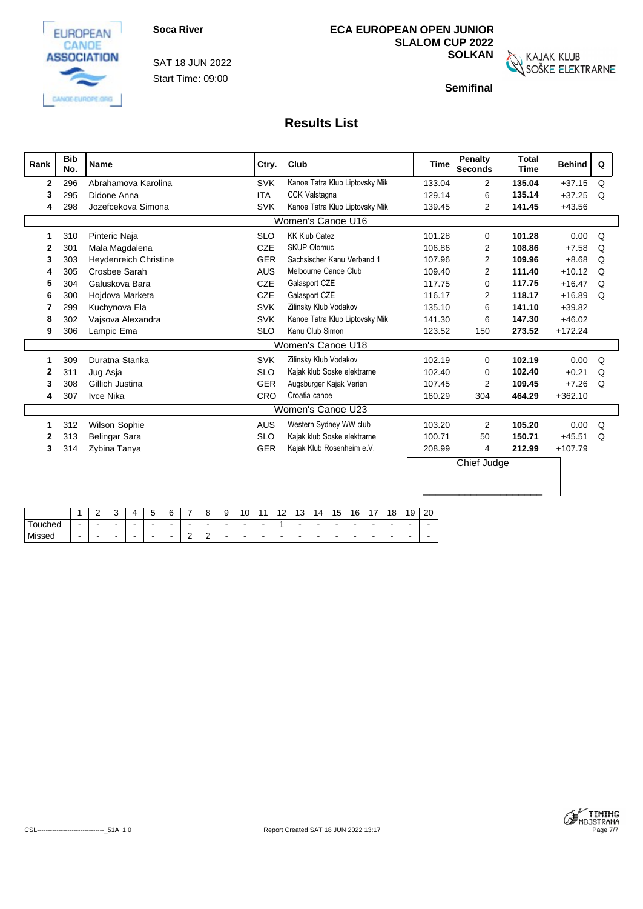**Soca River**

SAT 18 JUN 2022

Start Time: 09:00

**ECA EUROPEAN OPEN JUNIOR SLALOM CUP 2022 SOLKAN**

**Semifinal**

## Results List

| Rank | Bib No. | Name | Ctry. | Club | Time | Penalty Seconds | Total Time | Behind | Q |
|---|---|---|---|---|---|---|---|---|---|
| 2 | 296 | Abrahamova Karolina | SVK | Kanoe Tatra Klub Liptovsky Mik | 133.04 | 2 | **135.04** | +37.15 | Q |
| 3 | 295 | Didone Anna | ITA | CCK Valstagna | 129.14 | 6 | **135.14** | +37.25 | Q |
| 4 | 298 | Jozefcekova Simona | SVK | Kanoe Tatra Klub Liptovsky Mik | 139.45 | 2 | **141.45** | +43.56 | |
| | | **Women's Canoe U16** | | | | | | | |
| 1 | 310 | Pinteric Naja | SLO | KK Klub Catez | 101.28 | 0 | **101.28** | 0.00 | Q |
| 2 | 301 | Mala Magdalena | CZE | SKUP Olomuc | 106.86 | 2 | **108.86** | +7.58 | Q |
| 3 | 303 | Heydenreich Christine | GER | Sachsischer Kanu Verband 1 | 107.96 | 2 | **109.96** | +8.68 | Q |
| 4 | 305 | Crosbee Sarah | AUS | Melbourne Canoe Club | 109.40 | 2 | **111.40** | +10.12 | Q |
| 5 | 304 | Galuskova Bara | CZE | Galasport CZE | 117.75 | 0 | **117.75** | +16.47 | Q |
| 6 | 300 | Hojdova Marketa | CZE | Galasport CZE | 116.17 | 2 | **118.17** | +16.89 | Q |
| 7 | 299 | Kuchynova Ela | SVK | Zilinsky Klub Vodakov | 135.10 | 6 | **141.10** | +39.82 | |
| 8 | 302 | Vajsova Alexandra | SVK | Kanoe Tatra Klub Liptovsky Mik | 141.30 | 6 | **147.30** | +46.02 | |
| 9 | 306 | Lampic Ema | SLO | Kanu Club Simon | 123.52 | 150 | **273.52** | +172.24 | |
| | | **Women's Canoe U18** | | | | | | | |
| 1 | 309 | Duratna Stanka | SVK | Zilinsky Klub Vodakov | 102.19 | 0 | **102.19** | 0.00 | Q |
| 2 | 311 | Jug Asja | SLO | Kajak klub Soske elektrarne | 102.40 | 0 | **102.40** | +0.21 | Q |
| 3 | 308 | Gillich Justina | GER | Augsburger Kajak Verien | 107.45 | 2 | **109.45** | +7.26 | Q |
| 4 | 307 | Ivce Nika | CRO | Croatia canoe | 160.29 | 304 | **464.29** | +362.10 | |
| | | **Women's Canoe U23** | | | | | | | |
| 1 | 312 | Wilson Sophie | AUS | Western Sydney WW club | 103.20 | 2 | **105.20** | 0.00 | Q |
| 2 | 313 | Belingar Sara | SLO | Kajak klub Soske elektrarne | 100.71 | 50 | **150.71** | +45.51 | Q |
| 3 | 314 | Zybina Tanya | GER | Kajak Klub Rosenheim e.V. | 208.99 | 4 | **212.99** | +107.79 | |

Chief Judge

_______________________

| | 1 | 2 | 3 | 4 | 5 | 6 | 7 | 8 | 9 | 10 | 11 | 12 | 13 | 14 | 15 | 16 | 17 | 18 | 19 | 20 |
|---|---|---|---|---|---|---|---|---|---|---|---|---|---|---|---|---|---|---|---|---|
| Touched | - | - | - | - | - | - | - | - | - | - | - | 1 | - | - | - | - | - | - | - | - |
| Missed | - | - | - | - | - | - | 2 | 2 | - | - | - | - | - | - | - | - | - | - | - | - |

CSL-------------------------------_51A 1.0 Report Created SAT 18 JUN 2022 13:17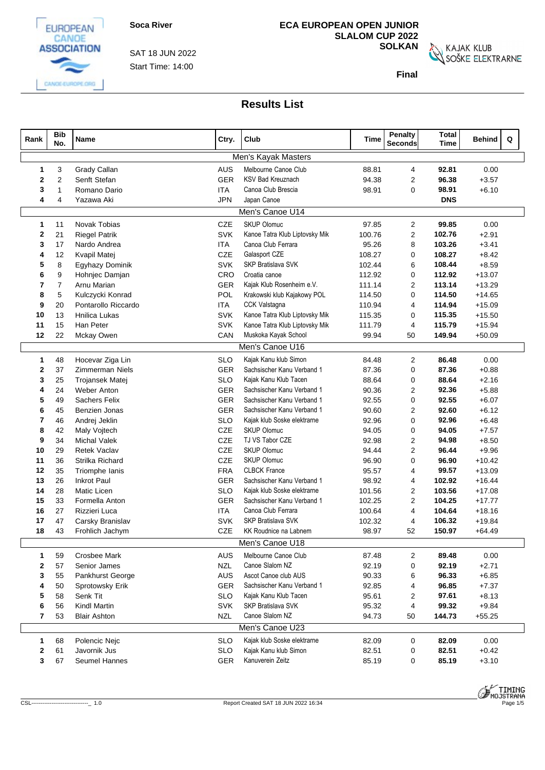Soca River

SAT 18 JUN 2022

Start Time: 14:00

**ECA EUROPEAN OPEN JUNIOR SLALOM CUP 2022**
**SOLKAN**

**Final**

## Results List

| Rank | Bib No. | Name | Ctry. | Club | Time | Penalty Seconds | Total Time | Behind | Q |
|---|---|---|---|---|---|---|---|---|---|
| | | **Men's Kayak Masters** | | | | | | | |
| 1 | 3 | Grady Callan | AUS | Melbourne Canoe Club | 88.81 | 4 | **92.81** | 0.00 | |
| 2 | 2 | Senft Stefan | GER | KSV Bad Kreuznach | 94.38 | 2 | **96.38** | +3.57 | |
| 3 | 1 | Romano Dario | ITA | Canoa Club Brescia | 98.91 | 0 | **98.91** | +6.10 | |
| 4 | 4 | Yazawa Aki | JPN | Japan Canoe | | | **DNS** | | |
| | | **Men's Canoe U14** | | | | | | | |
| 1 | 11 | Novak Tobias | CZE | SKUP Olomuc | 97.85 | 2 | **99.85** | 0.00 | |
| 2 | 21 | Riegel Patrik | SVK | Kanoe Tatra Klub Liptovsky Mik | 100.76 | 2 | **102.76** | +2.91 | |
| 3 | 17 | Nardo Andrea | ITA | Canoa Club Ferrara | 95.26 | 8 | **103.26** | +3.41 | |
| 4 | 12 | Kvapil Matej | CZE | Galasport CZE | 108.27 | 0 | **108.27** | +8.42 | |
| 5 | 8 | Egyhazy Dominik | SVK | SKP Bratislava SVK | 102.44 | 6 | **108.44** | +8.59 | |
| 6 | 9 | Hohnjec Damjan | CRO | Croatia canoe | 112.92 | 0 | **112.92** | +13.07 | |
| 7 | 7 | Arnu Marian | GER | Kajak Klub Rosenheim e.V. | 111.14 | 2 | **113.14** | +13.29 | |
| 8 | 5 | Kulczycki Konrad | POL | Krakowski klub Kajakowy POL | 114.50 | 0 | **114.50** | +14.65 | |
| 9 | 20 | Pontarollo Riccardo | ITA | CCK Valstagna | 110.94 | 4 | **114.94** | +15.09 | |
| 10 | 13 | Hnilica Lukas | SVK | Kanoe Tatra Klub Liptovsky Mik | 115.35 | 0 | **115.35** | +15.50 | |
| 11 | 15 | Han Peter | SVK | Kanoe Tatra Klub Liptovsky Mik | 111.79 | 4 | **115.79** | +15.94 | |
| 12 | 22 | Mckay Owen | CAN | Muskoka Kayak School | 99.94 | 50 | **149.94** | +50.09 | |
| | | **Men's Canoe U16** | | | | | | | |
| 1 | 48 | Hocevar Ziga Lin | SLO | Kajak Kanu klub Simon | 84.48 | 2 | **86.48** | 0.00 | |
| 2 | 37 | Zimmerman Niels | GER | Sachsischer Kanu Verband 1 | 87.36 | 0 | **87.36** | +0.88 | |
| 3 | 25 | Trojansek Matej | SLO | Kajak Kanu Klub Tacen | 88.64 | 0 | **88.64** | +2.16 | |
| 4 | 24 | Weber Anton | GER | Sachsischer Kanu Verband 1 | 90.36 | 2 | **92.36** | +5.88 | |
| 5 | 49 | Sachers Felix | GER | Sachsischer Kanu Verband 1 | 92.55 | 0 | **92.55** | +6.07 | |
| 6 | 45 | Benzien Jonas | GER | Sachsischer Kanu Verband 1 | 90.60 | 2 | **92.60** | +6.12 | |
| 7 | 46 | Andrej Jeklin | SLO | Kajak klub Soske elektrarne | 92.96 | 0 | **92.96** | +6.48 | |
| 8 | 42 | Maly Vojtech | CZE | SKUP Olomuc | 94.05 | 0 | **94.05** | +7.57 | |
| 9 | 34 | Michal Valek | CZE | TJ VS Tabor CZE | 92.98 | 2 | **94.98** | +8.50 | |
| 10 | 29 | Retek Vaclav | CZE | SKUP Olomuc | 94.44 | 2 | **96.44** | +9.96 | |
| 11 | 36 | Strilka Richard | CZE | SKUP Olomuc | 96.90 | 0 | **96.90** | +10.42 | |
| 12 | 35 | Triomphe Ianis | FRA | CLBCK France | 95.57 | 4 | **99.57** | +13.09 | |
| 13 | 26 | Inkrot Paul | GER | Sachsischer Kanu Verband 1 | 98.92 | 4 | **102.92** | +16.44 | |
| 14 | 28 | Matic Licen | SLO | Kajak klub Soske elektrarne | 101.56 | 2 | **103.56** | +17.08 | |
| 15 | 33 | Formella Anton | GER | Sachsischer Kanu Verband 1 | 102.25 | 2 | **104.25** | +17.77 | |
| 16 | 27 | Rizzieri Luca | ITA | Canoa Club Ferrara | 100.64 | 4 | **104.64** | +18.16 | |
| 17 | 47 | Carsky Branislav | SVK | SKP Bratislava SVK | 102.32 | 4 | **106.32** | +19.84 | |
| 18 | 43 | Frohlich Jachym | CZE | KK Roudnice na Labnem | 98.97 | 52 | **150.97** | +64.49 | |
| | | **Men's Canoe U18** | | | | | | | |
| 1 | 59 | Crosbee Mark | AUS | Melbourne Canoe Club | 87.48 | 2 | **89.48** | 0.00 | |
| 2 | 57 | Senior James | NZL | Canoe Slalom NZ | 92.19 | 0 | **92.19** | +2.71 | |
| 3 | 55 | Pankhurst George | AUS | Ascot Canoe club AUS | 90.33 | 6 | **96.33** | +6.85 | |
| 4 | 50 | Sprotowsky Erik | GER | Sachsischer Kanu Verband 1 | 92.85 | 4 | **96.85** | +7.37 | |
| 5 | 58 | Senk Tit | SLO | Kajak Kanu Klub Tacen | 95.61 | 2 | **97.61** | +8.13 | |
| 6 | 56 | Kindl Martin | SVK | SKP Bratislava SVK | 95.32 | 4 | **99.32** | +9.84 | |
| 7 | 53 | Blair Ashton | NZL | Canoe Slalom NZ | 94.73 | 50 | **144.73** | +55.25 | |
| | | **Men's Canoe U23** | | | | | | | |
| 1 | 68 | Polencic Nejc | SLO | Kajak klub Soske elektrarne | 82.09 | 0 | **82.09** | 0.00 | |
| 2 | 61 | Javornik Jus | SLO | Kajak Kanu klub Simon | 82.51 | 0 | **82.51** | +0.42 | |
| 3 | 67 | Seumel Hannes | GER | Kanuverein Zeitz | 85.19 | 0 | **85.19** | +3.10 | |

CSL--------------------------------_ 1.0

Report Created SAT 18 JUN 2022 16:34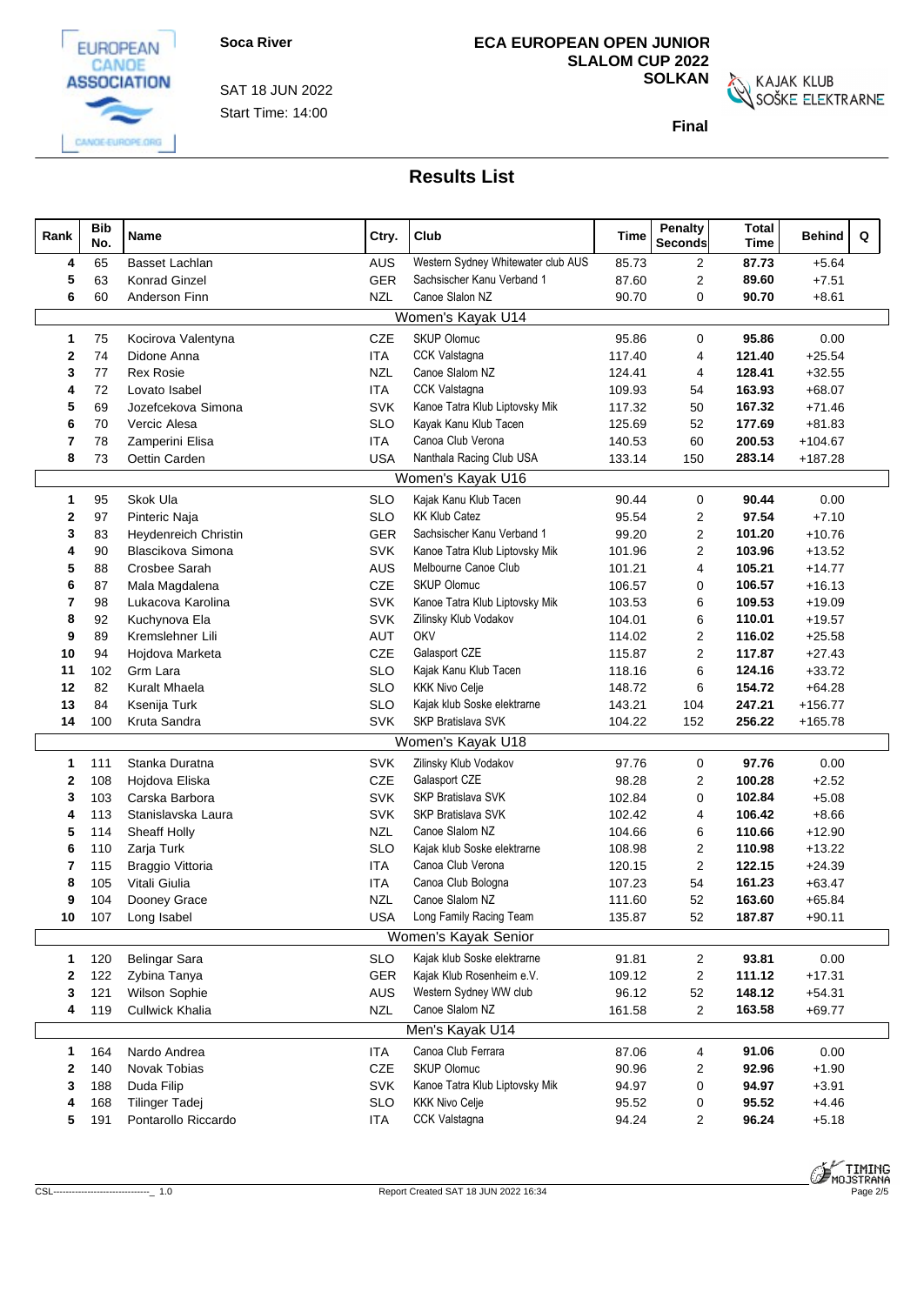Soca River

SAT 18 JUN 2022
Start Time: 14:00

**ECA EUROPEAN OPEN JUNIOR SLALOM CUP 2022**
**SOLKAN**

KAJAK KLUB SOŠKE ELEKTRARNE

**Final**

## Results List

| Rank | Bib No. | Name | Ctry. | Club | Time | Penalty Seconds | Total Time | Behind | Q |
|---|---|---|---|---|---|---|---|---|---|
| 4 | 65 | Basset Lachlan | AUS | Western Sydney Whitewater club AUS | 85.73 | 2 | **87.73** | +5.64 | |
| 5 | 63 | Konrad Ginzel | GER | Sachsischer Kanu Verband 1 | 87.60 | 2 | **89.60** | +7.51 | |
| 6 | 60 | Anderson Finn | NZL | Canoe Slalon NZ | 90.70 | 0 | **90.70** | +8.61 | |
| | | **Women's Kayak U14** | | | | | | | |
| 1 | 75 | Kocirova Valentyna | CZE | SKUP Olomuc | 95.86 | 0 | **95.86** | 0.00 | |
| 2 | 74 | Didone Anna | ITA | CCK Valstagna | 117.40 | 4 | **121.40** | +25.54 | |
| 3 | 77 | Rex Rosie | NZL | Canoe Slalom NZ | 124.41 | 4 | **128.41** | +32.55 | |
| 4 | 72 | Lovato Isabel | ITA | CCK Valstagna | 109.93 | 54 | **163.93** | +68.07 | |
| 5 | 69 | Jozefcekova Simona | SVK | Kanoe Tatra Klub Liptovsky Mik | 117.32 | 50 | **167.32** | +71.46 | |
| 6 | 70 | Vercic Alesa | SLO | Kayak Kanu Klub Tacen | 125.69 | 52 | **177.69** | +81.83 | |
| 7 | 78 | Zamperini Elisa | ITA | Canoa Club Verona | 140.53 | 60 | **200.53** | +104.67 | |
| 8 | 73 | Oettin Carden | USA | Nanthala Racing Club USA | 133.14 | 150 | **283.14** | +187.28 | |
| | | **Women's Kayak U16** | | | | | | | |
| 1 | 95 | Skok Ula | SLO | Kajak Kanu Klub Tacen | 90.44 | 0 | **90.44** | 0.00 | |
| 2 | 97 | Pinteric Naja | SLO | KK Klub Catez | 95.54 | 2 | **97.54** | +7.10 | |
| 3 | 83 | Heydenreich Christin | GER | Sachsischer Kanu Verband 1 | 99.20 | 2 | **101.20** | +10.76 | |
| 4 | 90 | Blascikova Simona | SVK | Kanoe Tatra Klub Liptovsky Mik | 101.96 | 2 | **103.96** | +13.52 | |
| 5 | 88 | Crosbee Sarah | AUS | Melbourne Canoe Club | 101.21 | 4 | **105.21** | +14.77 | |
| 6 | 87 | Mala Magdalena | CZE | SKUP Olomuc | 106.57 | 0 | **106.57** | +16.13 | |
| 7 | 98 | Lukacova Karolina | SVK | Kanoe Tatra Klub Liptovsky Mik | 103.53 | 6 | **109.53** | +19.09 | |
| 8 | 92 | Kuchynova Ela | SVK | Zilinsky Klub Vodakov | 104.01 | 6 | **110.01** | +19.57 | |
| 9 | 89 | Kremslehner Lili | AUT | OKV | 114.02 | 2 | **116.02** | +25.58 | |
| 10 | 94 | Hojdova Marketa | CZE | Galasport CZE | 115.87 | 2 | **117.87** | +27.43 | |
| 11 | 102 | Grm Lara | SLO | Kajak Kanu Klub Tacen | 118.16 | 6 | **124.16** | +33.72 | |
| 12 | 82 | Kuralt Mhaela | SLO | KKK Nivo Celje | 148.72 | 6 | **154.72** | +64.28 | |
| 13 | 84 | Ksenija Turk | SLO | Kajak klub Soske elektrarne | 143.21 | 104 | **247.21** | +156.77 | |
| 14 | 100 | Kruta Sandra | SVK | SKP Bratislava SVK | 104.22 | 152 | **256.22** | +165.78 | |
| | | **Women's Kayak U18** | | | | | | | |
| 1 | 111 | Stanka Duratna | SVK | Zilinsky Klub Vodakov | 97.76 | 0 | **97.76** | 0.00 | |
| 2 | 108 | Hojdova Eliska | CZE | Galasport CZE | 98.28 | 2 | **100.28** | +2.52 | |
| 3 | 103 | Carska Barbora | SVK | SKP Bratislava SVK | 102.84 | 0 | **102.84** | +5.08 | |
| 4 | 113 | Stanislavska Laura | SVK | SKP Bratislava SVK | 102.42 | 4 | **106.42** | +8.66 | |
| 5 | 114 | Sheaff Holly | NZL | Canoe Slalom NZ | 104.66 | 6 | **110.66** | +12.90 | |
| 6 | 110 | Zarja Turk | SLO | Kajak klub Soske elektrarne | 108.98 | 2 | **110.98** | +13.22 | |
| 7 | 115 | Braggio Vittoria | ITA | Canoa Club Verona | 120.15 | 2 | **122.15** | +24.39 | |
| 8 | 105 | Vitali Giulia | ITA | Canoa Club Bologna | 107.23 | 54 | **161.23** | +63.47 | |
| 9 | 104 | Dooney Grace | NZL | Canoe Slalom NZ | 111.60 | 52 | **163.60** | +65.84 | |
| 10 | 107 | Long Isabel | USA | Long Family Racing Team | 135.87 | 52 | **187.87** | +90.11 | |
| | | **Women's Kayak Senior** | | | | | | | |
| 1 | 120 | Belingar Sara | SLO | Kajak klub Soske elektrarne | 91.81 | 2 | **93.81** | 0.00 | |
| 2 | 122 | Zybina Tanya | GER | Kajak Klub Rosenheim e.V. | 109.12 | 2 | **111.12** | +17.31 | |
| 3 | 121 | Wilson Sophie | AUS | Western Sydney WW club | 96.12 | 52 | **148.12** | +54.31 | |
| 4 | 119 | Cullwick Khalia | NZL | Canoe Slalom NZ | 161.58 | 2 | **163.58** | +69.77 | |
| | | **Men's Kayak U14** | | | | | | | |
| 1 | 164 | Nardo Andrea | ITA | Canoa Club Ferrara | 87.06 | 4 | **91.06** | 0.00 | |
| 2 | 140 | Novak Tobias | CZE | SKUP Olomuc | 90.96 | 2 | **92.96** | +1.90 | |
| 3 | 188 | Duda Filip | SVK | Kanoe Tatra Klub Liptovsky Mik | 94.97 | 0 | **94.97** | +3.91 | |
| 4 | 168 | Tilinger Tadej | SLO | KKK Nivo Celje | 95.52 | 0 | **95.52** | +4.46 | |
| 5 | 191 | Pontarollo Riccardo | ITA | CCK Valstagna | 94.24 | 2 | **96.24** | +5.18 | |

CSL-------------------------------_ 1.0 Report Created SAT 18 JUN 2022 16:34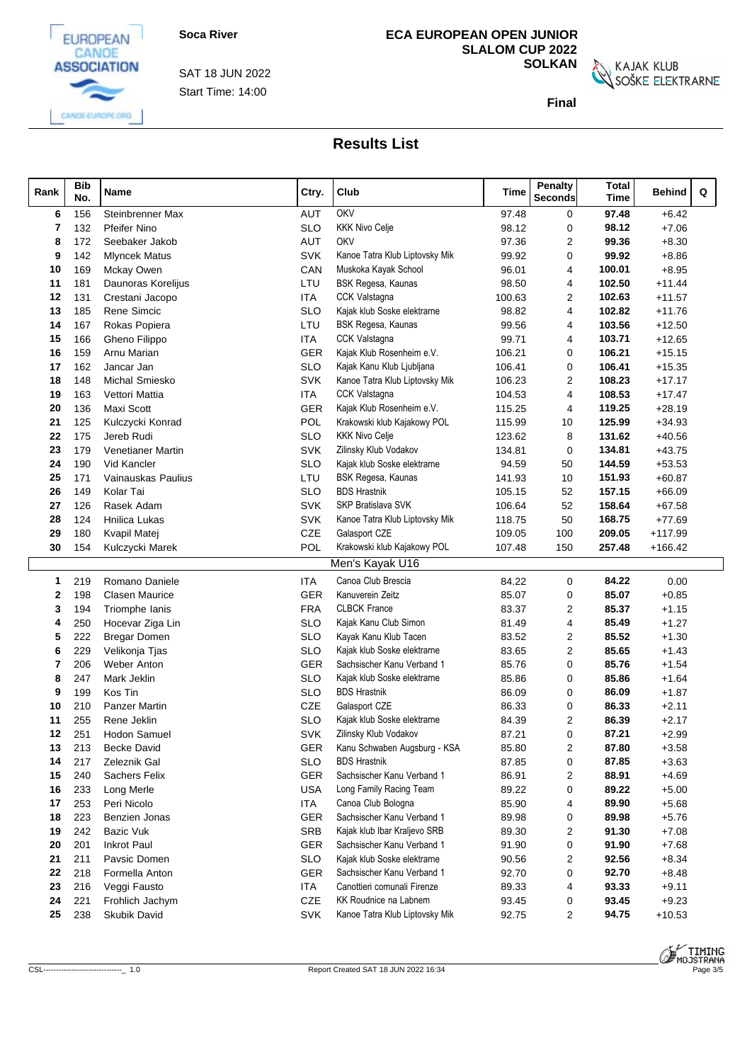Soca River

SAT 18 JUN 2022

Start Time: 14:00

**ECA EUROPEAN OPEN JUNIOR SLALOM CUP 2022**

**SOLKAN**

**Final**

## Results List

| Rank | Bib No. | Name | Ctry. | Club | Time | Penalty Seconds | Total Time | Behind | Q |
|---|---|---|---|---|---|---|---|---|---|
| 6 | 156 | Steinbrenner Max | AUT | OKV | 97.48 | 0 | **97.48** | +6.42 | |
| 7 | 132 | Pfeifer Nino | SLO | KKK Nivo Celje | 98.12 | 0 | **98.12** | +7.06 | |
| 8 | 172 | Seebaker Jakob | AUT | OKV | 97.36 | 2 | **99.36** | +8.30 | |
| 9 | 142 | Mlyncek Matus | SVK | Kanoe Tatra Klub Liptovsky Mik | 99.92 | 0 | **99.92** | +8.86 | |
| 10 | 169 | Mckay Owen | CAN | Muskoka Kayak School | 96.01 | 4 | **100.01** | +8.95 | |
| 11 | 181 | Daunoras Korelijus | LTU | BSK Regesa, Kaunas | 98.50 | 4 | **102.50** | +11.44 | |
| 12 | 131 | Crestani Jacopo | ITA | CCK Valstagna | 100.63 | 2 | **102.63** | +11.57 | |
| 13 | 185 | Rene Simcic | SLO | Kajak klub Soske elektrarne | 98.82 | 4 | **102.82** | +11.76 | |
| 14 | 167 | Rokas Popiera | LTU | BSK Regesa, Kaunas | 99.56 | 4 | **103.56** | +12.50 | |
| 15 | 166 | Gheno Filippo | ITA | CCK Valstagna | 99.71 | 4 | **103.71** | +12.65 | |
| 16 | 159 | Arnu Marian | GER | Kajak Klub Rosenheim e.V. | 106.21 | 0 | **106.21** | +15.15 | |
| 17 | 162 | Jancar Jan | SLO | Kajak Kanu Klub Ljubljana | 106.41 | 0 | **106.41** | +15.35 | |
| 18 | 148 | Michal Smiesko | SVK | Kanoe Tatra Klub Liptovsky Mik | 106.23 | 2 | **108.23** | +17.17 | |
| 19 | 163 | Vettori Mattia | ITA | CCK Valstagna | 104.53 | 4 | **108.53** | +17.47 | |
| 20 | 136 | Maxi Scott | GER | Kajak Klub Rosenheim e.V. | 115.25 | 4 | **119.25** | +28.19 | |
| 21 | 125 | Kulczycki Konrad | POL | Krakowski klub Kajakowy POL | 115.99 | 10 | **125.99** | +34.93 | |
| 22 | 175 | Jereb Rudi | SLO | KKK Nivo Celje | 123.62 | 8 | **131.62** | +40.56 | |
| 23 | 179 | Venetianer Martin | SVK | Zilinsky Klub Vodakov | 134.81 | 0 | **134.81** | +43.75 | |
| 24 | 190 | Vid Kancler | SLO | Kajak klub Soske elektrarne | 94.59 | 50 | **144.59** | +53.53 | |
| 25 | 171 | Vainauskas Paulius | LTU | BSK Regesa, Kaunas | 141.93 | 10 | **151.93** | +60.87 | |
| 26 | 149 | Kolar Tai | SLO | BDS Hrastnik | 105.15 | 52 | **157.15** | +66.09 | |
| 27 | 126 | Rasek Adam | SVK | SKP Bratislava SVK | 106.64 | 52 | **158.64** | +67.58 | |
| 28 | 124 | Hnilica Lukas | SVK | Kanoe Tatra Klub Liptovsky Mik | 118.75 | 50 | **168.75** | +77.69 | |
| 29 | 180 | Kvapil Matej | CZE | Galasport CZE | 109.05 | 100 | **209.05** | +117.99 | |
| 30 | 154 | Kulczycki Marek | POL | Krakowski klub Kajakowy POL | 107.48 | 150 | **257.48** | +166.42 | |
| | | | | **Men's Kayak U16** | | | | | |
| 1 | 219 | Romano Daniele | ITA | Canoa Club Brescia | 84.22 | 0 | **84.22** | 0.00 | |
| 2 | 198 | Clasen Maurice | GER | Kanuverein Zeitz | 85.07 | 0 | **85.07** | +0.85 | |
| 3 | 194 | Triomphe Ianis | FRA | CLBCK France | 83.37 | 2 | **85.37** | +1.15 | |
| 4 | 250 | Hocevar Ziga Lin | SLO | Kajak Kanu Club Simon | 81.49 | 4 | **85.49** | +1.27 | |
| 5 | 222 | Bregar Domen | SLO | Kayak Kanu Klub Tacen | 83.52 | 2 | **85.52** | +1.30 | |
| 6 | 229 | Velikonja Tjas | SLO | Kajak klub Soske elektrarne | 83.65 | 2 | **85.65** | +1.43 | |
| 7 | 206 | Weber Anton | GER | Sachsischer Kanu Verband 1 | 85.76 | 0 | **85.76** | +1.54 | |
| 8 | 247 | Mark Jeklin | SLO | Kajak klub Soske elektrarne | 85.86 | 0 | **85.86** | +1.64 | |
| 9 | 199 | Kos Tin | SLO | BDS Hrastnik | 86.09 | 0 | **86.09** | +1.87 | |
| 10 | 210 | Panzer Martin | CZE | Galasport CZE | 86.33 | 0 | **86.33** | +2.11 | |
| 11 | 255 | Rene Jeklin | SLO | Kajak klub Soske elektrarne | 84.39 | 2 | **86.39** | +2.17 | |
| 12 | 251 | Hodon Samuel | SVK | Zilinsky Klub Vodakov | 87.21 | 0 | **87.21** | +2.99 | |
| 13 | 213 | Becke David | GER | Kanu Schwaben Augsburg - KSA | 85.80 | 2 | **87.80** | +3.58 | |
| 14 | 217 | Zeleznik Gal | SLO | BDS Hrastnik | 87.85 | 0 | **87.85** | +3.63 | |
| 15 | 240 | Sachers Felix | GER | Sachsischer Kanu Verband 1 | 86.91 | 2 | **88.91** | +4.69 | |
| 16 | 233 | Long Merle | USA | Long Family Racing Team | 89.22 | 0 | **89.22** | +5.00 | |
| 17 | 253 | Peri Nicolo | ITA | Canoa Club Bologna | 85.90 | 4 | **89.90** | +5.68 | |
| 18 | 223 | Benzien Jonas | GER | Sachsischer Kanu Verband 1 | 89.98 | 0 | **89.98** | +5.76 | |
| 19 | 242 | Bazic Vuk | SRB | Kajak klub Ibar Kraljevo SRB | 89.30 | 2 | **91.30** | +7.08 | |
| 20 | 201 | Inkrot Paul | GER | Sachsischer Kanu Verband 1 | 91.90 | 0 | **91.90** | +7.68 | |
| 21 | 211 | Pavsic Domen | SLO | Kajak klub Soske elektrarne | 90.56 | 2 | **92.56** | +8.34 | |
| 22 | 218 | Formella Anton | GER | Sachsischer Kanu Verband 1 | 92.70 | 0 | **92.70** | +8.48 | |
| 23 | 216 | Veggi Fausto | ITA | Canottieri comunali Firenze | 89.33 | 4 | **93.33** | +9.11 | |
| 24 | 221 | Frohlich Jachym | CZE | KK Roudnice na Labnem | 93.45 | 0 | **93.45** | +9.23 | |
| 25 | 238 | Skubik David | SVK | Kanoe Tatra Klub Liptovsky Mik | 92.75 | 2 | **94.75** | +10.53 | |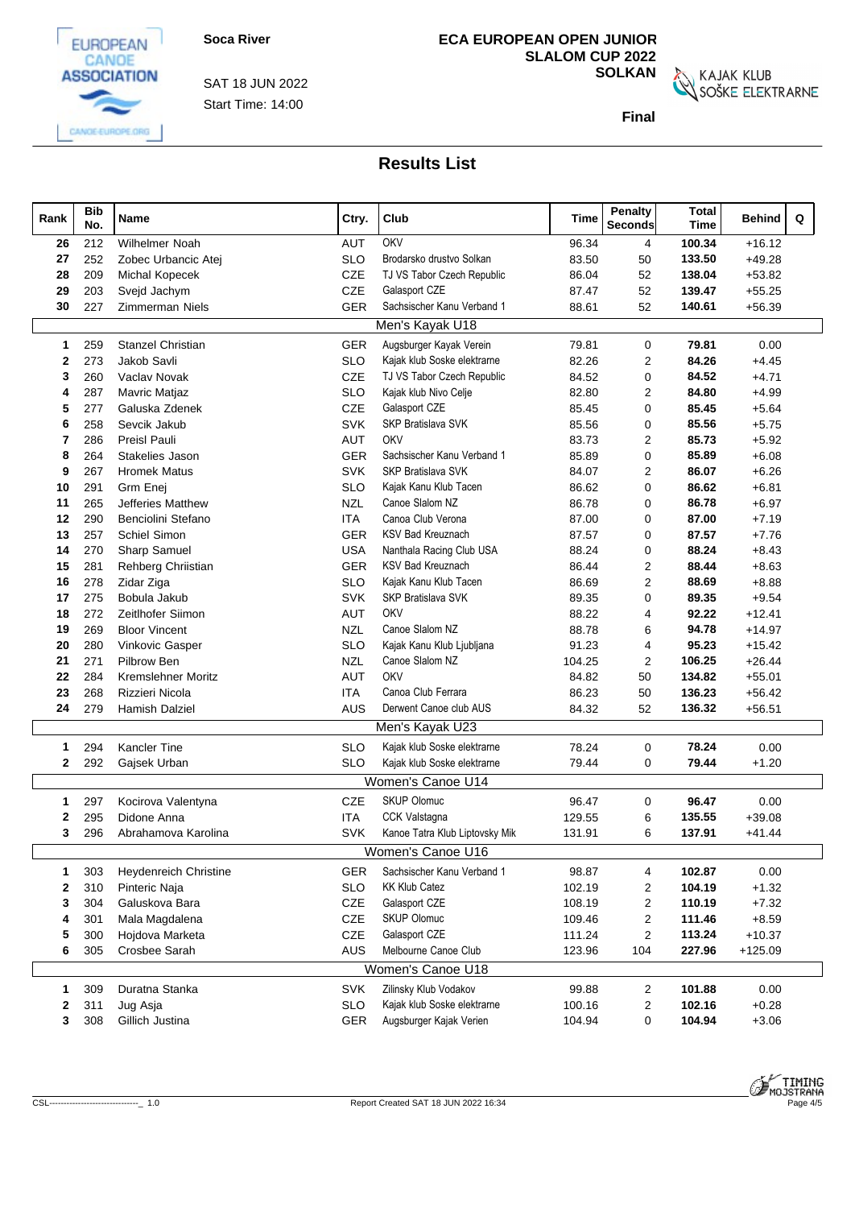Soca River

SAT 18 JUN 2022
Start Time: 14:00

**ECA EUROPEAN OPEN JUNIOR SLALOM CUP 2022 SOLKAN**

**Final**

## Results List

| Rank | Bib No. | Name | Ctry. | Club | Time | Penalty Seconds | Total Time | Behind | Q |
|---|---|---|---|---|---|---|---|---|---|
| **26** | 212 | Wilhelmer Noah | AUT | OKV | 96.34 | 4 | **100.34** | +16.12 | |
| **27** | 252 | Zobec Urbancic Atej | SLO | Brodarsko drustvo Solkan | 83.50 | 50 | **133.50** | +49.28 | |
| **28** | 209 | Michal Kopecek | CZE | TJ VS Tabor Czech Republic | 86.04 | 52 | **138.04** | +53.82 | |
| **29** | 203 | Svejd Jachym | CZE | Galasport CZE | 87.47 | 52 | **139.47** | +55.25 | |
| **30** | 227 | Zimmerman Niels | GER | Sachsischer Kanu Verband 1 | 88.61 | 52 | **140.61** | +56.39 | |
| | | | | **Men's Kayak U18** | | | | | |
| **1** | 259 | Stanzel Christian | GER | Augsburger Kayak Verein | 79.81 | 0 | **79.81** | 0.00 | |
| **2** | 273 | Jakob Savli | SLO | Kajak klub Soske elektrarne | 82.26 | 2 | **84.26** | +4.45 | |
| **3** | 260 | Vaclav Novak | CZE | TJ VS Tabor Czech Republic | 84.52 | 0 | **84.52** | +4.71 | |
| **4** | 287 | Mavric Matjaz | SLO | Kajak klub Nivo Celje | 82.80 | 2 | **84.80** | +4.99 | |
| **5** | 277 | Galuska Zdenek | CZE | Galasport CZE | 85.45 | 0 | **85.45** | +5.64 | |
| **6** | 258 | Sevcik Jakub | SVK | SKP Bratislava SVK | 85.56 | 0 | **85.56** | +5.75 | |
| **7** | 286 | Preisl Pauli | AUT | OKV | 83.73 | 2 | **85.73** | +5.92 | |
| **8** | 264 | Stakelies Jason | GER | Sachsischer Kanu Verband 1 | 85.89 | 0 | **85.89** | +6.08 | |
| **9** | 267 | Hromek Matus | SVK | SKP Bratislava SVK | 84.07 | 2 | **86.07** | +6.26 | |
| **10** | 291 | Grm Enej | SLO | Kajak Kanu Klub Tacen | 86.62 | 0 | **86.62** | +6.81 | |
| **11** | 265 | Jefferies Matthew | NZL | Canoe Slalom NZ | 86.78 | 0 | **86.78** | +6.97 | |
| **12** | 290 | Benciolini Stefano | ITA | Canoa Club Verona | 87.00 | 0 | **87.00** | +7.19 | |
| **13** | 257 | Schiel Simon | GER | KSV Bad Kreuznach | 87.57 | 0 | **87.57** | +7.76 | |
| **14** | 270 | Sharp Samuel | USA | Nanthala Racing Club USA | 88.24 | 0 | **88.24** | +8.43 | |
| **15** | 281 | Rehberg Chriistian | GER | KSV Bad Kreuznach | 86.44 | 2 | **88.44** | +8.63 | |
| **16** | 278 | Zidar Ziga | SLO | Kajak Kanu Klub Tacen | 86.69 | 2 | **88.69** | +8.88 | |
| **17** | 275 | Bobula Jakub | SVK | SKP Bratislava SVK | 89.35 | 0 | **89.35** | +9.54 | |
| **18** | 272 | Zeitlhofer Siimon | AUT | OKV | 88.22 | 4 | **92.22** | +12.41 | |
| **19** | 269 | Bloor Vincent | NZL | Canoe Slalom NZ | 88.78 | 6 | **94.78** | +14.97 | |
| **20** | 280 | Vinkovic Gasper | SLO | Kajak Kanu Klub Ljubljana | 91.23 | 4 | **95.23** | +15.42 | |
| **21** | 271 | Pilbrow Ben | NZL | Canoe Slalom NZ | 104.25 | 2 | **106.25** | +26.44 | |
| **22** | 284 | Kremslehner Moritz | AUT | OKV | 84.82 | 50 | **134.82** | +55.01 | |
| **23** | 268 | Rizzieri Nicola | ITA | Canoa Club Ferrara | 86.23 | 50 | **136.23** | +56.42 | |
| **24** | 279 | Hamish Dalziel | AUS | Derwent Canoe club AUS | 84.32 | 52 | **136.32** | +56.51 | |
| | | | | **Men's Kayak U23** | | | | | |
| **1** | 294 | Kancler Tine | SLO | Kajak klub Soske elektrarne | 78.24 | 0 | **78.24** | 0.00 | |
| **2** | 292 | Gajsek Urban | SLO | Kajak klub Soske elektrarne | 79.44 | 0 | **79.44** | +1.20 | |
| | | | | **Women's Canoe U14** | | | | | |
| **1** | 297 | Kocirova Valentyna | CZE | SKUP Olomuc | 96.47 | 0 | **96.47** | 0.00 | |
| **2** | 295 | Didone Anna | ITA | CCK Valstagna | 129.55 | 6 | **135.55** | +39.08 | |
| **3** | 296 | Abrahamova Karolina | SVK | Kanoe Tatra Klub Liptovsky Mik | 131.91 | 6 | **137.91** | +41.44 | |
| | | | | **Women's Canoe U16** | | | | | |
| **1** | 303 | Heydenreich Christine | GER | Sachsischer Kanu Verband 1 | 98.87 | 4 | **102.87** | 0.00 | |
| **2** | 310 | Pinteric Naja | SLO | KK Klub Catez | 102.19 | 2 | **104.19** | +1.32 | |
| **3** | 304 | Galuskova Bara | CZE | Galasport CZE | 108.19 | 2 | **110.19** | +7.32 | |
| **4** | 301 | Mala Magdalena | CZE | SKUP Olomuc | 109.46 | 2 | **111.46** | +8.59 | |
| **5** | 300 | Hojdova Marketa | CZE | Galasport CZE | 111.24 | 2 | **113.24** | +10.37 | |
| **6** | 305 | Crosbee Sarah | AUS | Melbourne Canoe Club | 123.96 | 104 | **227.96** | +125.09 | |
| | | | | **Women's Canoe U18** | | | | | |
| **1** | 309 | Duratna Stanka | SVK | Zilinsky Klub Vodakov | 99.88 | 2 | **101.88** | 0.00 | |
| **2** | 311 | Jug Asja | SLO | Kajak klub Soske elektrarne | 100.16 | 2 | **102.16** | +0.28 | |
| **3** | 308 | Gillich Justina | GER | Augsburger Kajak Verien | 104.94 | 0 | **104.94** | +3.06 | |

Report Created SAT 18 JUN 2022 16:34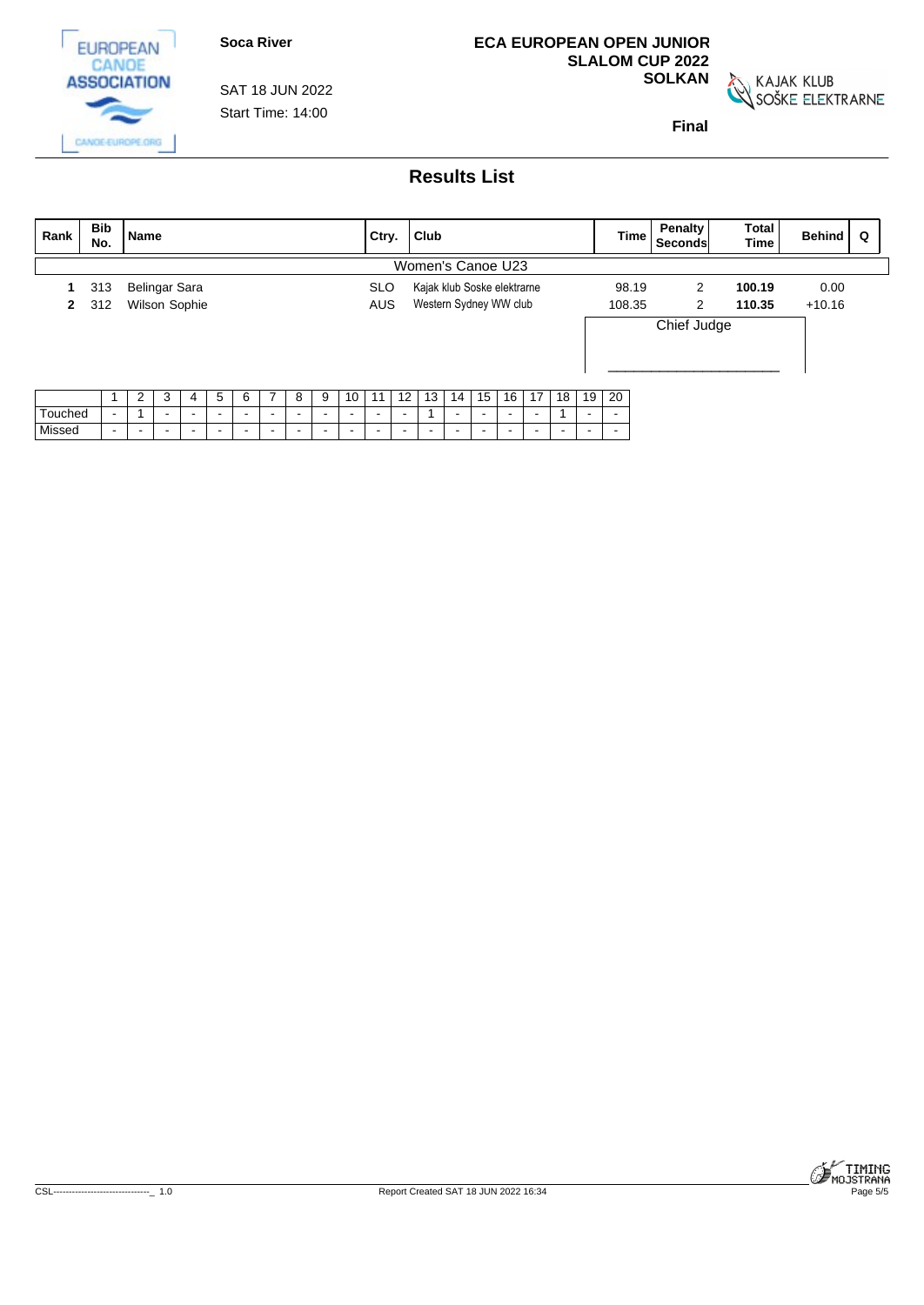Soca River

SAT 18 JUN 2022
Start Time: 14:00

**ECA EUROPEAN OPEN JUNIOR SLALOM CUP 2022 SOLKAN**

KAJAK KLUB SOŠKE ELEKTRARNE

**Final**

## Results List

| Rank | Bib No. | Name | Ctry. | Club | Time | Penalty Seconds | Total Time | Behind | Q |
|---|---|---|---|---|---|---|---|---|---|
| | | Women's Canoe U23 | | | | | | | |
| 1 | 313 | Belingar Sara | SLO | Kajak klub Soske elektrarne | 98.19 | 2 | **100.19** | 0.00 | |
| 2 | 312 | Wilson Sophie | AUS | Western Sydney WW club | 108.35 | 2 | **110.35** | +10.16 | |

Chief Judge

_______________________

| | 1 | 2 | 3 | 4 | 5 | 6 | 7 | 8 | 9 | 10 | 11 | 12 | 13 | 14 | 15 | 16 | 17 | 18 | 19 | 20 |
|---|---|---|---|---|---|---|---|---|---|---|---|---|---|---|---|---|---|---|---|---|
| Touched | - | 1 | - | - | - | - | - | - | - | - | - | - | 1 | - | - | - | - | 1 | - | - |
| Missed | - | - | - | - | - | - | - | - | - | - | - | - | - | - | - | - | - | - | - | - |

CSL-------------------------------_ 1.0

Report Created SAT 18 JUN 2022 16:34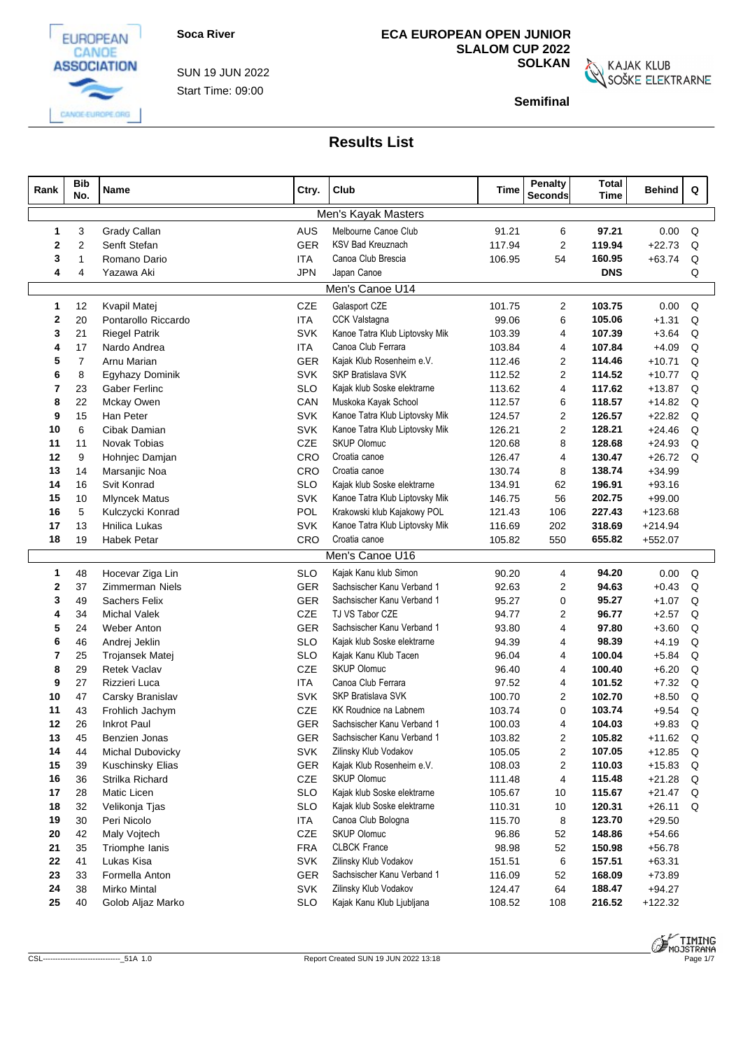EUROPEAN CANOE ASSOCIATION

**Soca River**

SUN 19 JUN 2022

Start Time: 09:00

**ECA EUROPEAN OPEN JUNIOR SLALOM CUP 2022**

**SOLKAN**

KAJAK KLUB SOŠKE ELEKTRARNE

**Semifinal**

## Results List

| Rank | Bib No. | Name | Ctry. | Club | Time | Penalty Seconds | Total Time | Behind | Q |
|---|---|---|---|---|---|---|---|---|---|
| **Men's Kayak Masters** | | | | | | | | | |
| 1 | 3 | Grady Callan | AUS | Melbourne Canoe Club | 91.21 | 6 | **97.21** | 0.00 | Q |
| 2 | 2 | Senft Stefan | GER | KSV Bad Kreuznach | 117.94 | 2 | **119.94** | +22.73 | Q |
| 3 | 1 | Romano Dario | ITA | Canoa Club Brescia | 106.95 | 54 | **160.95** | +63.74 | Q |
| 4 | 4 | Yazawa Aki | JPN | Japan Canoe | | | **DNS** | | Q |
| **Men's Canoe U14** | | | | | | | | | |
| 1 | 12 | Kvapil Matej | CZE | Galasport CZE | 101.75 | 2 | **103.75** | 0.00 | Q |
| 2 | 20 | Pontarollo Riccardo | ITA | CCK Valstagna | 99.06 | 6 | **105.06** | +1.31 | Q |
| 3 | 21 | Riegel Patrik | SVK | Kanoe Tatra Klub Liptovsky Mik | 103.39 | 4 | **107.39** | +3.64 | Q |
| 4 | 17 | Nardo Andrea | ITA | Canoa Club Ferrara | 103.84 | 4 | **107.84** | +4.09 | Q |
| 5 | 7 | Arnu Marian | GER | Kajak Klub Rosenheim e.V. | 112.46 | 2 | **114.46** | +10.71 | Q |
| 6 | 8 | Egyhazy Dominik | SVK | SKP Bratislava SVK | 112.52 | 2 | **114.52** | +10.77 | Q |
| 7 | 23 | Gaber Ferlinc | SLO | Kajak klub Soske elektrarne | 113.62 | 4 | **117.62** | +13.87 | Q |
| 8 | 22 | Mckay Owen | CAN | Muskoka Kayak School | 112.57 | 6 | **118.57** | +14.82 | Q |
| 9 | 15 | Han Peter | SVK | Kanoe Tatra Klub Liptovsky Mik | 124.57 | 2 | **126.57** | +22.82 | Q |
| 10 | 6 | Cibak Damian | SVK | Kanoe Tatra Klub Liptovsky Mik | 126.21 | 2 | **128.21** | +24.46 | Q |
| 11 | 11 | Novak Tobias | CZE | SKUP Olomuc | 120.68 | 8 | **128.68** | +24.93 | Q |
| 12 | 9 | Hohnjec Damjan | CRO | Croatia canoe | 126.47 | 4 | **130.47** | +26.72 | Q |
| 13 | 14 | Marsanjic Noa | CRO | Croatia canoe | 130.74 | 8 | **138.74** | +34.99 | |
| 14 | 16 | Svit Konrad | SLO | Kajak klub Soske elektrarne | 134.91 | 62 | **196.91** | +93.16 | |
| 15 | 10 | Mlyncek Matus | SVK | Kanoe Tatra Klub Liptovsky Mik | 146.75 | 56 | **202.75** | +99.00 | |
| 16 | 5 | Kulczycki Konrad | POL | Krakowski klub Kajakowy POL | 121.43 | 106 | **227.43** | +123.68 | |
| 17 | 13 | Hnilica Lukas | SVK | Kanoe Tatra Klub Liptovsky Mik | 116.69 | 202 | **318.69** | +214.94 | |
| 18 | 19 | Habek Petar | CRO | Croatia canoe | 105.82 | 550 | **655.82** | +552.07 | |
| **Men's Canoe U16** | | | | | | | | | |
| 1 | 48 | Hocevar Ziga Lin | SLO | Kajak Kanu klub Simon | 90.20 | 4 | **94.20** | 0.00 | Q |
| 2 | 37 | Zimmerman Niels | GER | Sachsischer Kanu Verband 1 | 92.63 | 2 | **94.63** | +0.43 | Q |
| 3 | 49 | Sachers Felix | GER | Sachsischer Kanu Verband 1 | 95.27 | 0 | **95.27** | +1.07 | Q |
| 4 | 34 | Michal Valek | CZE | TJ VS Tabor CZE | 94.77 | 2 | **96.77** | +2.57 | Q |
| 5 | 24 | Weber Anton | GER | Sachsischer Kanu Verband 1 | 93.80 | 4 | **97.80** | +3.60 | Q |
| 6 | 46 | Andrej Jeklin | SLO | Kajak klub Soske elektrarne | 94.39 | 4 | **98.39** | +4.19 | Q |
| 7 | 25 | Trojansek Matej | SLO | Kajak Kanu Klub Tacen | 96.04 | 4 | **100.04** | +5.84 | Q |
| 8 | 29 | Retek Vaclav | CZE | SKUP Olomuc | 96.40 | 4 | **100.40** | +6.20 | Q |
| 9 | 27 | Rizzieri Luca | ITA | Canoa Club Ferrara | 97.52 | 4 | **101.52** | +7.32 | Q |
| 10 | 47 | Carsky Branislav | SVK | SKP Bratislava SVK | 100.70 | 2 | **102.70** | +8.50 | Q |
| 11 | 43 | Frohlich Jachym | CZE | KK Roudnice na Labnem | 103.74 | 0 | **103.74** | +9.54 | Q |
| 12 | 26 | Inkrot Paul | GER | Sachsischer Kanu Verband 1 | 100.03 | 4 | **104.03** | +9.83 | Q |
| 13 | 45 | Benzien Jonas | GER | Sachsischer Kanu Verband 1 | 103.82 | 2 | **105.82** | +11.62 | Q |
| 14 | 44 | Michal Dubovicky | SVK | Zilinsky Klub Vodakov | 105.05 | 2 | **107.05** | +12.85 | Q |
| 15 | 39 | Kuschinsky Elias | GER | Kajak Klub Rosenheim e.V. | 108.03 | 2 | **110.03** | +15.83 | Q |
| 16 | 36 | Strilka Richard | CZE | SKUP Olomuc | 111.48 | 4 | **115.48** | +21.28 | Q |
| 17 | 28 | Matic Licen | SLO | Kajak klub Soske elektrarne | 105.67 | 10 | **115.67** | +21.47 | Q |
| 18 | 32 | Velikonja Tjas | SLO | Kajak klub Soske elektrarne | 110.31 | 10 | **120.31** | +26.11 | Q |
| 19 | 30 | Peri Nicolo | ITA | Canoa Club Bologna | 115.70 | 8 | **123.70** | +29.50 | |
| 20 | 42 | Maly Vojtech | CZE | SKUP Olomuc | 96.86 | 52 | **148.86** | +54.66 | |
| 21 | 35 | Triomphe Ianis | FRA | CLBCK France | 98.98 | 52 | **150.98** | +56.78 | |
| 22 | 41 | Lukas Kisa | SVK | Zilinsky Klub Vodakov | 151.51 | 6 | **157.51** | +63.31 | |
| 23 | 33 | Formella Anton | GER | Sachsischer Kanu Verband 1 | 116.09 | 52 | **168.09** | +73.89 | |
| 24 | 38 | Mirko Mintal | SVK | Zilinsky Klub Vodakov | 124.47 | 64 | **188.47** | +94.27 | |
| 25 | 40 | Golob Aljaz Marko | SLO | Kajak Kanu Klub Ljubljana | 108.52 | 108 | **216.52** | +122.32 | |

CSL--------------------------------_51A 1.0 Report Created SUN 19 JUN 2022 13:18

TIMING MOJSTRANA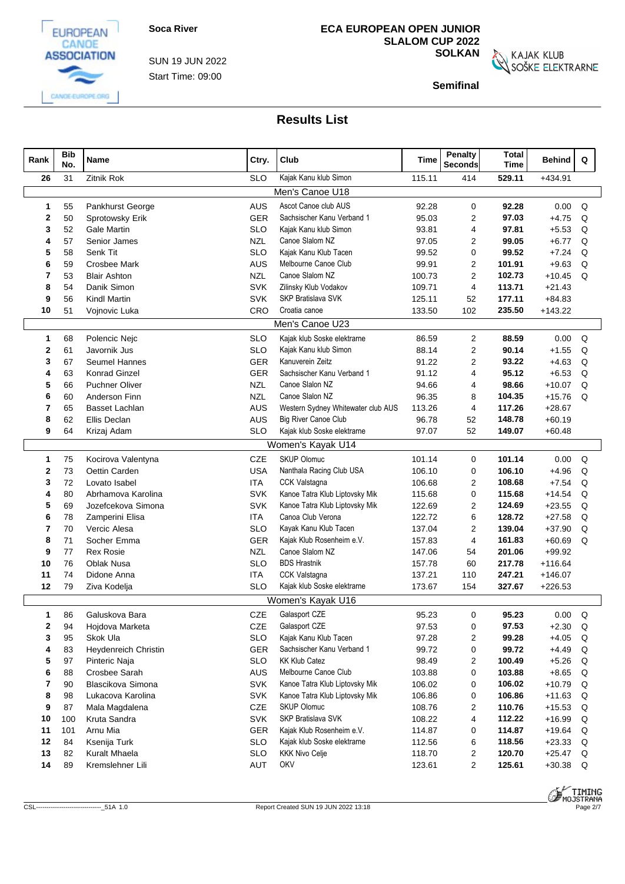Soca River

SUN 19 JUN 2022
Start Time: 09:00

# ECA EUROPEAN OPEN JUNIOR SLALOM CUP 2022 SOLKAN

KAJAK KLUB SOŠKE ELEKTRARNE

**Semifinal**

## Results List

| Rank | Bib No. | Name | Ctry. | Club | Time | Penalty Seconds | Total Time | Behind | Q |
|---|---|---|---|---|---|---|---|---|---|
| 26 | 31 | Zitnik Rok | SLO | Kajak Kanu klub Simon | 115.11 | 414 | **529.11** | +434.91 | |
| | | **Men's Canoe U18** | | | | | | | |
| 1 | 55 | Pankhurst George | AUS | Ascot Canoe club AUS | 92.28 | 0 | **92.28** | 0.00 | Q |
| 2 | 50 | Sprotowsky Erik | GER | Sachsischer Kanu Verband 1 | 95.03 | 2 | **97.03** | +4.75 | Q |
| 3 | 52 | Gale Martin | SLO | Kajak Kanu klub Simon | 93.81 | 4 | **97.81** | +5.53 | Q |
| 4 | 57 | Senior James | NZL | Canoe Slalom NZ | 97.05 | 2 | **99.05** | +6.77 | Q |
| 5 | 58 | Senk Tit | SLO | Kajak Kanu Klub Tacen | 99.52 | 0 | **99.52** | +7.24 | Q |
| 6 | 59 | Crosbee Mark | AUS | Melbourne Canoe Club | 99.91 | 2 | **101.91** | +9.63 | Q |
| 7 | 53 | Blair Ashton | NZL | Canoe Slalom NZ | 100.73 | 2 | **102.73** | +10.45 | Q |
| 8 | 54 | Danik Simon | SVK | Zilinsky Klub Vodakov | 109.71 | 4 | **113.71** | +21.43 | |
| 9 | 56 | Kindl Martin | SVK | SKP Bratislava SVK | 125.11 | 52 | **177.11** | +84.83 | |
| 10 | 51 | Vojnovic Luka | CRO | Croatia canoe | 133.50 | 102 | **235.50** | +143.22 | |
| | | **Men's Canoe U23** | | | | | | | |
| 1 | 68 | Polencic Nejc | SLO | Kajak klub Soske elektrarne | 86.59 | 2 | **88.59** | 0.00 | Q |
| 2 | 61 | Javornik Jus | SLO | Kajak Kanu klub Simon | 88.14 | 2 | **90.14** | +1.55 | Q |
| 3 | 67 | Seumel Hannes | GER | Kanuverein Zeitz | 91.22 | 2 | **93.22** | +4.63 | Q |
| 4 | 63 | Konrad Ginzel | GER | Sachsischer Kanu Verband 1 | 91.12 | 4 | **95.12** | +6.53 | Q |
| 5 | 66 | Puchner Oliver | NZL | Canoe Slalon NZ | 94.66 | 4 | **98.66** | +10.07 | Q |
| 6 | 60 | Anderson Finn | NZL | Canoe Slalon NZ | 96.35 | 8 | **104.35** | +15.76 | Q |
| 7 | 65 | Basset Lachlan | AUS | Western Sydney Whitewater club AUS | 113.26 | 4 | **117.26** | +28.67 | |
| 8 | 62 | Ellis Declan | AUS | Big River Canoe Club | 96.78 | 52 | **148.78** | +60.19 | |
| 9 | 64 | Krizaj Adam | SLO | Kajak klub Soske elektrarne | 97.07 | 52 | **149.07** | +60.48 | |
| | | **Women's Kayak U14** | | | | | | | |
| 1 | 75 | Kocirova Valentyna | CZE | SKUP Olomuc | 101.14 | 0 | **101.14** | 0.00 | Q |
| 2 | 73 | Oettin Carden | USA | Nanthala Racing Club USA | 106.10 | 0 | **106.10** | +4.96 | Q |
| 3 | 72 | Lovato Isabel | ITA | CCK Valstagna | 106.68 | 2 | **108.68** | +7.54 | Q |
| 4 | 80 | Abrhamova Karolina | SVK | Kanoe Tatra Klub Liptovsky Mik | 115.68 | 0 | **115.68** | +14.54 | Q |
| 5 | 69 | Jozefcekova Simona | SVK | Kanoe Tatra Klub Liptovsky Mik | 122.69 | 2 | **124.69** | +23.55 | Q |
| 6 | 78 | Zamperini Elisa | ITA | Canoa Club Verona | 122.72 | 6 | **128.72** | +27.58 | Q |
| 7 | 70 | Vercic Alesa | SLO | Kayak Kanu Klub Tacen | 137.04 | 2 | **139.04** | +37.90 | Q |
| 8 | 71 | Socher Emma | GER | Kajak Klub Rosenheim e.V. | 157.83 | 4 | **161.83** | +60.69 | Q |
| 9 | 77 | Rex Rosie | NZL | Canoe Slalom NZ | 147.06 | 54 | **201.06** | +99.92 | |
| 10 | 76 | Oblak Nusa | SLO | BDS Hrastnik | 157.78 | 60 | **217.78** | +116.64 | |
| 11 | 74 | Didone Anna | ITA | CCK Valstagna | 137.21 | 110 | **247.21** | +146.07 | |
| 12 | 79 | Ziva Kodelja | SLO | Kajak klub Soske elektrarne | 173.67 | 154 | **327.67** | +226.53 | |
| | | **Women's Kayak U16** | | | | | | | |
| 1 | 86 | Galuskova Bara | CZE | Galasport CZE | 95.23 | 0 | **95.23** | 0.00 | Q |
| 2 | 94 | Hojdova Marketa | CZE | Galasport CZE | 97.53 | 0 | **97.53** | +2.30 | Q |
| 3 | 95 | Skok Ula | SLO | Kajak Kanu Klub Tacen | 97.28 | 2 | **99.28** | +4.05 | Q |
| 4 | 83 | Heydenreich Christin | GER | Sachsischer Kanu Verband 1 | 99.72 | 0 | **99.72** | +4.49 | Q |
| 5 | 97 | Pinteric Naja | SLO | KK Klub Catez | 98.49 | 2 | **100.49** | +5.26 | Q |
| 6 | 88 | Crosbee Sarah | AUS | Melbourne Canoe Club | 103.88 | 0 | **103.88** | +8.65 | Q |
| 7 | 90 | Blascikova Simona | SVK | Kanoe Tatra Klub Liptovsky Mik | 106.02 | 0 | **106.02** | +10.79 | Q |
| 8 | 98 | Lukacova Karolina | SVK | Kanoe Tatra Klub Liptovsky Mik | 106.86 | 0 | **106.86** | +11.63 | Q |
| 9 | 87 | Mala Magdalena | CZE | SKUP Olomuc | 108.76 | 2 | **110.76** | +15.53 | Q |
| 10 | 100 | Kruta Sandra | SVK | SKP Bratislava SVK | 108.22 | 4 | **112.22** | +16.99 | Q |
| 11 | 101 | Arnu Mia | GER | Kajak Klub Rosenheim e.V. | 114.87 | 0 | **114.87** | +19.64 | Q |
| 12 | 84 | Ksenija Turk | SLO | Kajak klub Soske elektrarne | 112.56 | 6 | **118.56** | +23.33 | Q |
| 13 | 82 | Kuralt Mhaela | SLO | KKK Nivo Celje | 118.70 | 2 | **120.70** | +25.47 | Q |
| 14 | 89 | Kremslehner Lili | AUT | OKV | 123.61 | 2 | **125.61** | +30.38 | Q |

CSL-------------------------------_51A 1.0    Report Created SUN 19 JUN 2022 13:18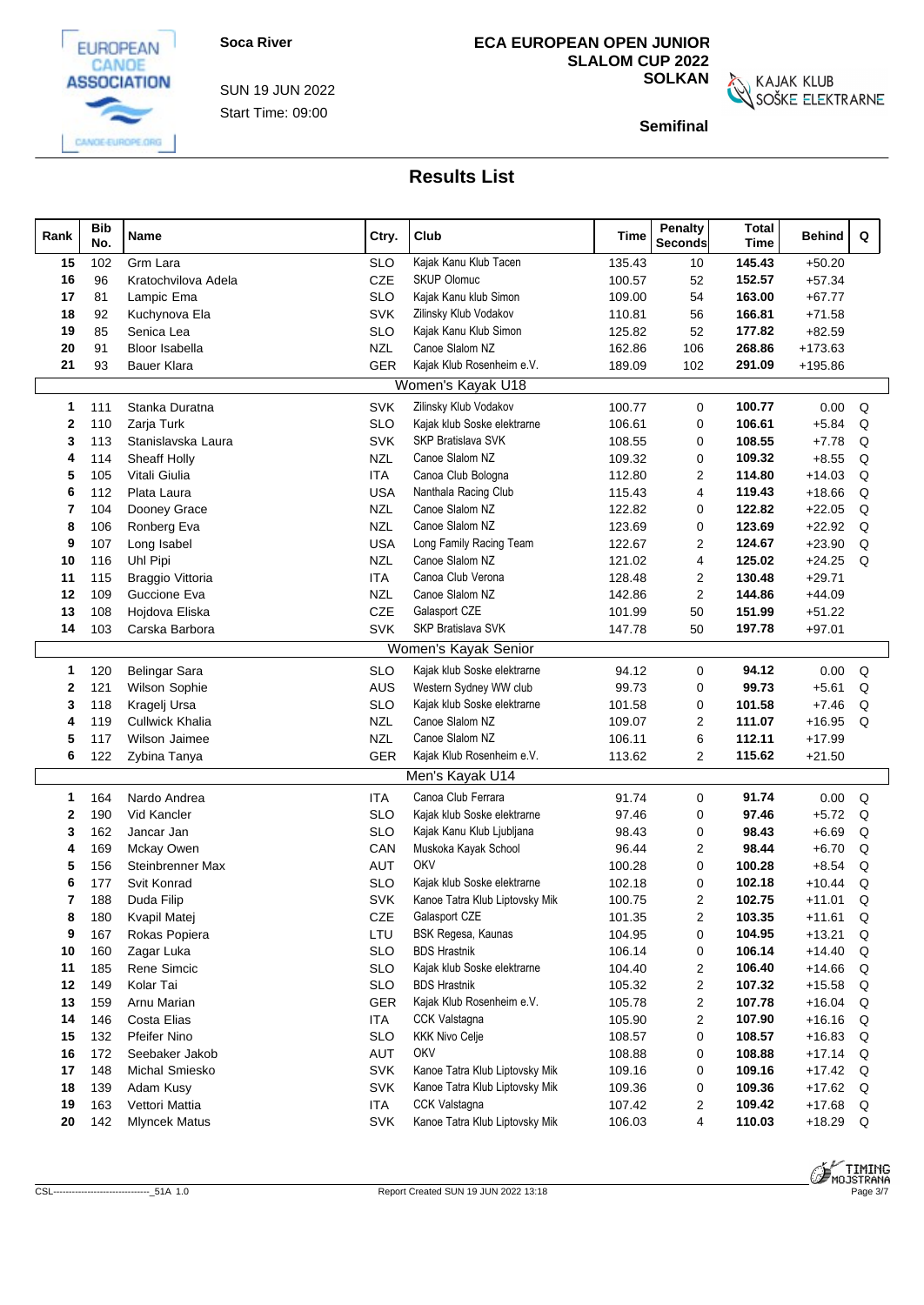Soca River

SUN 19 JUN 2022

Start Time: 09:00

**ECA EUROPEAN OPEN JUNIOR SLALOM CUP 2022**
**SOLKAN**

**Semifinal**

## Results List

| Rank | Bib No. | Name | Ctry. | Club | Time | Penalty Seconds | Total Time | Behind | Q |
|---|---|---|---|---|---|---|---|---|---|
| 15 | 102 | Grm Lara | SLO | Kajak Kanu Klub Tacen | 135.43 | 10 | 145.43 | +50.20 | |
| 16 | 96 | Kratochvilova Adela | CZE | SKUP Olomuc | 100.57 | 52 | 152.57 | +57.34 | |
| 17 | 81 | Lampic Ema | SLO | Kajak Kanu klub Simon | 109.00 | 54 | 163.00 | +67.77 | |
| 18 | 92 | Kuchynova Ela | SVK | Zilinsky Klub Vodakov | 110.81 | 56 | 166.81 | +71.58 | |
| 19 | 85 | Senica Lea | SLO | Kajak Kanu Klub Simon | 125.82 | 52 | 177.82 | +82.59 | |
| 20 | 91 | Bloor Isabella | NZL | Canoe Slalom NZ | 162.86 | 106 | 268.86 | +173.63 | |
| 21 | 93 | Bauer Klara | GER | Kajak Klub Rosenheim e.V. | 189.09 | 102 | 291.09 | +195.86 | |
| | | **Women's Kayak U18** | | | | | | | |
| 1 | 111 | Stanka Duratna | SVK | Zilinsky Klub Vodakov | 100.77 | 0 | 100.77 | 0.00 | Q |
| 2 | 110 | Zarja Turk | SLO | Kajak klub Soske elektrarne | 106.61 | 0 | 106.61 | +5.84 | Q |
| 3 | 113 | Stanislavska Laura | SVK | SKP Bratislava SVK | 108.55 | 0 | 108.55 | +7.78 | Q |
| 4 | 114 | Sheaff Holly | NZL | Canoe Slalom NZ | 109.32 | 0 | 109.32 | +8.55 | Q |
| 5 | 105 | Vitali Giulia | ITA | Canoa Club Bologna | 112.80 | 2 | 114.80 | +14.03 | Q |
| 6 | 112 | Plata Laura | USA | Nanthala Racing Club | 115.43 | 4 | 119.43 | +18.66 | Q |
| 7 | 104 | Dooney Grace | NZL | Canoe Slalom NZ | 122.82 | 0 | 122.82 | +22.05 | Q |
| 8 | 106 | Ronberg Eva | NZL | Canoe Slalom NZ | 123.69 | 0 | 123.69 | +22.92 | Q |
| 9 | 107 | Long Isabel | USA | Long Family Racing Team | 122.67 | 2 | 124.67 | +23.90 | Q |
| 10 | 116 | Uhl Pipi | NZL | Canoe Slalom NZ | 121.02 | 4 | 125.02 | +24.25 | Q |
| 11 | 115 | Braggio Vittoria | ITA | Canoa Club Verona | 128.48 | 2 | 130.48 | +29.71 | |
| 12 | 109 | Guccione Eva | NZL | Canoe Slalom NZ | 142.86 | 2 | 144.86 | +44.09 | |
| 13 | 108 | Hojdova Eliska | CZE | Galasport CZE | 101.99 | 50 | 151.99 | +51.22 | |
| 14 | 103 | Carska Barbora | SVK | SKP Bratislava SVK | 147.78 | 50 | 197.78 | +97.01 | |
| | | **Women's Kayak Senior** | | | | | | | |
| 1 | 120 | Belingar Sara | SLO | Kajak klub Soske elektrarne | 94.12 | 0 | 94.12 | 0.00 | Q |
| 2 | 121 | Wilson Sophie | AUS | Western Sydney WW club | 99.73 | 0 | 99.73 | +5.61 | Q |
| 3 | 118 | Kragelj Ursa | SLO | Kajak klub Soske elektrarne | 101.58 | 0 | 101.58 | +7.46 | Q |
| 4 | 119 | Cullwick Khalia | NZL | Canoe Slalom NZ | 109.07 | 2 | 111.07 | +16.95 | Q |
| 5 | 117 | Wilson Jaimee | NZL | Canoe Slalom NZ | 106.11 | 6 | 112.11 | +17.99 | |
| 6 | 122 | Zybina Tanya | GER | Kajak Klub Rosenheim e.V. | 113.62 | 2 | 115.62 | +21.50 | |
| | | **Men's Kayak U14** | | | | | | | |
| 1 | 164 | Nardo Andrea | ITA | Canoa Club Ferrara | 91.74 | 0 | 91.74 | 0.00 | Q |
| 2 | 190 | Vid Kancler | SLO | Kajak klub Soske elektrarne | 97.46 | 0 | 97.46 | +5.72 | Q |
| 3 | 162 | Jancar Jan | SLO | Kajak Kanu Klub Ljubljana | 98.43 | 0 | 98.43 | +6.69 | Q |
| 4 | 169 | Mckay Owen | CAN | Muskoka Kayak School | 96.44 | 2 | 98.44 | +6.70 | Q |
| 5 | 156 | Steinbrenner Max | AUT | OKV | 100.28 | 0 | 100.28 | +8.54 | Q |
| 6 | 177 | Svit Konrad | SLO | Kajak klub Soske elektrarne | 102.18 | 0 | 102.18 | +10.44 | Q |
| 7 | 188 | Duda Filip | SVK | Kanoe Tatra Klub Liptovsky Mik | 100.75 | 2 | 102.75 | +11.01 | Q |
| 8 | 180 | Kvapil Matej | CZE | Galasport CZE | 101.35 | 2 | 103.35 | +11.61 | Q |
| 9 | 167 | Rokas Popiera | LTU | BSK Regesa, Kaunas | 104.95 | 0 | 104.95 | +13.21 | Q |
| 10 | 160 | Zagar Luka | SLO | BDS Hrastnik | 106.14 | 0 | 106.14 | +14.40 | Q |
| 11 | 185 | Rene Simcic | SLO | Kajak klub Soske elektrarne | 104.40 | 2 | 106.40 | +14.66 | Q |
| 12 | 149 | Kolar Tai | SLO | BDS Hrastnik | 105.32 | 2 | 107.32 | +15.58 | Q |
| 13 | 159 | Arnu Marian | GER | Kajak Klub Rosenheim e.V. | 105.78 | 2 | 107.78 | +16.04 | Q |
| 14 | 146 | Costa Elias | ITA | CCK Valstagna | 105.90 | 2 | 107.90 | +16.16 | Q |
| 15 | 132 | Pfeifer Nino | SLO | KKK Nivo Celje | 108.57 | 0 | 108.57 | +16.83 | Q |
| 16 | 172 | Seebaker Jakob | AUT | OKV | 108.88 | 0 | 108.88 | +17.14 | Q |
| 17 | 148 | Michal Smiesko | SVK | Kanoe Tatra Klub Liptovsky Mik | 109.16 | 0 | 109.16 | +17.42 | Q |
| 18 | 139 | Adam Kusy | SVK | Kanoe Tatra Klub Liptovsky Mik | 109.36 | 0 | 109.36 | +17.62 | Q |
| 19 | 163 | Vettori Mattia | ITA | CCK Valstagna | 107.42 | 2 | 109.42 | +17.68 | Q |
| 20 | 142 | Mlyncek Matus | SVK | Kanoe Tatra Klub Liptovsky Mik | 106.03 | 4 | 110.03 | +18.29 | Q |

CSL-------------------------------_51A 1.0    Report Created SUN 19 JUN 2022 13:18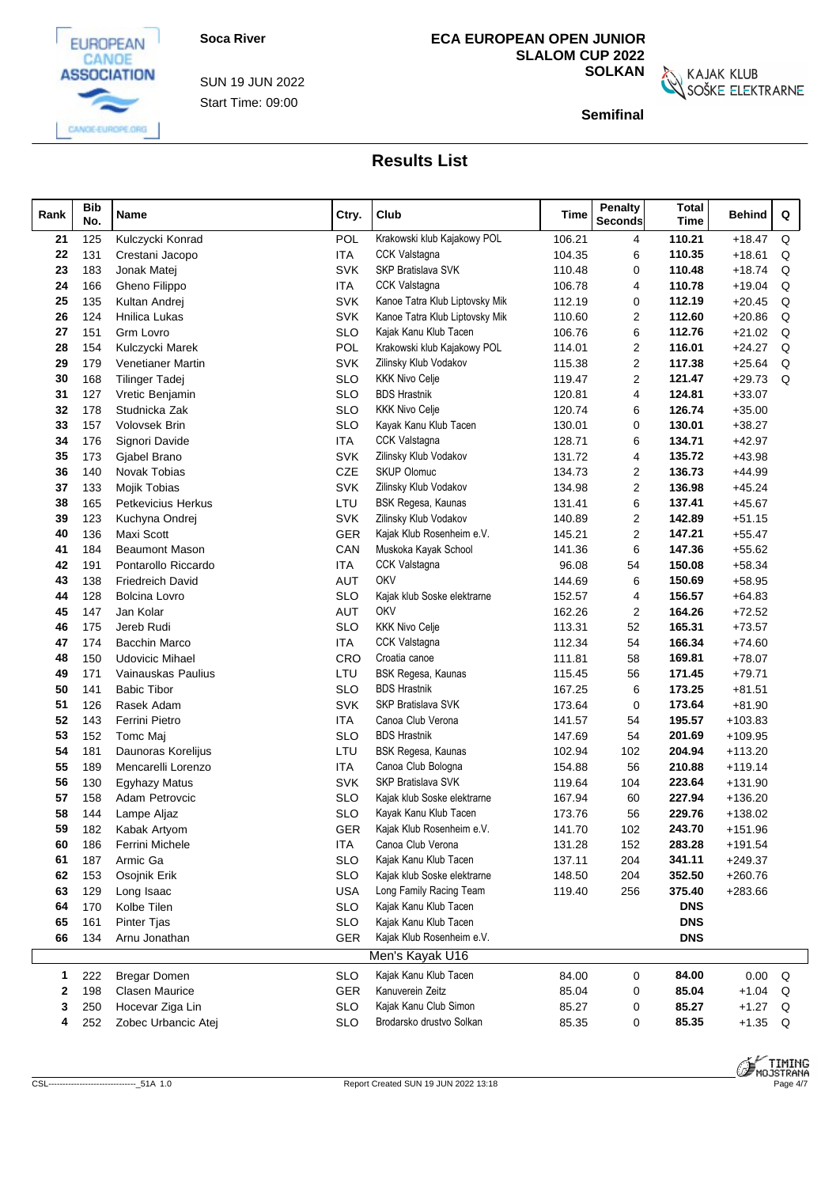Soca River

SUN 19 JUN 2022

Start Time: 09:00

ECA EUROPEAN OPEN JUNIOR SLALOM CUP 2022

SOLKAN

**Semifinal**

## Results List

| Rank | Bib No. | Name | Ctry. | Club | Time | Penalty Seconds | Total Time | Behind | Q |
|---|---|---|---|---|---|---|---|---|---|
| 21 | 125 | Kulczycki Konrad | POL | Krakowski klub Kajakowy POL | 106.21 | 4 | 110.21 | +18.47 | Q |
| 22 | 131 | Crestani Jacopo | ITA | CCK Valstagna | 104.35 | 6 | 110.35 | +18.61 | Q |
| 23 | 183 | Jonak Matej | SVK | SKP Bratislava SVK | 110.48 | 0 | 110.48 | +18.74 | Q |
| 24 | 166 | Gheno Filippo | ITA | CCK Valstagna | 106.78 | 4 | 110.78 | +19.04 | Q |
| 25 | 135 | Kultan Andrej | SVK | Kanoe Tatra Klub Liptovsky Mik | 112.19 | 0 | 112.19 | +20.45 | Q |
| 26 | 124 | Hnilica Lukas | SVK | Kanoe Tatra Klub Liptovsky Mik | 110.60 | 2 | 112.60 | +20.86 | Q |
| 27 | 151 | Grm Lovro | SLO | Kajak Kanu Klub Tacen | 106.76 | 6 | 112.76 | +21.02 | Q |
| 28 | 154 | Kulczycki Marek | POL | Krakowski klub Kajakowy POL | 114.01 | 2 | 116.01 | +24.27 | Q |
| 29 | 179 | Venetianer Martin | SVK | Zilinsky Klub Vodakov | 115.38 | 2 | 117.38 | +25.64 | Q |
| 30 | 168 | Tilinger Tadej | SLO | KKK Nivo Celje | 119.47 | 2 | 121.47 | +29.73 | Q |
| 31 | 127 | Vretic Benjamin | SLO | BDS Hrastnik | 120.81 | 4 | 124.81 | +33.07 | |
| 32 | 178 | Studnicka Zak | SLO | KKK Nivo Celje | 120.74 | 6 | 126.74 | +35.00 | |
| 33 | 157 | Volovsek Brin | SLO | Kayak Kanu Klub Tacen | 130.01 | 0 | 130.01 | +38.27 | |
| 34 | 176 | Signori Davide | ITA | CCK Valstagna | 128.71 | 6 | 134.71 | +42.97 | |
| 35 | 173 | Gjabel Brano | SVK | Zilinsky Klub Vodakov | 131.72 | 4 | 135.72 | +43.98 | |
| 36 | 140 | Novak Tobias | CZE | SKUP Olomuc | 134.73 | 2 | 136.73 | +44.99 | |
| 37 | 133 | Mojik Tobias | SVK | Zilinsky Klub Vodakov | 134.98 | 2 | 136.98 | +45.24 | |
| 38 | 165 | Petkevicius Herkus | LTU | BSK Regesa, Kaunas | 131.41 | 6 | 137.41 | +45.67 | |
| 39 | 123 | Kuchyna Ondrej | SVK | Zilinsky Klub Vodakov | 140.89 | 2 | 142.89 | +51.15 | |
| 40 | 136 | Maxi Scott | GER | Kajak Klub Rosenheim e.V. | 145.21 | 2 | 147.21 | +55.47 | |
| 41 | 184 | Beaumont Mason | CAN | Muskoka Kayak School | 141.36 | 6 | 147.36 | +55.62 | |
| 42 | 191 | Pontarollo Riccardo | ITA | CCK Valstagna | 96.08 | 54 | 150.08 | +58.34 | |
| 43 | 138 | Friedreich David | AUT | OKV | 144.69 | 6 | 150.69 | +58.95 | |
| 44 | 128 | Bolcina Lovro | SLO | Kajak klub Soske elektrarne | 152.57 | 4 | 156.57 | +64.83 | |
| 45 | 147 | Jan Kolar | AUT | OKV | 162.26 | 2 | 164.26 | +72.52 | |
| 46 | 175 | Jereb Rudi | SLO | KKK Nivo Celje | 113.31 | 52 | 165.31 | +73.57 | |
| 47 | 174 | Bacchin Marco | ITA | CCK Valstagna | 112.34 | 54 | 166.34 | +74.60 | |
| 48 | 150 | Udovicic Mihael | CRO | Croatia canoe | 111.81 | 58 | 169.81 | +78.07 | |
| 49 | 171 | Vainauskas Paulius | LTU | BSK Regesa, Kaunas | 115.45 | 56 | 171.45 | +79.71 | |
| 50 | 141 | Babic Tibor | SLO | BDS Hrastnik | 167.25 | 6 | 173.25 | +81.51 | |
| 51 | 126 | Rasek Adam | SVK | SKP Bratislava SVK | 173.64 | 0 | 173.64 | +81.90 | |
| 52 | 143 | Ferrini Pietro | ITA | Canoa Club Verona | 141.57 | 54 | 195.57 | +103.83 | |
| 53 | 152 | Tomc Maj | SLO | BDS Hrastnik | 147.69 | 54 | 201.69 | +109.95 | |
| 54 | 181 | Daunoras Korelijus | LTU | BSK Regesa, Kaunas | 102.94 | 102 | 204.94 | +113.20 | |
| 55 | 189 | Mencarelli Lorenzo | ITA | Canoa Club Bologna | 154.88 | 56 | 210.88 | +119.14 | |
| 56 | 130 | Egyhazy Matus | SVK | SKP Bratislava SVK | 119.64 | 104 | 223.64 | +131.90 | |
| 57 | 158 | Adam Petrovcic | SLO | Kajak klub Soske elektrarne | 167.94 | 60 | 227.94 | +136.20 | |
| 58 | 144 | Lampe Aljaz | SLO | Kayak Kanu Klub Tacen | 173.76 | 56 | 229.76 | +138.02 | |
| 59 | 182 | Kabak Artyom | GER | Kajak Klub Rosenheim e.V. | 141.70 | 102 | 243.70 | +151.96 | |
| 60 | 186 | Ferrini Michele | ITA | Canoa Club Verona | 131.28 | 152 | 283.28 | +191.54 | |
| 61 | 187 | Armic Ga | SLO | Kajak Kanu Klub Tacen | 137.11 | 204 | 341.11 | +249.37 | |
| 62 | 153 | Osojnik Erik | SLO | Kajak klub Soske elektrarne | 148.50 | 204 | 352.50 | +260.76 | |
| 63 | 129 | Long Isaac | USA | Long Family Racing Team | 119.40 | 256 | 375.40 | +283.66 | |
| 64 | 170 | Kolbe Tilen | SLO | Kajak Kanu Klub Tacen | | | DNS | | |
| 65 | 161 | Pinter Tjas | SLO | Kajak Kanu Klub Tacen | | | DNS | | |
| 66 | 134 | Arnu Jonathan | GER | Kajak Klub Rosenheim e.V. | | | DNS | | |
| | | **Men's Kayak U16** | | | | | | | |
| 1 | 222 | Bregar Domen | SLO | Kajak Kanu Klub Tacen | 84.00 | 0 | 84.00 | 0.00 | Q |
| 2 | 198 | Clasen Maurice | GER | Kanuverein Zeitz | 85.04 | 0 | 85.04 | +1.04 | Q |
| 3 | 250 | Hocevar Ziga Lin | SLO | Kajak Kanu Club Simon | 85.27 | 0 | 85.27 | +1.27 | Q |
| 4 | 252 | Zobec Urbancic Atej | SLO | Brodarsko drustvo Solkan | 85.35 | 0 | 85.35 | +1.35 | Q |

CSL----------------------------------_51A 1.0 Report Created SUN 19 JUN 2022 13:18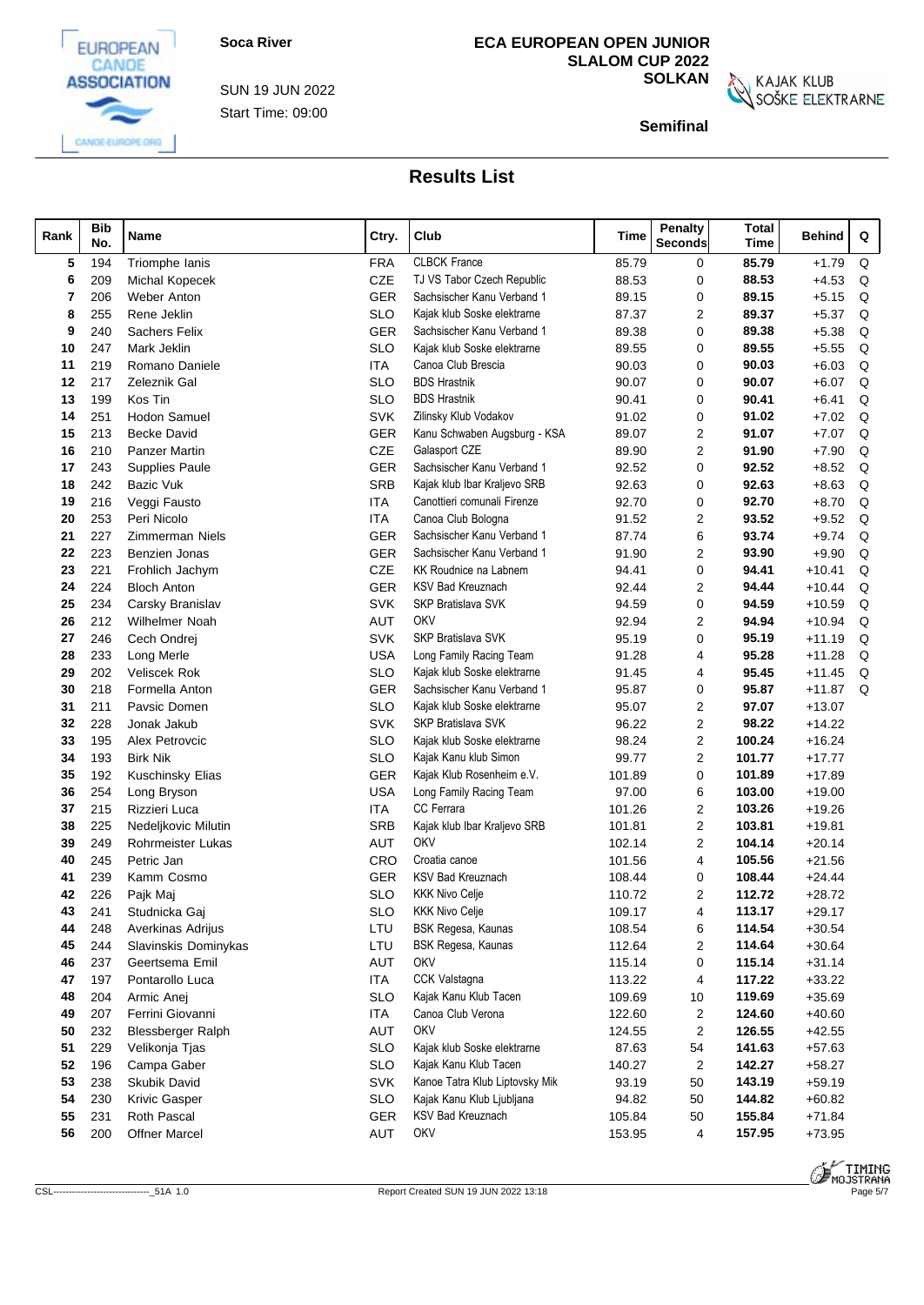Soca River

SUN 19 JUN 2022

Start Time: 09:00

**ECA EUROPEAN OPEN JUNIOR SLALOM CUP 2022**
**SOLKAN**

**Semifinal**

## Results List

| Rank | Bib No. | Name | Ctry. | Club | Time | Penalty Seconds | Total Time | Behind | Q |
|---|---|---|---|---|---|---|---|---|---|
| 5 | 194 | Triomphe Ianis | FRA | CLBCK France | 85.79 | 0 | **85.79** | +1.79 | Q |
| 6 | 209 | Michal Kopecek | CZE | TJ VS Tabor Czech Republic | 88.53 | 0 | **88.53** | +4.53 | Q |
| 7 | 206 | Weber Anton | GER | Sachsischer Kanu Verband 1 | 89.15 | 0 | **89.15** | +5.15 | Q |
| 8 | 255 | Rene Jeklin | SLO | Kajak klub Soske elektrarne | 87.37 | 2 | **89.37** | +5.37 | Q |
| 9 | 240 | Sachers Felix | GER | Sachsischer Kanu Verband 1 | 89.38 | 0 | **89.38** | +5.38 | Q |
| 10 | 247 | Mark Jeklin | SLO | Kajak klub Soske elektrarne | 89.55 | 0 | **89.55** | +5.55 | Q |
| 11 | 219 | Romano Daniele | ITA | Canoa Club Brescia | 90.03 | 0 | **90.03** | +6.03 | Q |
| 12 | 217 | Zeleznik Gal | SLO | BDS Hrastnik | 90.07 | 0 | **90.07** | +6.07 | Q |
| 13 | 199 | Kos Tin | SLO | BDS Hrastnik | 90.41 | 0 | **90.41** | +6.41 | Q |
| 14 | 251 | Hodon Samuel | SVK | Zilinsky Klub Vodakov | 91.02 | 0 | **91.02** | +7.02 | Q |
| 15 | 213 | Becke David | GER | Kanu Schwaben Augsburg - KSA | 89.07 | 2 | **91.07** | +7.07 | Q |
| 16 | 210 | Panzer Martin | CZE | Galasport CZE | 89.90 | 2 | **91.90** | +7.90 | Q |
| 17 | 243 | Supplies Paule | GER | Sachsischer Kanu Verband 1 | 92.52 | 0 | **92.52** | +8.52 | Q |
| 18 | 242 | Bazic Vuk | SRB | Kajak klub Ibar Kraljevo SRB | 92.63 | 0 | **92.63** | +8.63 | Q |
| 19 | 216 | Veggi Fausto | ITA | Canottieri comunali Firenze | 92.70 | 0 | **92.70** | +8.70 | Q |
| 20 | 253 | Peri Nicolo | ITA | Canoa Club Bologna | 91.52 | 2 | **93.52** | +9.52 | Q |
| 21 | 227 | Zimmerman Niels | GER | Sachsischer Kanu Verband 1 | 87.74 | 6 | **93.74** | +9.74 | Q |
| 22 | 223 | Benzien Jonas | GER | Sachsischer Kanu Verband 1 | 91.90 | 2 | **93.90** | +9.90 | Q |
| 23 | 221 | Frohlich Jachym | CZE | KK Roudnice na Labnem | 94.41 | 0 | **94.41** | +10.41 | Q |
| 24 | 224 | Bloch Anton | GER | KSV Bad Kreuznach | 92.44 | 2 | **94.44** | +10.44 | Q |
| 25 | 234 | Carsky Branislav | SVK | SKP Bratislava SVK | 94.59 | 0 | **94.59** | +10.59 | Q |
| 26 | 212 | Wilhelmer Noah | AUT | OKV | 92.94 | 2 | **94.94** | +10.94 | Q |
| 27 | 246 | Cech Ondrej | SVK | SKP Bratislava SVK | 95.19 | 0 | **95.19** | +11.19 | Q |
| 28 | 233 | Long Merle | USA | Long Family Racing Team | 91.28 | 4 | **95.28** | +11.28 | Q |
| 29 | 202 | Veliscek Rok | SLO | Kajak klub Soske elektrarne | 91.45 | 4 | **95.45** | +11.45 | Q |
| 30 | 218 | Formella Anton | GER | Sachsischer Kanu Verband 1 | 95.87 | 0 | **95.87** | +11.87 | Q |
| 31 | 211 | Pavsic Domen | SLO | Kajak klub Soske elektrarne | 95.07 | 2 | **97.07** | +13.07 | |
| 32 | 228 | Jonak Jakub | SVK | SKP Bratislava SVK | 96.22 | 2 | **98.22** | +14.22 | |
| 33 | 195 | Alex Petrovcic | SLO | Kajak klub Soske elektrarne | 98.24 | 2 | **100.24** | +16.24 | |
| 34 | 193 | Birk Nik | SLO | Kajak Kanu klub Simon | 99.77 | 2 | **101.77** | +17.77 | |
| 35 | 192 | Kuschinsky Elias | GER | Kajak Klub Rosenheim e.V. | 101.89 | 0 | **101.89** | +17.89 | |
| 36 | 254 | Long Bryson | USA | Long Family Racing Team | 97.00 | 6 | **103.00** | +19.00 | |
| 37 | 215 | Rizzieri Luca | ITA | CC Ferrara | 101.26 | 2 | **103.26** | +19.26 | |
| 38 | 225 | Nedeljkovic Milutin | SRB | Kajak klub Ibar Kraljevo SRB | 101.81 | 2 | **103.81** | +19.81 | |
| 39 | 249 | Rohrmeister Lukas | AUT | OKV | 102.14 | 2 | **104.14** | +20.14 | |
| 40 | 245 | Petric Jan | CRO | Croatia canoe | 101.56 | 4 | **105.56** | +21.56 | |
| 41 | 239 | Kamm Cosmo | GER | KSV Bad Kreuznach | 108.44 | 0 | **108.44** | +24.44 | |
| 42 | 226 | Pajk Maj | SLO | KKK Nivo Celje | 110.72 | 2 | **112.72** | +28.72 | |
| 43 | 241 | Studnicka Gaj | SLO | KKK Nivo Celje | 109.17 | 4 | **113.17** | +29.17 | |
| 44 | 248 | Averkinas Adrijus | LTU | BSK Regesa, Kaunas | 108.54 | 6 | **114.54** | +30.54 | |
| 45 | 244 | Slavinskis Dominykas | LTU | BSK Regesa, Kaunas | 112.64 | 2 | **114.64** | +30.64 | |
| 46 | 237 | Geertsema Emil | AUT | OKV | 115.14 | 0 | **115.14** | +31.14 | |
| 47 | 197 | Pontarollo Luca | ITA | CCK Valstagna | 113.22 | 4 | **117.22** | +33.22 | |
| 48 | 204 | Armic Anej | SLO | Kajak Kanu Klub Tacen | 109.69 | 10 | **119.69** | +35.69 | |
| 49 | 207 | Ferrini Giovanni | ITA | Canoa Club Verona | 122.60 | 2 | **124.60** | +40.60 | |
| 50 | 232 | Blessberger Ralph | AUT | OKV | 124.55 | 2 | **126.55** | +42.55 | |
| 51 | 229 | Velikonja Tjas | SLO | Kajak klub Soske elektrarne | 87.63 | 54 | **141.63** | +57.63 | |
| 52 | 196 | Campa Gaber | SLO | Kajak Kanu Klub Tacen | 140.27 | 2 | **142.27** | +58.27 | |
| 53 | 238 | Skubik David | SVK | Kanoe Tatra Klub Liptovsky Mik | 93.19 | 50 | **143.19** | +59.19 | |
| 54 | 230 | Krivic Gasper | SLO | Kajak Kanu Klub Ljubljana | 94.82 | 50 | **144.82** | +60.82 | |
| 55 | 231 | Roth Pascal | GER | KSV Bad Kreuznach | 105.84 | 50 | **155.84** | +71.84 | |
| 56 | 200 | Offner Marcel | AUT | OKV | 153.95 | 4 | **157.95** | +73.95 | |

CSL--------------------------------_51A 1.0 Report Created SUN 19 JUN 2022 13:18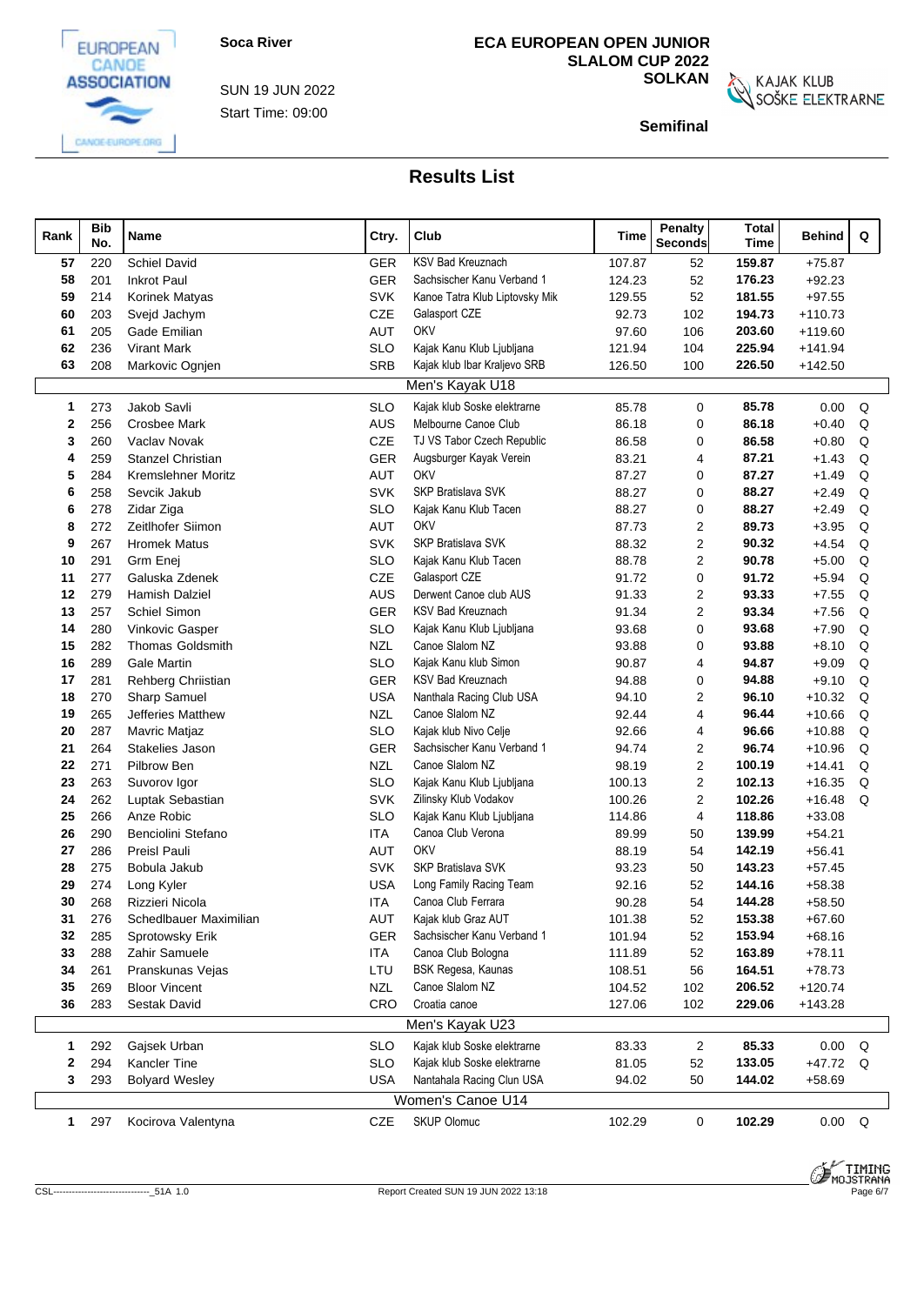Soca River

SUN 19 JUN 2022

Start Time: 09:00

**ECA EUROPEAN OPEN JUNIOR SLALOM CUP 2022**
**SOLKAN**

**Semifinal**

## Results List

| Rank | Bib No. | Name | Ctry. | Club | Time | Penalty Seconds | Total Time | Behind | Q |
|---|---|---|---|---|---|---|---|---|---|
| **57** | 220 | Schiel David | GER | KSV Bad Kreuznach | 107.87 | 52 | **159.87** | +75.87 | |
| **58** | 201 | Inkrot Paul | GER | Sachsischer Kanu Verband 1 | 124.23 | 52 | **176.23** | +92.23 | |
| **59** | 214 | Korinek Matyas | SVK | Kanoe Tatra Klub Liptovsky Mik | 129.55 | 52 | **181.55** | +97.55 | |
| **60** | 203 | Svejd Jachym | CZE | Galasport CZE | 92.73 | 102 | **194.73** | +110.73 | |
| **61** | 205 | Gade Emilian | AUT | OKV | 97.60 | 106 | **203.60** | +119.60 | |
| **62** | 236 | Virant Mark | SLO | Kajak Kanu Klub Ljubljana | 121.94 | 104 | **225.94** | +141.94 | |
| **63** | 208 | Markovic Ognjen | SRB | Kajak klub Ibar Kraljevo SRB | 126.50 | 100 | **226.50** | +142.50 | |
| | | | | Men's Kayak U18 | | | | | |
| **1** | 273 | Jakob Savli | SLO | Kajak klub Soske elektrarne | 85.78 | 0 | **85.78** | 0.00 | Q |
| **2** | 256 | Crosbee Mark | AUS | Melbourne Canoe Club | 86.18 | 0 | **86.18** | +0.40 | Q |
| **3** | 260 | Vaclav Novak | CZE | TJ VS Tabor Czech Republic | 86.58 | 0 | **86.58** | +0.80 | Q |
| **4** | 259 | Stanzel Christian | GER | Augsburger Kayak Verein | 83.21 | 4 | **87.21** | +1.43 | Q |
| **5** | 284 | Kremslehner Moritz | AUT | OKV | 87.27 | 0 | **87.27** | +1.49 | Q |
| **6** | 258 | Sevcik Jakub | SVK | SKP Bratislava SVK | 88.27 | 0 | **88.27** | +2.49 | Q |
| **6** | 278 | Zidar Ziga | SLO | Kajak Kanu Klub Tacen | 88.27 | 0 | **88.27** | +2.49 | Q |
| **8** | 272 | Zeitlhofer Siimon | AUT | OKV | 87.73 | 2 | **89.73** | +3.95 | Q |
| **9** | 267 | Hromek Matus | SVK | SKP Bratislava SVK | 88.32 | 2 | **90.32** | +4.54 | Q |
| **10** | 291 | Grm Enej | SLO | Kajak Kanu Klub Tacen | 88.78 | 2 | **90.78** | +5.00 | Q |
| **11** | 277 | Galuska Zdenek | CZE | Galasport CZE | 91.72 | 0 | **91.72** | +5.94 | Q |
| **12** | 279 | Hamish Dalziel | AUS | Derwent Canoe club AUS | 91.33 | 2 | **93.33** | +7.55 | Q |
| **13** | 257 | Schiel Simon | GER | KSV Bad Kreuznach | 91.34 | 2 | **93.34** | +7.56 | Q |
| **14** | 280 | Vinkovic Gasper | SLO | Kajak Kanu Klub Ljubljana | 93.68 | 0 | **93.68** | +7.90 | Q |
| **15** | 282 | Thomas Goldsmith | NZL | Canoe Slalom NZ | 93.88 | 0 | **93.88** | +8.10 | Q |
| **16** | 289 | Gale Martin | SLO | Kajak Kanu klub Simon | 90.87 | 4 | **94.87** | +9.09 | Q |
| **17** | 281 | Rehberg Chriistian | GER | KSV Bad Kreuznach | 94.88 | 0 | **94.88** | +9.10 | Q |
| **18** | 270 | Sharp Samuel | USA | Nanthala Racing Club USA | 94.10 | 2 | **96.10** | +10.32 | Q |
| **19** | 265 | Jefferies Matthew | NZL | Canoe Slalom NZ | 92.44 | 4 | **96.44** | +10.66 | Q |
| **20** | 287 | Mavric Matjaz | SLO | Kajak klub Nivo Celje | 92.66 | 4 | **96.66** | +10.88 | Q |
| **21** | 264 | Stakelies Jason | GER | Sachsischer Kanu Verband 1 | 94.74 | 2 | **96.74** | +10.96 | Q |
| **22** | 271 | Pilbrow Ben | NZL | Canoe Slalom NZ | 98.19 | 2 | **100.19** | +14.41 | Q |
| **23** | 263 | Suvorov Igor | SLO | Kajak Kanu Klub Ljubljana | 100.13 | 2 | **102.13** | +16.35 | Q |
| **24** | 262 | Luptak Sebastian | SVK | Zilinsky Klub Vodakov | 100.26 | 2 | **102.26** | +16.48 | Q |
| **25** | 266 | Anze Robic | SLO | Kajak Kanu Klub Ljubljana | 114.86 | 4 | **118.86** | +33.08 | |
| **26** | 290 | Benciolini Stefano | ITA | Canoa Club Verona | 89.99 | 50 | **139.99** | +54.21 | |
| **27** | 286 | Preisl Pauli | AUT | OKV | 88.19 | 54 | **142.19** | +56.41 | |
| **28** | 275 | Bobula Jakub | SVK | SKP Bratislava SVK | 93.23 | 50 | **143.23** | +57.45 | |
| **29** | 274 | Long Kyler | USA | Long Family Racing Team | 92.16 | 52 | **144.16** | +58.38 | |
| **30** | 268 | Rizzieri Nicola | ITA | Canoa Club Ferrara | 90.28 | 54 | **144.28** | +58.50 | |
| **31** | 276 | Schedlbauer Maximilian | AUT | Kajak klub Graz AUT | 101.38 | 52 | **153.38** | +67.60 | |
| **32** | 285 | Sprotowsky Erik | GER | Sachsischer Kanu Verband 1 | 101.94 | 52 | **153.94** | +68.16 | |
| **33** | 288 | Zahir Samuele | ITA | Canoa Club Bologna | 111.89 | 52 | **163.89** | +78.11 | |
| **34** | 261 | Pranskunas Vejas | LTU | BSK Regesa, Kaunas | 108.51 | 56 | **164.51** | +78.73 | |
| **35** | 269 | Bloor Vincent | NZL | Canoe Slalom NZ | 104.52 | 102 | **206.52** | +120.74 | |
| **36** | 283 | Sestak David | CRO | Croatia canoe | 127.06 | 102 | **229.06** | +143.28 | |
| | | | | Men's Kayak U23 | | | | | |
| **1** | 292 | Gajsek Urban | SLO | Kajak klub Soske elektrarne | 83.33 | 2 | **85.33** | 0.00 | Q |
| **2** | 294 | Kancler Tine | SLO | Kajak klub Soske elektrarne | 81.05 | 52 | **133.05** | +47.72 | Q |
| **3** | 293 | Bolyard Wesley | USA | Nantahala Racing Clun USA | 94.02 | 50 | **144.02** | +58.69 | |
| | | | | Women's Canoe U14 | | | | | |
| **1** | 297 | Kocirova Valentyna | CZE | SKUP Olomuc | 102.29 | 0 | **102.29** | 0.00 | Q |

CSL---------------------------------_51A 1.0 Report Created SUN 19 JUN 2022 13:18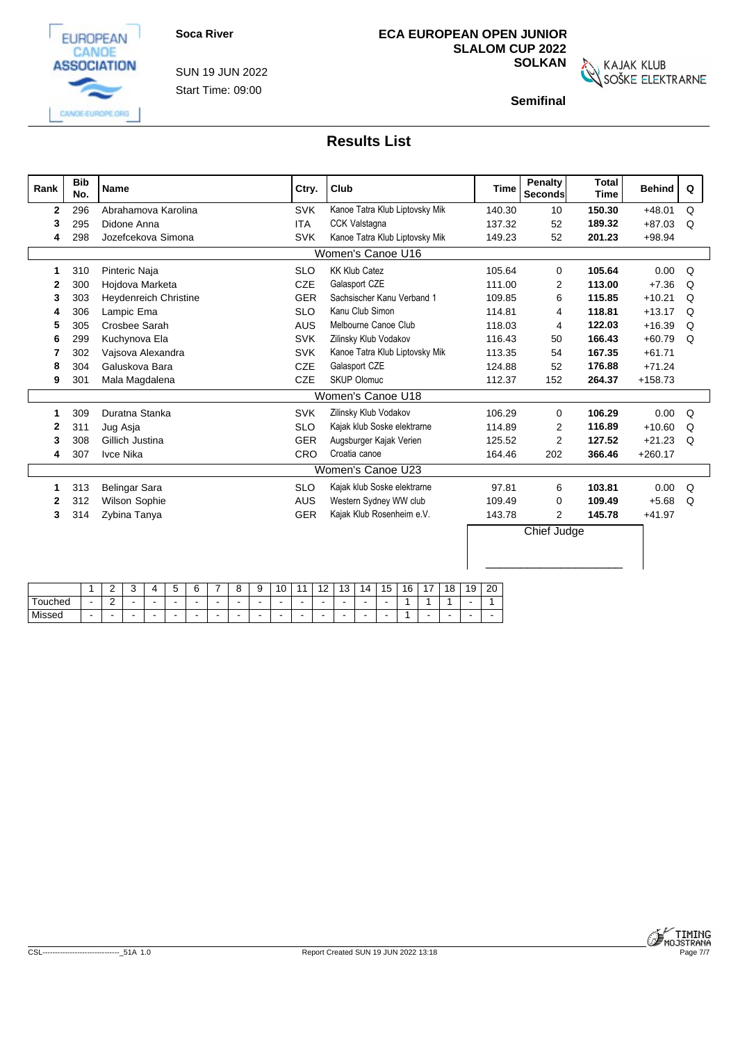Soca River

SUN 19 JUN 2022
Start Time: 09:00

**ECA EUROPEAN OPEN JUNIOR SLALOM CUP 2022**
**SOLKAN**

**Semifinal**

## Results List

| Rank | Bib No. | Name | Ctry. | Club | Time | Penalty Seconds | Total Time | Behind | Q |
|---|---|---|---|---|---|---|---|---|---|
| **2** | 296 | Abrahamova Karolina | SVK | Kanoe Tatra Klub Liptovsky Mik | 140.30 | 10 | **150.30** | +48.01 | Q |
| **3** | 295 | Didone Anna | ITA | CCK Valstagna | 137.32 | 52 | **189.32** | +87.03 | Q |
| **4** | 298 | Jozefcekova Simona | SVK | Kanoe Tatra Klub Liptovsky Mik | 149.23 | 52 | **201.23** | +98.94 | |
| | | Women's Canoe U16 | | | | | | | |
| **1** | 310 | Pinteric Naja | SLO | KK Klub Catez | 105.64 | 0 | **105.64** | 0.00 | Q |
| **2** | 300 | Hojdova Marketa | CZE | Galasport CZE | 111.00 | 2 | **113.00** | +7.36 | Q |
| **3** | 303 | Heydenreich Christine | GER | Sachsischer Kanu Verband 1 | 109.85 | 6 | **115.85** | +10.21 | Q |
| **4** | 306 | Lampic Ema | SLO | Kanu Club Simon | 114.81 | 4 | **118.81** | +13.17 | Q |
| **5** | 305 | Crosbee Sarah | AUS | Melbourne Canoe Club | 118.03 | 4 | **122.03** | +16.39 | Q |
| **6** | 299 | Kuchynova Ela | SVK | Zilinsky Klub Vodakov | 116.43 | 50 | **166.43** | +60.79 | Q |
| **7** | 302 | Vajsova Alexandra | SVK | Kanoe Tatra Klub Liptovsky Mik | 113.35 | 54 | **167.35** | +61.71 | |
| **8** | 304 | Galuskova Bara | CZE | Galasport CZE | 124.88 | 52 | **176.88** | +71.24 | |
| **9** | 301 | Mala Magdalena | CZE | SKUP Olomuc | 112.37 | 152 | **264.37** | +158.73 | |
| | | Women's Canoe U18 | | | | | | | |
| **1** | 309 | Duratna Stanka | SVK | Zilinsky Klub Vodakov | 106.29 | 0 | **106.29** | 0.00 | Q |
| **2** | 311 | Jug Asja | SLO | Kajak klub Soske elektrarne | 114.89 | 2 | **116.89** | +10.60 | Q |
| **3** | 308 | Gillich Justina | GER | Augsburger Kajak Verien | 125.52 | 2 | **127.52** | +21.23 | Q |
| **4** | 307 | Ivce Nika | CRO | Croatia canoe | 164.46 | 202 | **366.46** | +260.17 | |
| | | Women's Canoe U23 | | | | | | | |
| **1** | 313 | Belingar Sara | SLO | Kajak klub Soske elektrarne | 97.81 | 6 | **103.81** | 0.00 | Q |
| **2** | 312 | Wilson Sophie | AUS | Western Sydney WW club | 109.49 | 0 | **109.49** | +5.68 | Q |
| **3** | 314 | Zybina Tanya | GER | Kajak Klub Rosenheim e.V. | 143.78 | 2 | **145.78** | +41.97 | |

Chief Judge

_______________________

| | 1 | 2 | 3 | 4 | 5 | 6 | 7 | 8 | 9 | 10 | 11 | 12 | 13 | 14 | 15 | 16 | 17 | 18 | 19 | 20 |
|---|---|---|---|---|---|---|---|---|---|---|---|---|---|---|---|---|---|---|---|---|
| Touched | - | 2 | - | - | - | - | - | - | - | - | - | - | - | - | - | 1 | 1 | 1 | - | 1 |
| Missed | - | - | - | - | - | - | - | - | - | - | - | - | - | - | - | 1 | - | - | - | - |

CSL--------------------------------_51A 1.0

Report Created SUN 19 JUN 2022 13:18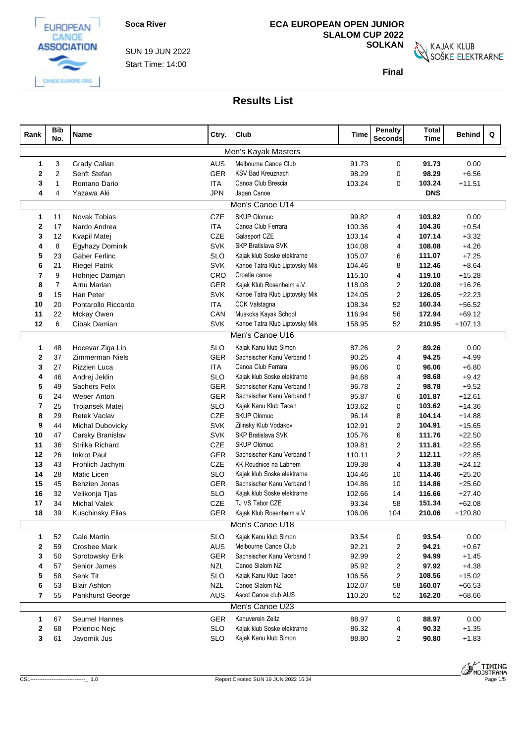Soca River

SUN 19 JUN 2022

Start Time: 14:00

**ECA EUROPEAN OPEN JUNIOR SLALOM CUP 2022**
**SOLKAN**

KAJAK KLUB SOŠKE ELEKTRARNE

**Final**

## Results List

| Rank | Bib No. | Name | Ctry. | Club | Time | Penalty Seconds | Total Time | Behind | Q |
|---|---|---|---|---|---|---|---|---|---|
| | | | | Men's Kayak Masters | | | | | |
| **1** | 3 | Grady Callan | AUS | Melbourne Canoe Club | 91.73 | 0 | **91.73** | 0.00 | |
| **2** | 2 | Senft Stefan | GER | KSV Bad Kreuznach | 98.29 | 0 | **98.29** | +6.56 | |
| **3** | 1 | Romano Dario | ITA | Canoa Club Brescia | 103.24 | 0 | **103.24** | +11.51 | |
| **4** | 4 | Yazawa Aki | JPN | Japan Canoe | | | **DNS** | | |
| | | | | Men's Canoe U14 | | | | | |
| **1** | 11 | Novak Tobias | CZE | SKUP Olomuc | 99.82 | 4 | **103.82** | 0.00 | |
| **2** | 17 | Nardo Andrea | ITA | Canoa Club Ferrara | 100.36 | 4 | **104.36** | +0.54 | |
| **3** | 12 | Kvapil Matej | CZE | Galasport CZE | 103.14 | 4 | **107.14** | +3.32 | |
| **4** | 8 | Egyhazy Dominik | SVK | SKP Bratislava SVK | 104.08 | 4 | **108.08** | +4.26 | |
| **5** | 23 | Gaber Ferlinc | SLO | Kajak klub Soske elektrarne | 105.07 | 6 | **111.07** | +7.25 | |
| **6** | 21 | Riegel Patrik | SVK | Kanoe Tatra Klub Liptovsky Mik | 104.46 | 8 | **112.46** | +8.64 | |
| **7** | 9 | Hohnjec Damjan | CRO | Croatia canoe | 115.10 | 4 | **119.10** | +15.28 | |
| **8** | 7 | Arnu Marian | GER | Kajak Klub Rosenheim e.V. | 118.08 | 2 | **120.08** | +16.26 | |
| **9** | 15 | Han Peter | SVK | Kanoe Tatra Klub Liptovsky Mik | 124.05 | 2 | **126.05** | +22.23 | |
| **10** | 20 | Pontarollo Riccardo | ITA | CCK Valstagna | 108.34 | 52 | **160.34** | +56.52 | |
| **11** | 22 | Mckay Owen | CAN | Muskoka Kayak School | 116.94 | 56 | **172.94** | +69.12 | |
| **12** | 6 | Cibak Damian | SVK | Kanoe Tatra Klub Liptovsky Mik | 158.95 | 52 | **210.95** | +107.13 | |
| | | | | Men's Canoe U16 | | | | | |
| **1** | 48 | Hocevar Ziga Lin | SLO | Kajak Kanu klub Simon | 87.26 | 2 | **89.26** | 0.00 | |
| **2** | 37 | Zimmerman Niels | GER | Sachsischer Kanu Verband 1 | 90.25 | 4 | **94.25** | +4.99 | |
| **3** | 27 | Rizzieri Luca | ITA | Canoa Club Ferrara | 96.06 | 0 | **96.06** | +6.80 | |
| **4** | 46 | Andrej Jeklin | SLO | Kajak klub Soske elektrarne | 94.68 | 4 | **98.68** | +9.42 | |
| **5** | 49 | Sachers Felix | GER | Sachsischer Kanu Verband 1 | 96.78 | 2 | **98.78** | +9.52 | |
| **6** | 24 | Weber Anton | GER | Sachsischer Kanu Verband 1 | 95.87 | 6 | **101.87** | +12.61 | |
| **7** | 25 | Trojansek Matej | SLO | Kajak Kanu Klub Tacen | 103.62 | 0 | **103.62** | +14.36 | |
| **8** | 29 | Retek Vaclav | CZE | SKUP Olomuc | 96.14 | 8 | **104.14** | +14.88 | |
| **9** | 44 | Michal Dubovicky | SVK | Zilinsky Klub Vodakov | 102.91 | 2 | **104.91** | +15.65 | |
| **10** | 47 | Carsky Branislav | SVK | SKP Bratislava SVK | 105.76 | 6 | **111.76** | +22.50 | |
| **11** | 36 | Strilka Richard | CZE | SKUP Olomuc | 109.81 | 2 | **111.81** | +22.55 | |
| **12** | 26 | Inkrot Paul | GER | Sachsischer Kanu Verband 1 | 110.11 | 2 | **112.11** | +22.85 | |
| **13** | 43 | Frohlich Jachym | CZE | KK Roudnice na Labnem | 109.38 | 4 | **113.38** | +24.12 | |
| **14** | 28 | Matic Licen | SLO | Kajak klub Soske elektrarne | 104.46 | 10 | **114.46** | +25.20 | |
| **15** | 45 | Benzien Jonas | GER | Sachsischer Kanu Verband 1 | 104.86 | 10 | **114.86** | +25.60 | |
| **16** | 32 | Velikonja Tjas | SLO | Kajak klub Soske elektrarne | 102.66 | 14 | **116.66** | +27.40 | |
| **17** | 34 | Michal Valek | CZE | TJ VS Tabor CZE | 93.34 | 58 | **151.34** | +62.08 | |
| **18** | 39 | Kuschinsky Elias | GER | Kajak Klub Rosenheim e.V. | 106.06 | 104 | **210.06** | +120.80 | |
| | | | | Men's Canoe U18 | | | | | |
| **1** | 52 | Gale Martin | SLO | Kajak Kanu klub Simon | 93.54 | 0 | **93.54** | 0.00 | |
| **2** | 59 | Crosbee Mark | AUS | Melbourne Canoe Club | 92.21 | 2 | **94.21** | +0.67 | |
| **3** | 50 | Sprotowsky Erik | GER | Sachsischer Kanu Verband 1 | 92.99 | 2 | **94.99** | +1.45 | |
| **4** | 57 | Senior James | NZL | Canoe Slalom NZ | 95.92 | 2 | **97.92** | +4.38 | |
| **5** | 58 | Senk Tit | SLO | Kajak Kanu Klub Tacen | 106.56 | 2 | **108.56** | +15.02 | |
| **6** | 53 | Blair Ashton | NZL | Canoe Slalom NZ | 102.07 | 58 | **160.07** | +66.53 | |
| **7** | 55 | Pankhurst George | AUS | Ascot Canoe club AUS | 110.20 | 52 | **162.20** | +68.66 | |
| | | | | Men's Canoe U23 | | | | | |
| **1** | 67 | Seumel Hannes | GER | Kanuverein Zeitz | 88.97 | 0 | **88.97** | 0.00 | |
| **2** | 68 | Polencic Nejc | SLO | Kajak klub Soske elektrarne | 86.32 | 4 | **90.32** | +1.35 | |
| **3** | 61 | Javornik Jus | SLO | Kajak Kanu klub Simon | 88.80 | 2 | **90.80** | +1.83 | |

CSL--------------------------------_ 1.0

Report Created SUN 19 JUN 2022 16:34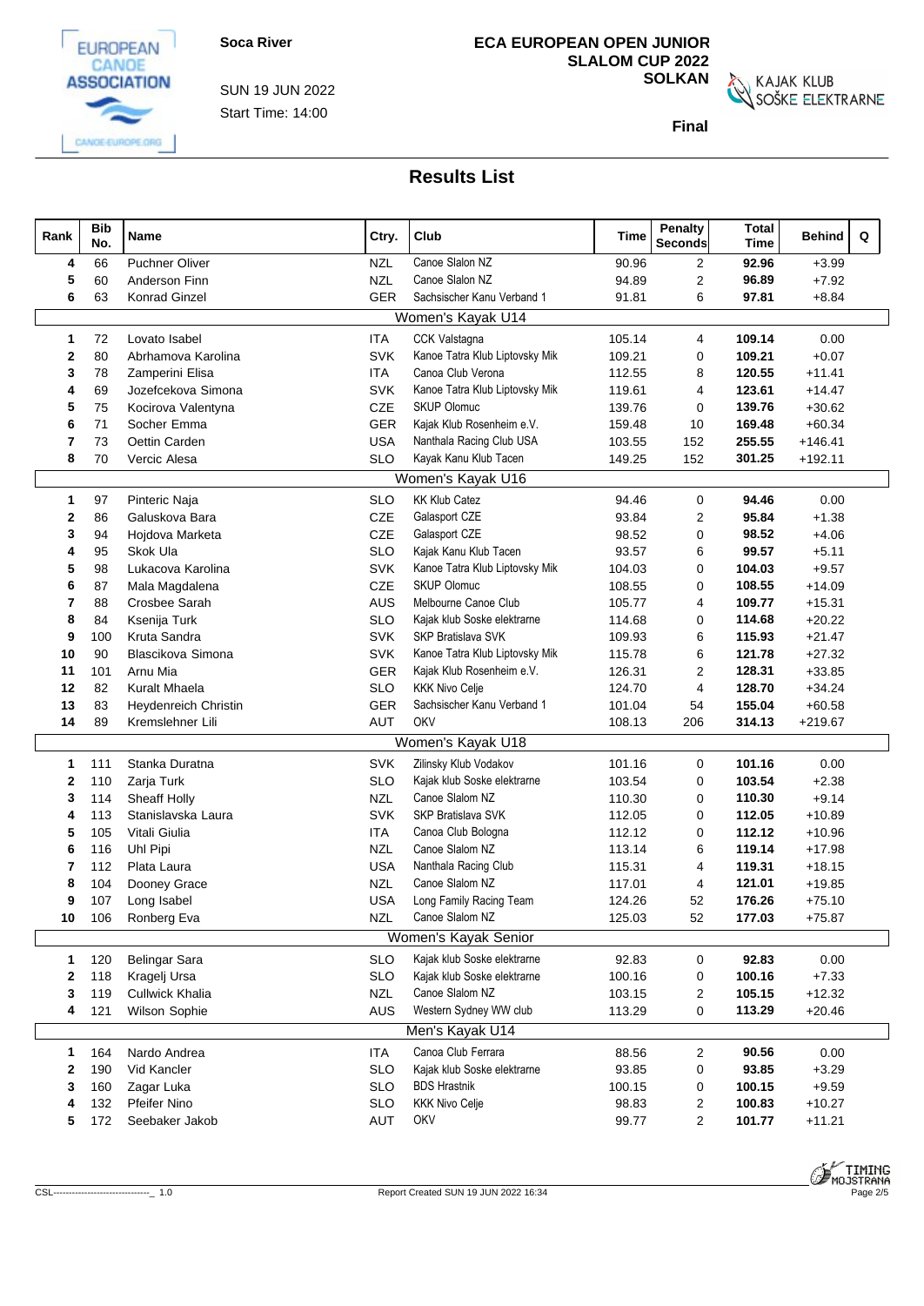Soca River

SUN 19 JUN 2022

Start Time: 14:00

# ECA EUROPEAN OPEN JUNIOR SLALOM CUP 2022 SOLKAN

**Final**

## Results List

| Rank | Bib No. | Name | Ctry. | Club | Time | Penalty Seconds | Total Time | Behind | Q |
|---|---|---|---|---|---|---|---|---|---|
| **4** | 66 | Puchner Oliver | NZL | Canoe Slalon NZ | 90.96 | 2 | **92.96** | +3.99 | |
| **5** | 60 | Anderson Finn | NZL | Canoe Slalon NZ | 94.89 | 2 | **96.89** | +7.92 | |
| **6** | 63 | Konrad Ginzel | GER | Sachsischer Kanu Verband 1 | 91.81 | 6 | **97.81** | +8.84 | |
| | | **Women's Kayak U14** | | | | | | | |
| **1** | 72 | Lovato Isabel | ITA | CCK Valstagna | 105.14 | 4 | **109.14** | 0.00 | |
| **2** | 80 | Abrhamova Karolina | SVK | Kanoe Tatra Klub Liptovsky Mik | 109.21 | 0 | **109.21** | +0.07 | |
| **3** | 78 | Zamperini Elisa | ITA | Canoa Club Verona | 112.55 | 8 | **120.55** | +11.41 | |
| **4** | 69 | Jozefcekova Simona | SVK | Kanoe Tatra Klub Liptovsky Mik | 119.61 | 4 | **123.61** | +14.47 | |
| **5** | 75 | Kocirova Valentyna | CZE | SKUP Olomuc | 139.76 | 0 | **139.76** | +30.62 | |
| **6** | 71 | Socher Emma | GER | Kajak Klub Rosenheim e.V. | 159.48 | 10 | **169.48** | +60.34 | |
| **7** | 73 | Oettin Carden | USA | Nanthala Racing Club USA | 103.55 | 152 | **255.55** | +146.41 | |
| **8** | 70 | Vercic Alesa | SLO | Kayak Kanu Klub Tacen | 149.25 | 152 | **301.25** | +192.11 | |
| | | **Women's Kayak U16** | | | | | | | |
| **1** | 97 | Pinteric Naja | SLO | KK Klub Catez | 94.46 | 0 | **94.46** | 0.00 | |
| **2** | 86 | Galuskova Bara | CZE | Galasport CZE | 93.84 | 2 | **95.84** | +1.38 | |
| **3** | 94 | Hojdova Marketa | CZE | Galasport CZE | 98.52 | 0 | **98.52** | +4.06 | |
| **4** | 95 | Skok Ula | SLO | Kajak Kanu Klub Tacen | 93.57 | 6 | **99.57** | +5.11 | |
| **5** | 98 | Lukacova Karolina | SVK | Kanoe Tatra Klub Liptovsky Mik | 104.03 | 0 | **104.03** | +9.57 | |
| **6** | 87 | Mala Magdalena | CZE | SKUP Olomuc | 108.55 | 0 | **108.55** | +14.09 | |
| **7** | 88 | Crosbee Sarah | AUS | Melbourne Canoe Club | 105.77 | 4 | **109.77** | +15.31 | |
| **8** | 84 | Ksenija Turk | SLO | Kajak klub Soske elektrarne | 114.68 | 0 | **114.68** | +20.22 | |
| **9** | 100 | Kruta Sandra | SVK | SKP Bratislava SVK | 109.93 | 6 | **115.93** | +21.47 | |
| **10** | 90 | Blascikova Simona | SVK | Kanoe Tatra Klub Liptovsky Mik | 115.78 | 6 | **121.78** | +27.32 | |
| **11** | 101 | Arnu Mia | GER | Kajak Klub Rosenheim e.V. | 126.31 | 2 | **128.31** | +33.85 | |
| **12** | 82 | Kuralt Mhaela | SLO | KKK Nivo Celje | 124.70 | 4 | **128.70** | +34.24 | |
| **13** | 83 | Heydenreich Christin | GER | Sachsischer Kanu Verband 1 | 101.04 | 54 | **155.04** | +60.58 | |
| **14** | 89 | Kremslehner Lili | AUT | OKV | 108.13 | 206 | **314.13** | +219.67 | |
| | | **Women's Kayak U18** | | | | | | | |
| **1** | 111 | Stanka Duratna | SVK | Zilinsky Klub Vodakov | 101.16 | 0 | **101.16** | 0.00 | |
| **2** | 110 | Zarja Turk | SLO | Kajak klub Soske elektrarne | 103.54 | 0 | **103.54** | +2.38 | |
| **3** | 114 | Sheaff Holly | NZL | Canoe Slalom NZ | 110.30 | 0 | **110.30** | +9.14 | |
| **4** | 113 | Stanislavska Laura | SVK | SKP Bratislava SVK | 112.05 | 0 | **112.05** | +10.89 | |
| **5** | 105 | Vitali Giulia | ITA | Canoa Club Bologna | 112.12 | 0 | **112.12** | +10.96 | |
| **6** | 116 | Uhl Pipi | NZL | Canoe Slalom NZ | 113.14 | 6 | **119.14** | +17.98 | |
| **7** | 112 | Plata Laura | USA | Nanthala Racing Club | 115.31 | 4 | **119.31** | +18.15 | |
| **8** | 104 | Dooney Grace | NZL | Canoe Slalom NZ | 117.01 | 4 | **121.01** | +19.85 | |
| **9** | 107 | Long Isabel | USA | Long Family Racing Team | 124.26 | 52 | **176.26** | +75.10 | |
| **10** | 106 | Ronberg Eva | NZL | Canoe Slalom NZ | 125.03 | 52 | **177.03** | +75.87 | |
| | | **Women's Kayak Senior** | | | | | | | |
| **1** | 120 | Belingar Sara | SLO | Kajak klub Soske elektrarne | 92.83 | 0 | **92.83** | 0.00 | |
| **2** | 118 | Kragelj Ursa | SLO | Kajak klub Soske elektrarne | 100.16 | 0 | **100.16** | +7.33 | |
| **3** | 119 | Cullwick Khalia | NZL | Canoe Slalom NZ | 103.15 | 2 | **105.15** | +12.32 | |
| **4** | 121 | Wilson Sophie | AUS | Western Sydney WW club | 113.29 | 0 | **113.29** | +20.46 | |
| | | **Men's Kayak U14** | | | | | | | |
| **1** | 164 | Nardo Andrea | ITA | Canoa Club Ferrara | 88.56 | 2 | **90.56** | 0.00 | |
| **2** | 190 | Vid Kancler | SLO | Kajak klub Soske elektrarne | 93.85 | 0 | **93.85** | +3.29 | |
| **3** | 160 | Zagar Luka | SLO | BDS Hrastnik | 100.15 | 0 | **100.15** | +9.59 | |
| **4** | 132 | Pfeifer Nino | SLO | KKK Nivo Celje | 98.83 | 2 | **100.83** | +10.27 | |
| **5** | 172 | Seebaker Jakob | AUT | OKV | 99.77 | 2 | **101.77** | +11.21 | |

CSL--------------------------------_ 1.0

Report Created SUN 19 JUN 2022 16:34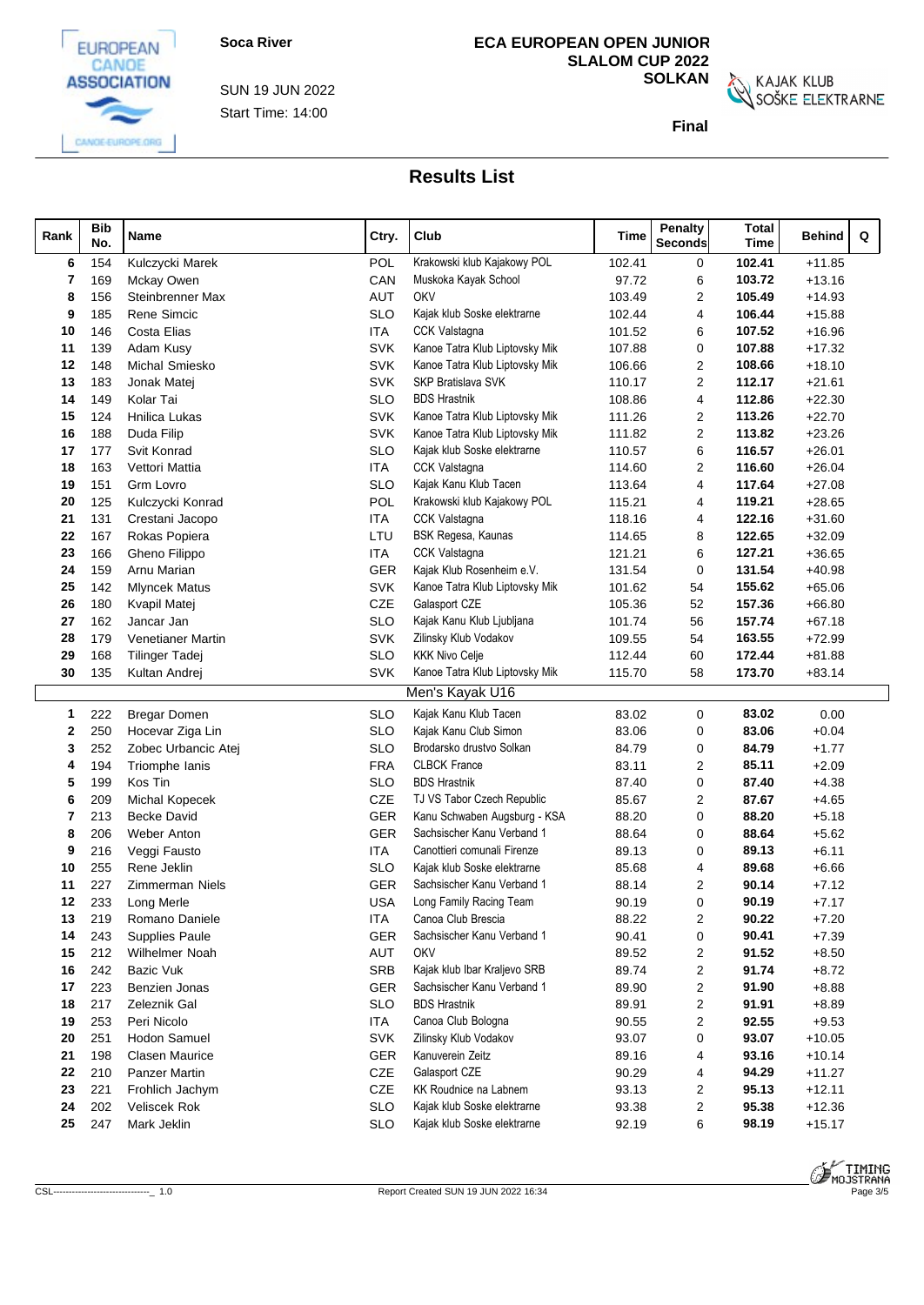Soca River

SUN 19 JUN 2022

Start Time: 14:00

**ECA EUROPEAN OPEN JUNIOR SLALOM CUP 2022**
**SOLKAN**

**Final**

## Results List

| Rank | Bib No. | Name | Ctry. | Club | Time | Penalty Seconds | Total Time | Behind | Q |
|---|---|---|---|---|---|---|---|---|---|
| 6 | 154 | Kulczycki Marek | POL | Krakowski klub Kajakowy POL | 102.41 | 0 | **102.41** | +11.85 | |
| 7 | 169 | Mckay Owen | CAN | Muskoka Kayak School | 97.72 | 6 | **103.72** | +13.16 | |
| 8 | 156 | Steinbrenner Max | AUT | OKV | 103.49 | 2 | **105.49** | +14.93 | |
| 9 | 185 | Rene Simcic | SLO | Kajak klub Soske elektrarne | 102.44 | 4 | **106.44** | +15.88 | |
| 10 | 146 | Costa Elias | ITA | CCK Valstagna | 101.52 | 6 | **107.52** | +16.96 | |
| 11 | 139 | Adam Kusy | SVK | Kanoe Tatra Klub Liptovsky Mik | 107.88 | 0 | **107.88** | +17.32 | |
| 12 | 148 | Michal Smiesko | SVK | Kanoe Tatra Klub Liptovsky Mik | 106.66 | 2 | **108.66** | +18.10 | |
| 13 | 183 | Jonak Matej | SVK | SKP Bratislava SVK | 110.17 | 2 | **112.17** | +21.61 | |
| 14 | 149 | Kolar Tai | SLO | BDS Hrastnik | 108.86 | 4 | **112.86** | +22.30 | |
| 15 | 124 | Hnilica Lukas | SVK | Kanoe Tatra Klub Liptovsky Mik | 111.26 | 2 | **113.26** | +22.70 | |
| 16 | 188 | Duda Filip | SVK | Kanoe Tatra Klub Liptovsky Mik | 111.82 | 2 | **113.82** | +23.26 | |
| 17 | 177 | Svit Konrad | SLO | Kajak klub Soske elektrarne | 110.57 | 6 | **116.57** | +26.01 | |
| 18 | 163 | Vettori Mattia | ITA | CCK Valstagna | 114.60 | 2 | **116.60** | +26.04 | |
| 19 | 151 | Grm Lovro | SLO | Kajak Kanu Klub Tacen | 113.64 | 4 | **117.64** | +27.08 | |
| 20 | 125 | Kulczycki Konrad | POL | Krakowski klub Kajakowy POL | 115.21 | 4 | **119.21** | +28.65 | |
| 21 | 131 | Crestani Jacopo | ITA | CCK Valstagna | 118.16 | 4 | **122.16** | +31.60 | |
| 22 | 167 | Rokas Popiera | LTU | BSK Regesa, Kaunas | 114.65 | 8 | **122.65** | +32.09 | |
| 23 | 166 | Gheno Filippo | ITA | CCK Valstagna | 121.21 | 6 | **127.21** | +36.65 | |
| 24 | 159 | Arnu Marian | GER | Kajak Klub Rosenheim e.V. | 131.54 | 0 | **131.54** | +40.98 | |
| 25 | 142 | Mlyncek Matus | SVK | Kanoe Tatra Klub Liptovsky Mik | 101.62 | 54 | **155.62** | +65.06 | |
| 26 | 180 | Kvapil Matej | CZE | Galasport CZE | 105.36 | 52 | **157.36** | +66.80 | |
| 27 | 162 | Jancar Jan | SLO | Kajak Kanu Klub Ljubljana | 101.74 | 56 | **157.74** | +67.18 | |
| 28 | 179 | Venetianer Martin | SVK | Zilinsky Klub Vodakov | 109.55 | 54 | **163.55** | +72.99 | |
| 29 | 168 | Tilinger Tadej | SLO | KKK Nivo Celje | 112.44 | 60 | **172.44** | +81.88 | |
| 30 | 135 | Kultan Andrej | SVK | Kanoe Tatra Klub Liptovsky Mik | 115.70 | 58 | **173.70** | +83.14 | |
| | | | | Men's Kayak U16 | | | | | |
| 1 | 222 | Bregar Domen | SLO | Kajak Kanu Klub Tacen | 83.02 | 0 | **83.02** | 0.00 | |
| 2 | 250 | Hocevar Ziga Lin | SLO | Kajak Kanu Club Simon | 83.06 | 0 | **83.06** | +0.04 | |
| 3 | 252 | Zobec Urbancic Atej | SLO | Brodarsko drustvo Solkan | 84.79 | 0 | **84.79** | +1.77 | |
| 4 | 194 | Triomphe Ianis | FRA | CLBCK France | 83.11 | 2 | **85.11** | +2.09 | |
| 5 | 199 | Kos Tin | SLO | BDS Hrastnik | 87.40 | 0 | **87.40** | +4.38 | |
| 6 | 209 | Michal Kopecek | CZE | TJ VS Tabor Czech Republic | 85.67 | 2 | **87.67** | +4.65 | |
| 7 | 213 | Becke David | GER | Kanu Schwaben Augsburg - KSA | 88.20 | 0 | **88.20** | +5.18 | |
| 8 | 206 | Weber Anton | GER | Sachsischer Kanu Verband 1 | 88.64 | 0 | **88.64** | +5.62 | |
| 9 | 216 | Veggi Fausto | ITA | Canottieri comunali Firenze | 89.13 | 0 | **89.13** | +6.11 | |
| 10 | 255 | Rene Jeklin | SLO | Kajak klub Soske elektrarne | 85.68 | 4 | **89.68** | +6.66 | |
| 11 | 227 | Zimmerman Niels | GER | Sachsischer Kanu Verband 1 | 88.14 | 2 | **90.14** | +7.12 | |
| 12 | 233 | Long Merle | USA | Long Family Racing Team | 90.19 | 0 | **90.19** | +7.17 | |
| 13 | 219 | Romano Daniele | ITA | Canoa Club Brescia | 88.22 | 2 | **90.22** | +7.20 | |
| 14 | 243 | Supplies Paule | GER | Sachsischer Kanu Verband 1 | 90.41 | 0 | **90.41** | +7.39 | |
| 15 | 212 | Wilhelmer Noah | AUT | OKV | 89.52 | 2 | **91.52** | +8.50 | |
| 16 | 242 | Bazic Vuk | SRB | Kajak klub Ibar Kraljevo SRB | 89.74 | 2 | **91.74** | +8.72 | |
| 17 | 223 | Benzien Jonas | GER | Sachsischer Kanu Verband 1 | 89.90 | 2 | **91.90** | +8.88 | |
| 18 | 217 | Zeleznik Gal | SLO | BDS Hrastnik | 89.91 | 2 | **91.91** | +8.89 | |
| 19 | 253 | Peri Nicolo | ITA | Canoa Club Bologna | 90.55 | 2 | **92.55** | +9.53 | |
| 20 | 251 | Hodon Samuel | SVK | Zilinsky Klub Vodakov | 93.07 | 0 | **93.07** | +10.05 | |
| 21 | 198 | Clasen Maurice | GER | Kanuverein Zeitz | 89.16 | 4 | **93.16** | +10.14 | |
| 22 | 210 | Panzer Martin | CZE | Galasport CZE | 90.29 | 4 | **94.29** | +11.27 | |
| 23 | 221 | Frohlich Jachym | CZE | KK Roudnice na Labnem | 93.13 | 2 | **95.13** | +12.11 | |
| 24 | 202 | Veliscek Rok | SLO | Kajak klub Soske elektrarne | 93.38 | 2 | **95.38** | +12.36 | |
| 25 | 247 | Mark Jeklin | SLO | Kajak klub Soske elektrarne | 92.19 | 6 | **98.19** | +15.17 | |

Report Created SUN 19 JUN 2022 16:34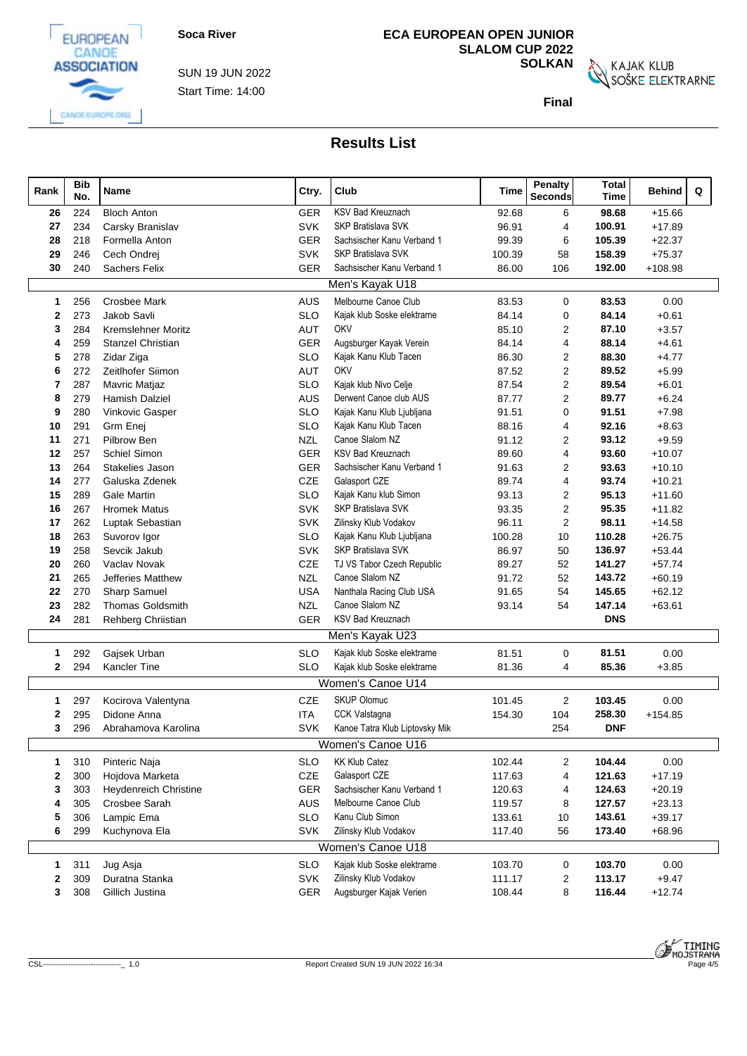Soca River

SUN 19 JUN 2022
Start Time: 14:00

**ECA EUROPEAN OPEN JUNIOR SLALOM CUP 2022 SOLKAN**

**Final**

## Results List

| Rank | Bib No. | Name | Ctry. | Club | Time | Penalty Seconds | Total Time | Behind | Q |
|---|---|---|---|---|---|---|---|---|---|
| 26 | 224 | Bloch Anton | GER | KSV Bad Kreuznach | 92.68 | 6 | **98.68** | +15.66 | |
| 27 | 234 | Carsky Branislav | SVK | SKP Bratislava SVK | 96.91 | 4 | **100.91** | +17.89 | |
| 28 | 218 | Formella Anton | GER | Sachsischer Kanu Verband 1 | 99.39 | 6 | **105.39** | +22.37 | |
| 29 | 246 | Cech Ondrej | SVK | SKP Bratislava SVK | 100.39 | 58 | **158.39** | +75.37 | |
| 30 | 240 | Sachers Felix | GER | Sachsischer Kanu Verband 1 | 86.00 | 106 | **192.00** | +108.98 | |
| | | | | **Men's Kayak U18** | | | | | |
| 1 | 256 | Crosbee Mark | AUS | Melbourne Canoe Club | 83.53 | 0 | **83.53** | 0.00 | |
| 2 | 273 | Jakob Savli | SLO | Kajak klub Soske elektrarne | 84.14 | 0 | **84.14** | +0.61 | |
| 3 | 284 | Kremslehner Moritz | AUT | OKV | 85.10 | 2 | **87.10** | +3.57 | |
| 4 | 259 | Stanzel Christian | GER | Augsburger Kayak Verein | 84.14 | 4 | **88.14** | +4.61 | |
| 5 | 278 | Zidar Ziga | SLO | Kajak Kanu Klub Tacen | 86.30 | 2 | **88.30** | +4.77 | |
| 6 | 272 | Zeitlhofer Siimon | AUT | OKV | 87.52 | 2 | **89.52** | +5.99 | |
| 7 | 287 | Mavric Matjaz | SLO | Kajak klub Nivo Celje | 87.54 | 2 | **89.54** | +6.01 | |
| 8 | 279 | Hamish Dalziel | AUS | Derwent Canoe club AUS | 87.77 | 2 | **89.77** | +6.24 | |
| 9 | 280 | Vinkovic Gasper | SLO | Kajak Kanu Klub Ljubljana | 91.51 | 0 | **91.51** | +7.98 | |
| 10 | 291 | Grm Enej | SLO | Kajak Kanu Klub Tacen | 88.16 | 4 | **92.16** | +8.63 | |
| 11 | 271 | Pilbrow Ben | NZL | Canoe Slalom NZ | 91.12 | 2 | **93.12** | +9.59 | |
| 12 | 257 | Schiel Simon | GER | KSV Bad Kreuznach | 89.60 | 4 | **93.60** | +10.07 | |
| 13 | 264 | Stakelies Jason | GER | Sachsischer Kanu Verband 1 | 91.63 | 2 | **93.63** | +10.10 | |
| 14 | 277 | Galuska Zdenek | CZE | Galasport CZE | 89.74 | 4 | **93.74** | +10.21 | |
| 15 | 289 | Gale Martin | SLO | Kajak Kanu klub Simon | 93.13 | 2 | **95.13** | +11.60 | |
| 16 | 267 | Hromek Matus | SVK | SKP Bratislava SVK | 93.35 | 2 | **95.35** | +11.82 | |
| 17 | 262 | Luptak Sebastian | SVK | Zilinsky Klub Vodakov | 96.11 | 2 | **98.11** | +14.58 | |
| 18 | 263 | Suvorov Igor | SLO | Kajak Kanu Klub Ljubljana | 100.28 | 10 | **110.28** | +26.75 | |
| 19 | 258 | Sevcik Jakub | SVK | SKP Bratislava SVK | 86.97 | 50 | **136.97** | +53.44 | |
| 20 | 260 | Vaclav Novak | CZE | TJ VS Tabor Czech Republic | 89.27 | 52 | **141.27** | +57.74 | |
| 21 | 265 | Jefferies Matthew | NZL | Canoe Slalom NZ | 91.72 | 52 | **143.72** | +60.19 | |
| 22 | 270 | Sharp Samuel | USA | Nanthala Racing Club USA | 91.65 | 54 | **145.65** | +62.12 | |
| 23 | 282 | Thomas Goldsmith | NZL | Canoe Slalom NZ | 93.14 | 54 | **147.14** | +63.61 | |
| 24 | 281 | Rehberg Chriistian | GER | KSV Bad Kreuznach | | | **DNS** | | |
| | | | | **Men's Kayak U23** | | | | | |
| 1 | 292 | Gajsek Urban | SLO | Kajak klub Soske elektrarne | 81.51 | 0 | **81.51** | 0.00 | |
| 2 | 294 | Kancler Tine | SLO | Kajak klub Soske elektrarne | 81.36 | 4 | **85.36** | +3.85 | |
| | | | | **Women's Canoe U14** | | | | | |
| 1 | 297 | Kocirova Valentyna | CZE | SKUP Olomuc | 101.45 | 2 | **103.45** | 0.00 | |
| 2 | 295 | Didone Anna | ITA | CCK Valstagna | 154.30 | 104 | **258.30** | +154.85 | |
| 3 | 296 | Abrahamova Karolina | SVK | Kanoe Tatra Klub Liptovsky Mik | | 254 | **DNF** | | |
| | | | | **Women's Canoe U16** | | | | | |
| 1 | 310 | Pinteric Naja | SLO | KK Klub Catez | 102.44 | 2 | **104.44** | 0.00 | |
| 2 | 300 | Hojdova Marketa | CZE | Galasport CZE | 117.63 | 4 | **121.63** | +17.19 | |
| 3 | 303 | Heydenreich Christine | GER | Sachsischer Kanu Verband 1 | 120.63 | 4 | **124.63** | +20.19 | |
| 4 | 305 | Crosbee Sarah | AUS | Melbourne Canoe Club | 119.57 | 8 | **127.57** | +23.13 | |
| 5 | 306 | Lampic Ema | SLO | Kanu Club Simon | 133.61 | 10 | **143.61** | +39.17 | |
| 6 | 299 | Kuchynova Ela | SVK | Zilinsky Klub Vodakov | 117.40 | 56 | **173.40** | +68.96 | |
| | | | | **Women's Canoe U18** | | | | | |
| 1 | 311 | Jug Asja | SLO | Kajak klub Soske elektrarne | 103.70 | 0 | **103.70** | 0.00 | |
| 2 | 309 | Duratna Stanka | SVK | Zilinsky Klub Vodakov | 111.17 | 2 | **113.17** | +9.47 | |
| 3 | 308 | Gillich Justina | GER | Augsburger Kajak Verien | 108.44 | 8 | **116.44** | +12.74 | |

CSL-------------------------------_ 1.0    Report Created SUN 19 JUN 2022 16:34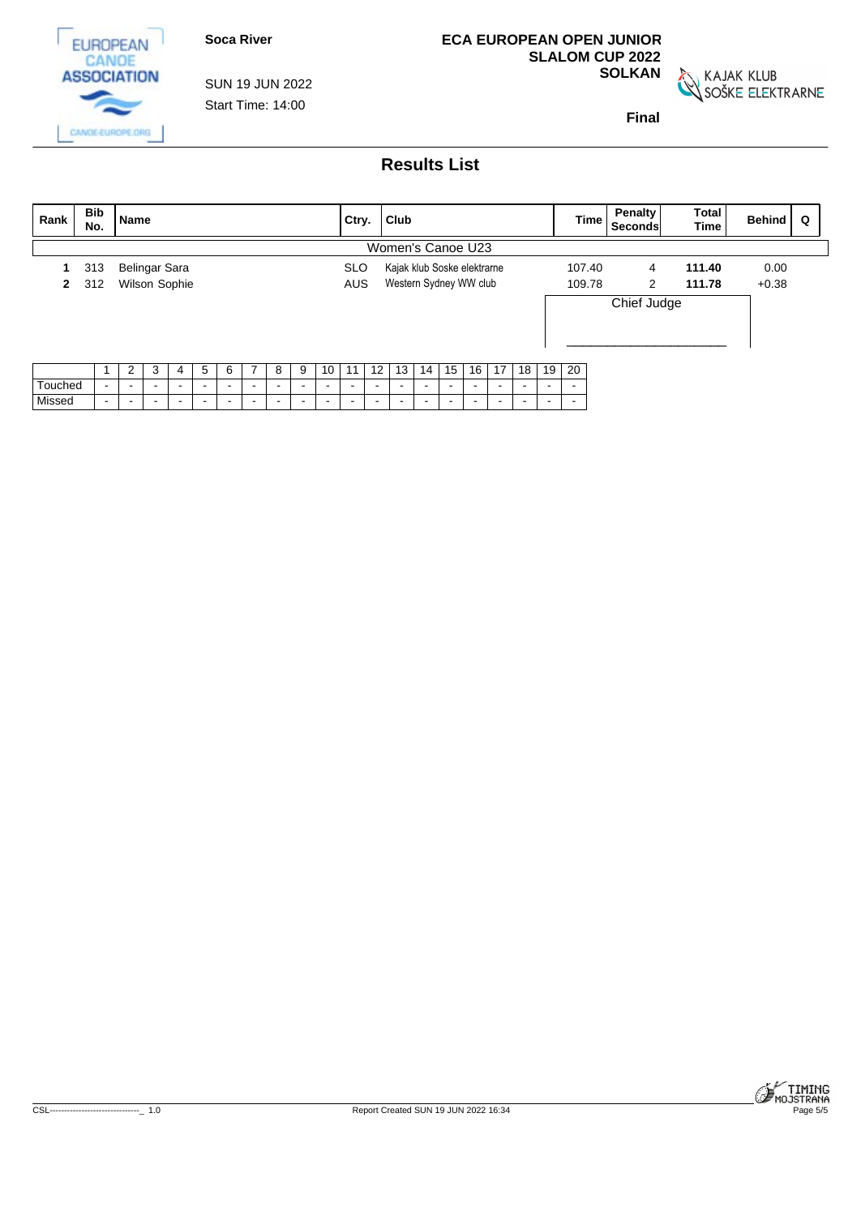Soca River

SUN 19 JUN 2022
Start Time: 14:00

**ECA EUROPEAN OPEN JUNIOR SLALOM CUP 2022 SOLKAN**

**Final**

## Results List

| Rank | Bib No. | Name | Ctry. | Club | Time | Penalty Seconds | Total Time | Behind | Q |
|---|---|---|---|---|---|---|---|---|---|
| | | | | Women's Canoe U23 | | | | | |
| **1** | 313 | Belingar Sara | SLO | Kajak klub Soske elektrarne | 107.40 | 4 | **111.40** | 0.00 | |
| **2** | 312 | Wilson Sophie | AUS | Western Sydney WW club | 109.78 | 2 | **111.78** | +0.38 | |

Chief Judge

\_\_\_\_\_\_\_\_\_\_\_\_\_\_\_\_\_\_\_\_\_\_

| | 1 | 2 | 3 | 4 | 5 | 6 | 7 | 8 | 9 | 10 | 11 | 12 | 13 | 14 | 15 | 16 | 17 | 18 | 19 | 20 |
|---|---|---|---|---|---|---|---|---|---|---|---|---|---|---|---|---|---|---|---|---|
| Touched | - | - | - | - | - | - | - | - | - | - | - | - | - | - | - | - | - | - | - | - |
| Missed | - | - | - | - | - | - | - | - | - | - | - | - | - | - | - | - | - | - | - | - |

CSL--------------------------------_ 1.0

Report Created SUN 19 JUN 2022 16:34